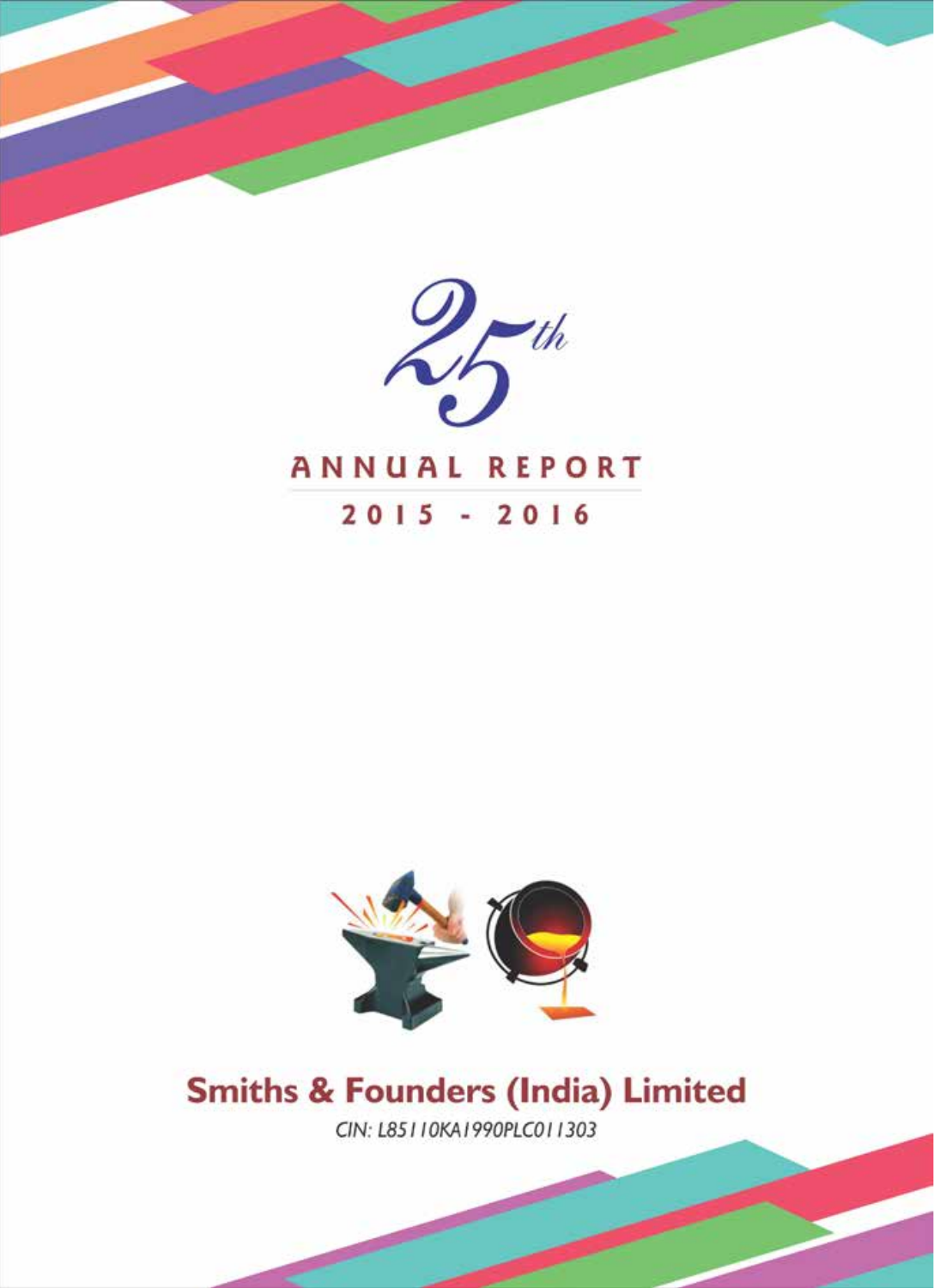# 25th

## ANNUAL REPORT

## 2015 - 2016

# Smiths & Founders (India) Limited

*CIN: L85110KA1990PLC011303*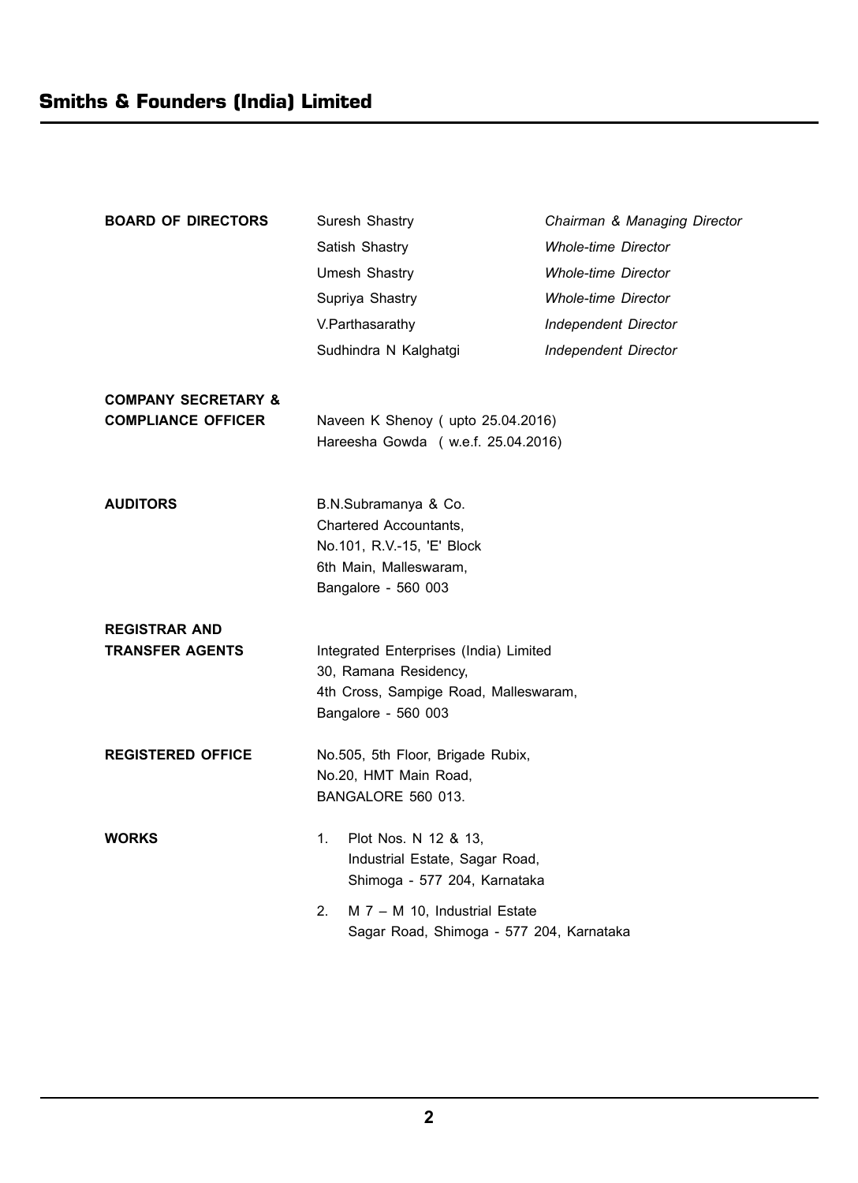# Smiths & Founders (India) Limited

**BOARD OF DIRECTORS**

| | |
|---|---|
| Suresh Shastry | *Chairman & Managing Director* |
| Satish Shastry | *Whole-time Director* |
| Umesh Shastry | *Whole-time Director* |
| Supriya Shastry | *Whole-time Director* |
| V.Parthasarathy | *Independent Director* |
| Sudhindra N Kalghatgi | *Independent Director* |

**COMPANY SECRETARY & COMPLIANCE OFFICER**

Naveen K Shenoy ( upto 25.04.2016)
Hareesha Gowda ( w.e.f. 25.04.2016)

**AUDITORS**

B.N.Subramanya & Co.
Chartered Accountants,
No.101, R.V.-15, 'E' Block
6th Main, Malleswaram,
Bangalore - 560 003

**REGISTRAR AND TRANSFER AGENTS**

Integrated Enterprises (India) Limited
30, Ramana Residency,
4th Cross, Sampige Road, Malleswaram,
Bangalore - 560 003

**REGISTERED OFFICE**

No.505, 5th Floor, Brigade Rubix,
No.20, HMT Main Road,
BANGALORE 560 013.

**WORKS**

1. Plot Nos. N 12 & 13,
   Industrial Estate, Sagar Road,
   Shimoga - 577 204, Karnataka
2. M 7 – M 10, Industrial Estate
   Sagar Road, Shimoga - 577 204, Karnataka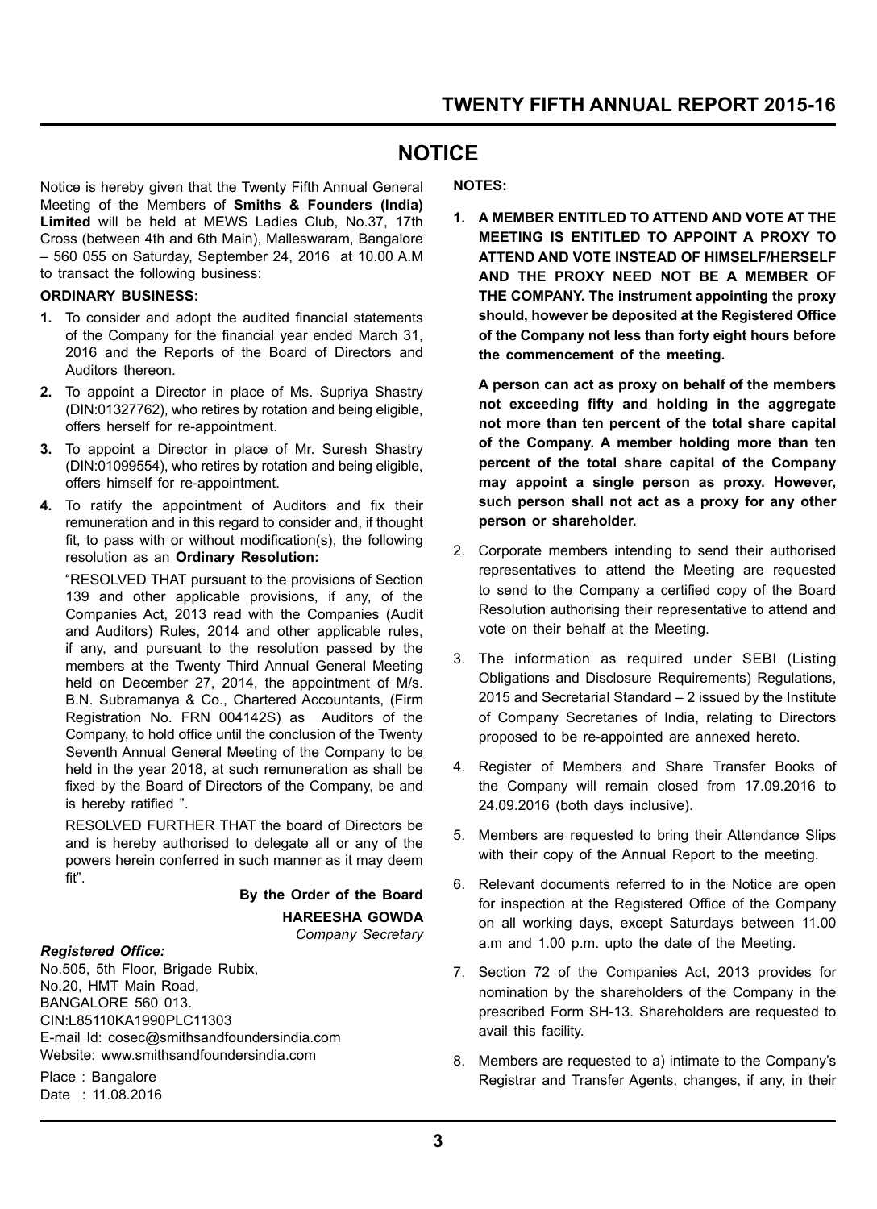# NOTICE

Notice is hereby given that the Twenty Fifth Annual General Meeting of the Members of **Smiths & Founders (India) Limited** will be held at MEWS Ladies Club, No.37, 17th Cross (between 4th and 6th Main), Malleswaram, Bangalore – 560 055 on Saturday, September 24, 2016 at 10.00 A.M to transact the following business:

**ORDINARY BUSINESS:**

1. To consider and adopt the audited financial statements of the Company for the financial year ended March 31, 2016 and the Reports of the Board of Directors and Auditors thereon.
2. To appoint a Director in place of Ms. Supriya Shastry (DIN:01327762), who retires by rotation and being eligible, offers herself for re-appointment.
3. To appoint a Director in place of Mr. Suresh Shastry (DIN:01099554), who retires by rotation and being eligible, offers himself for re-appointment.
4. To ratify the appointment of Auditors and fix their remuneration and in this regard to consider and, if thought fit, to pass with or without modification(s), the following resolution as an **Ordinary Resolution:**

   "RESOLVED THAT pursuant to the provisions of Section 139 and other applicable provisions, if any, of the Companies Act, 2013 read with the Companies (Audit and Auditors) Rules, 2014 and other applicable rules, if any, and pursuant to the resolution passed by the members at the Twenty Third Annual General Meeting held on December 27, 2014, the appointment of M/s. B.N. Subramanya & Co., Chartered Accountants, (Firm Registration No. FRN 004142S) as Auditors of the Company, to hold office until the conclusion of the Twenty Seventh Annual General Meeting of the Company to be held in the year 2018, at such remuneration as shall be fixed by the Board of Directors of the Company, be and is hereby ratified ".

   RESOLVED FURTHER THAT the board of Directors be and is hereby authorised to delegate all or any of the powers herein conferred in such manner as it may deem fit".

**By the Order of the Board**

**HAREESHA GOWDA**

*Company Secretary*

***Registered Office:***

No.505, 5th Floor, Brigade Rubix,
No.20, HMT Main Road,
BANGALORE 560 013.
CIN:L85110KA1990PLC11303
E-mail Id: cosec@smithsandfoundersindia.com
Website: www.smithsandfoundersindia.com

Place : Bangalore
Date : 11.08.2016

**NOTES:**

1. **A MEMBER ENTITLED TO ATTEND AND VOTE AT THE MEETING IS ENTITLED TO APPOINT A PROXY TO ATTEND AND VOTE INSTEAD OF HIMSELF/HERSELF AND THE PROXY NEED NOT BE A MEMBER OF THE COMPANY. The instrument appointing the proxy should, however be deposited at the Registered Office of the Company not less than forty eight hours before the commencement of the meeting.**

   **A person can act as proxy on behalf of the members not exceeding fifty and holding in the aggregate not more than ten percent of the total share capital of the Company. A member holding more than ten percent of the total share capital of the Company may appoint a single person as proxy. However, such person shall not act as a proxy for any other person or shareholder.**

2. Corporate members intending to send their authorised representatives to attend the Meeting are requested to send to the Company a certified copy of the Board Resolution authorising their representative to attend and vote on their behalf at the Meeting.
3. The information as required under SEBI (Listing Obligations and Disclosure Requirements) Regulations, 2015 and Secretarial Standard – 2 issued by the Institute of Company Secretaries of India, relating to Directors proposed to be re-appointed are annexed hereto.
4. Register of Members and Share Transfer Books of the Company will remain closed from 17.09.2016 to 24.09.2016 (both days inclusive).
5. Members are requested to bring their Attendance Slips with their copy of the Annual Report to the meeting.
6. Relevant documents referred to in the Notice are open for inspection at the Registered Office of the Company on all working days, except Saturdays between 11.00 a.m and 1.00 p.m. upto the date of the Meeting.
7. Section 72 of the Companies Act, 2013 provides for nomination by the shareholders of the Company in the prescribed Form SH-13. Shareholders are requested to avail this facility.
8. Members are requested to a) intimate to the Company's Registrar and Transfer Agents, changes, if any, in their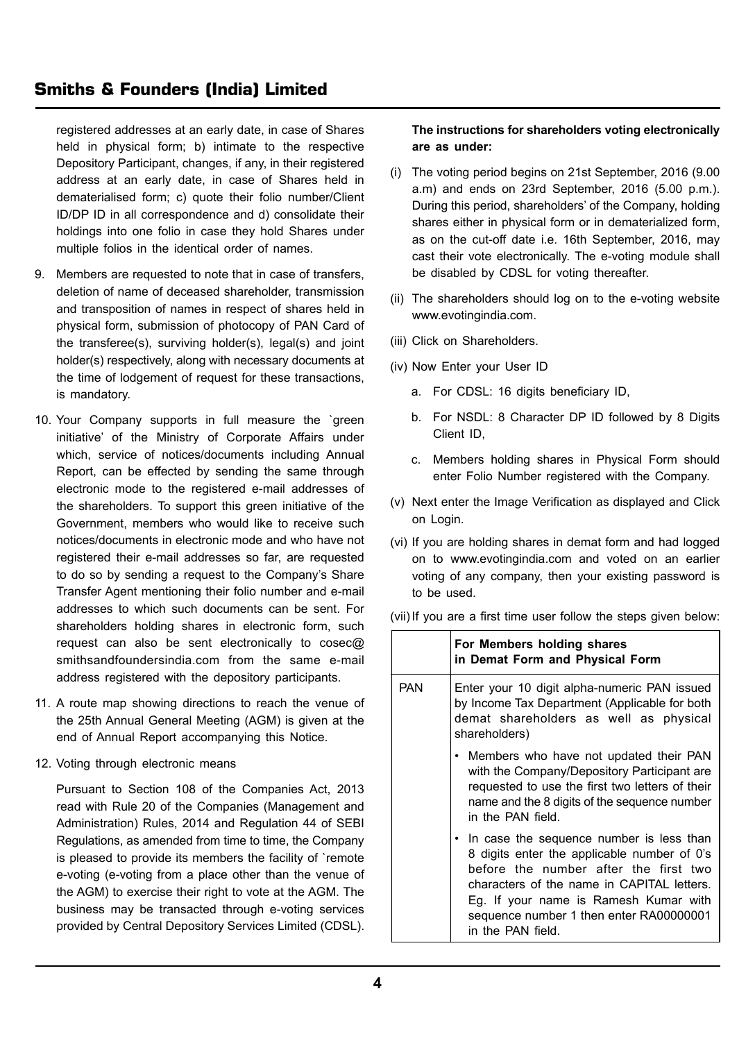registered addresses at an early date, in case of Shares held in physical form; b) intimate to the respective Depository Participant, changes, if any, in their registered address at an early date, in case of Shares held in dematerialised form; c) quote their folio number/Client ID/DP ID in all correspondence and d) consolidate their holdings into one folio in case they hold Shares under multiple folios in the identical order of names.

9. Members are requested to note that in case of transfers, deletion of name of deceased shareholder, transmission and transposition of names in respect of shares held in physical form, submission of photocopy of PAN Card of the transferee(s), surviving holder(s), legal(s) and joint holder(s) respectively, along with necessary documents at the time of lodgement of request for these transactions, is mandatory.

10. Your Company supports in full measure the `green initiative' of the Ministry of Corporate Affairs under which, service of notices/documents including Annual Report, can be effected by sending the same through electronic mode to the registered e-mail addresses of the shareholders. To support this green initiative of the Government, members who would like to receive such notices/documents in electronic mode and who have not registered their e-mail addresses so far, are requested to do so by sending a request to the Company's Share Transfer Agent mentioning their folio number and e-mail addresses to which such documents can be sent. For shareholders holding shares in electronic form, such request can also be sent electronically to cosec@smithsandfoundersindia.com from the same e-mail address registered with the depository participants.

11. A route map showing directions to reach the venue of the 25th Annual General Meeting (AGM) is given at the end of Annual Report accompanying this Notice.

12. Voting through electronic means

    Pursuant to Section 108 of the Companies Act, 2013 read with Rule 20 of the Companies (Management and Administration) Rules, 2014 and Regulation 44 of SEBI Regulations, as amended from time to time, the Company is pleased to provide its members the facility of `remote e-voting (e-voting from a place other than the venue of the AGM) to exercise their right to vote at the AGM. The business may be transacted through e-voting services provided by Central Depository Services Limited (CDSL).

**The instructions for shareholders voting electronically are as under:**

(i) The voting period begins on 21st September, 2016 (9.00 a.m) and ends on 23rd September, 2016 (5.00 p.m.). During this period, shareholders' of the Company, holding shares either in physical form or in dematerialized form, as on the cut-off date i.e. 16th September, 2016, may cast their vote electronically. The e-voting module shall be disabled by CDSL for voting thereafter.

(ii) The shareholders should log on to the e-voting website www.evotingindia.com.

(iii) Click on Shareholders.

(iv) Now Enter your User ID

   a. For CDSL: 16 digits beneficiary ID,

   b. For NSDL: 8 Character DP ID followed by 8 Digits Client ID,

   c. Members holding shares in Physical Form should enter Folio Number registered with the Company.

(v) Next enter the Image Verification as displayed and Click on Login.

(vi) If you are holding shares in demat form and had logged on to www.evotingindia.com and voted on an earlier voting of any company, then your existing password is to be used.

(vii) If you are a first time user follow the steps given below:

| | For Members holding shares in Demat Form and Physical Form |
|---|---|
| PAN | Enter your 10 digit alpha-numeric PAN issued by Income Tax Department (Applicable for both demat shareholders as well as physical shareholders)<br>• Members who have not updated their PAN with the Company/Depository Participant are requested to use the first two letters of their name and the 8 digits of the sequence number in the PAN field.<br>• In case the sequence number is less than 8 digits enter the applicable number of 0's before the number after the first two characters of the name in CAPITAL letters. Eg. If your name is Ramesh Kumar with sequence number 1 then enter RA00000001 in the PAN field. |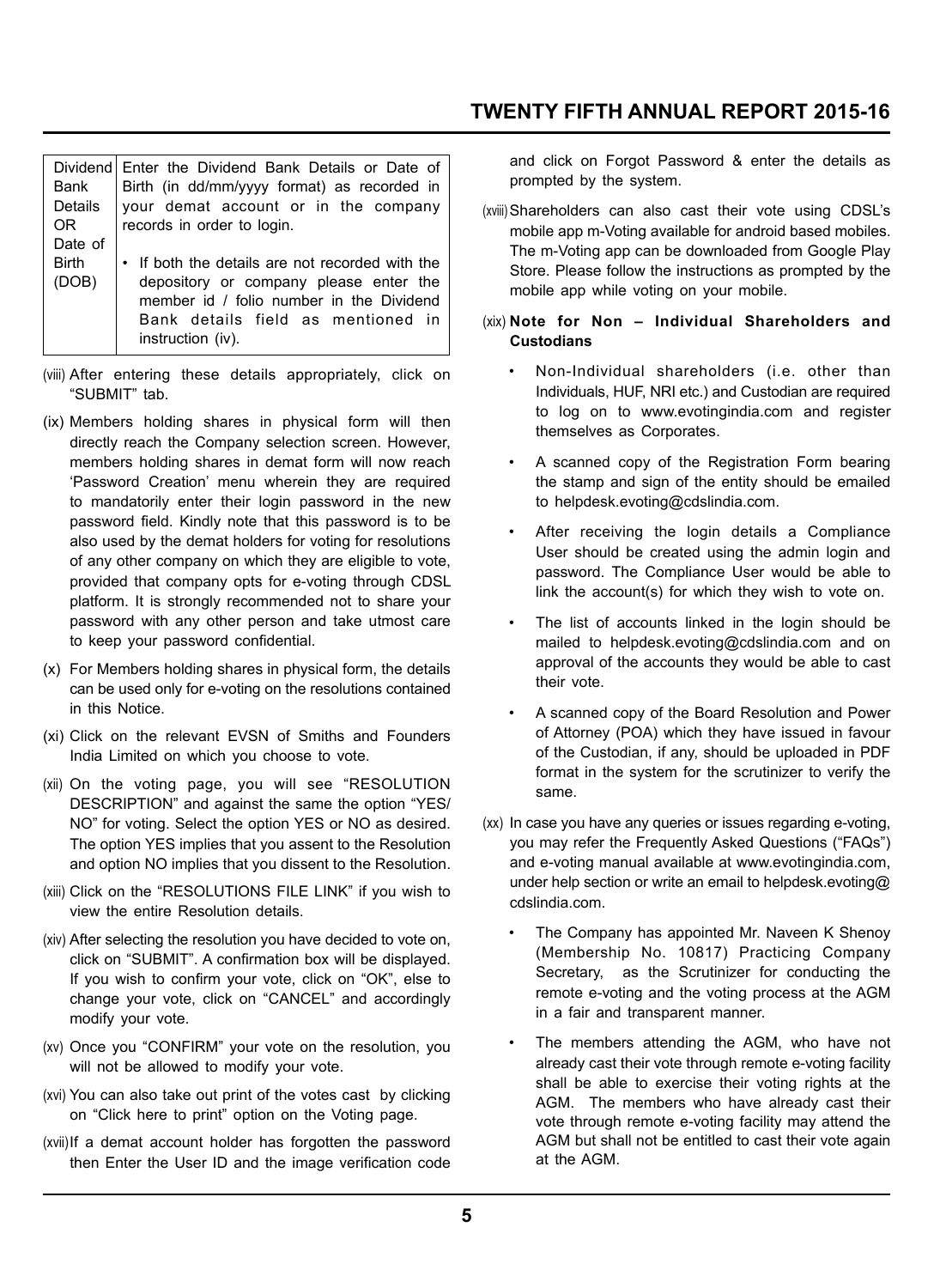| Dividend Bank Details OR Date of Birth (DOB) | Enter the Dividend Bank Details or Date of Birth (in dd/mm/yyyy format) as recorded in your demat account or in the company records in order to login.<br><br>• If both the details are not recorded with the depository or company please enter the member id / folio number in the Dividend Bank details field as mentioned in instruction (iv). |
|---|---|

(viii) After entering these details appropriately, click on "SUBMIT" tab.

(ix) Members holding shares in physical form will then directly reach the Company selection screen. However, members holding shares in demat form will now reach 'Password Creation' menu wherein they are required to mandatorily enter their login password in the new password field. Kindly note that this password is to be also used by the demat holders for voting for resolutions of any other company on which they are eligible to vote, provided that company opts for e-voting through CDSL platform. It is strongly recommended not to share your password with any other person and take utmost care to keep your password confidential.

(x) For Members holding shares in physical form, the details can be used only for e-voting on the resolutions contained in this Notice.

(xi) Click on the relevant EVSN of Smiths and Founders India Limited on which you choose to vote.

(xii) On the voting page, you will see "RESOLUTION DESCRIPTION" and against the same the option "YES/NO" for voting. Select the option YES or NO as desired. The option YES implies that you assent to the Resolution and option NO implies that you dissent to the Resolution.

(xiii) Click on the "RESOLUTIONS FILE LINK" if you wish to view the entire Resolution details.

(xiv) After selecting the resolution you have decided to vote on, click on "SUBMIT". A confirmation box will be displayed. If you wish to confirm your vote, click on "OK", else to change your vote, click on "CANCEL" and accordingly modify your vote.

(xv) Once you "CONFIRM" your vote on the resolution, you will not be allowed to modify your vote.

(xvi) You can also take out print of the votes cast by clicking on "Click here to print" option on the Voting page.

(xvii) If a demat account holder has forgotten the password then Enter the User ID and the image verification code and click on Forgot Password & enter the details as prompted by the system.

(xviii) Shareholders can also cast their vote using CDSL's mobile app m-Voting available for android based mobiles. The m-Voting app can be downloaded from Google Play Store. Please follow the instructions as prompted by the mobile app while voting on your mobile.

(xix) **Note for Non – Individual Shareholders and Custodians**

- Non-Individual shareholders (i.e. other than Individuals, HUF, NRI etc.) and Custodian are required to log on to www.evotingindia.com and register themselves as Corporates.
- A scanned copy of the Registration Form bearing the stamp and sign of the entity should be emailed to helpdesk.evoting@cdslindia.com.
- After receiving the login details a Compliance User should be created using the admin login and password. The Compliance User would be able to link the account(s) for which they wish to vote on.
- The list of accounts linked in the login should be mailed to helpdesk.evoting@cdslindia.com and on approval of the accounts they would be able to cast their vote.
- A scanned copy of the Board Resolution and Power of Attorney (POA) which they have issued in favour of the Custodian, if any, should be uploaded in PDF format in the system for the scrutinizer to verify the same.

(xx) In case you have any queries or issues regarding e-voting, you may refer the Frequently Asked Questions ("FAQs") and e-voting manual available at www.evotingindia.com, under help section or write an email to helpdesk.evoting@cdslindia.com.

- The Company has appointed Mr. Naveen K Shenoy (Membership No. 10817) Practicing Company Secretary, as the Scrutinizer for conducting the remote e-voting and the voting process at the AGM in a fair and transparent manner.
- The members attending the AGM, who have not already cast their vote through remote e-voting facility shall be able to exercise their voting rights at the AGM. The members who have already cast their vote through remote e-voting facility may attend the AGM but shall not be entitled to cast their vote again at the AGM.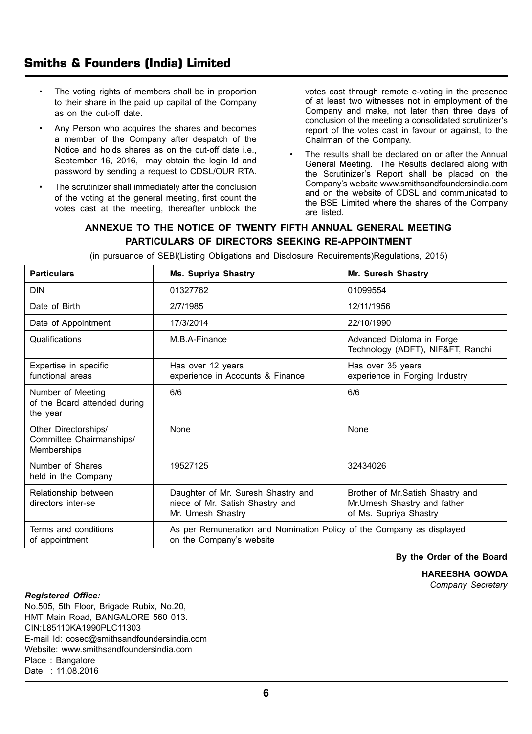- The voting rights of members shall be in proportion to their share in the paid up capital of the Company as on the cut-off date.
- Any Person who acquires the shares and becomes a member of the Company after despatch of the Notice and holds shares as on the cut-off date i.e., September 16, 2016, may obtain the login Id and password by sending a request to CDSL/OUR RTA.
- The scrutinizer shall immediately after the conclusion of the voting at the general meeting, first count the votes cast at the meeting, thereafter unblock the votes cast through remote e-voting in the presence of at least two witnesses not in employment of the Company and make, not later than three days of conclusion of the meeting a consolidated scrutinizer's report of the votes cast in favour or against, to the Chairman of the Company.
- The results shall be declared on or after the Annual General Meeting. The Results declared along with the Scrutinizer's Report shall be placed on the Company's website www.smithsandfoundersindia.com and on the website of CDSL and communicated to the BSE Limited where the shares of the Company are listed.

## ANNEXUE TO THE NOTICE OF TWENTY FIFTH ANNUAL GENERAL MEETING PARTICULARS OF DIRECTORS SEEKING RE-APPOINTMENT

(in pursuance of SEBI(Listing Obligations and Disclosure Requirements)Regulations, 2015)

| Particulars | Ms. Supriya Shastry | Mr. Suresh Shastry |
|---|---|---|
| DIN | 01327762 | 01099554 |
| Date of Birth | 2/7/1985 | 12/11/1956 |
| Date of Appointment | 17/3/2014 | 22/10/1990 |
| Qualifications | M.B.A-Finance | Advanced Diploma in Forge Technology (ADFT), NIF&FT, Ranchi |
| Expertise in specific functional areas | Has over 12 years experience in Accounts & Finance | Has over 35 years experience in Forging Industry |
| Number of Meeting of the Board attended during the year | 6/6 | 6/6 |
| Other Directorships/ Committee Chairmanships/ Memberships | None | None |
| Number of Shares held in the Company | 19527125 | 32434026 |
| Relationship between directors inter-se | Daughter of Mr. Suresh Shastry and niece of Mr. Satish Shastry and Mr. Umesh Shastry | Brother of Mr.Satish Shastry and Mr.Umesh Shastry and father of Ms. Supriya Shastry |
| Terms and conditions of appointment | As per Remuneration and Nomination Policy of the Company as displayed on the Company's website | |

**By the Order of the Board**

**HAREESHA GOWDA**
*Company Secretary*

***Registered Office:***
No.505, 5th Floor, Brigade Rubix, No.20,
HMT Main Road, BANGALORE 560 013.
CIN:L85110KA1990PLC11303
E-mail Id: cosec@smithsandfoundersindia.com
Website: www.smithsandfoundersindia.com
Place : Bangalore
Date : 11.08.2016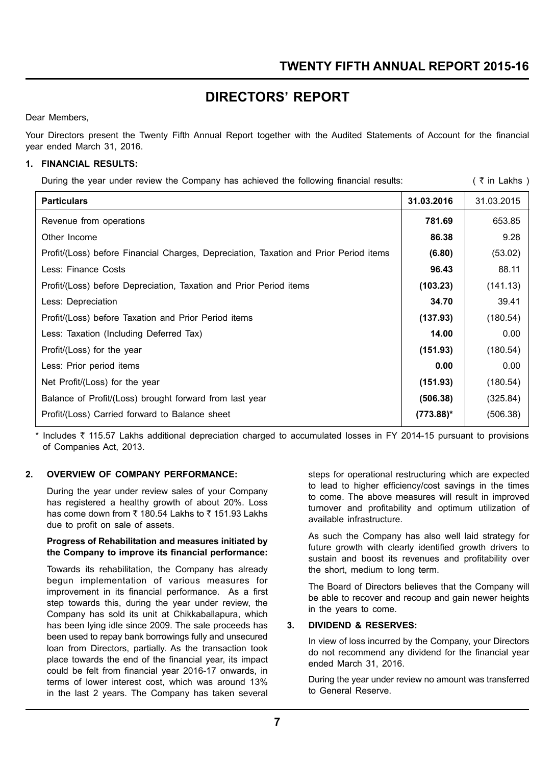# DIRECTORS' REPORT

Dear Members,

Your Directors present the Twenty Fifth Annual Report together with the Audited Statements of Account for the financial year ended March 31, 2016.

## 1. FINANCIAL RESULTS:

During the year under review the Company has achieved the following financial results: ( ₹ in Lakhs )

| Particulars | 31.03.2016 | 31.03.2015 |
|---|---|---|
| Revenue from operations | **781.69** | 653.85 |
| Other Income | **86.38** | 9.28 |
| Profit/(Loss) before Financial Charges, Depreciation, Taxation and Prior Period items | **(6.80)** | (53.02) |
| Less: Finance Costs | **96.43** | 88.11 |
| Profit/(Loss) before Depreciation, Taxation and Prior Period items | **(103.23)** | (141.13) |
| Less: Depreciation | **34.70** | 39.41 |
| Profit/(Loss) before Taxation and Prior Period items | **(137.93)** | (180.54) |
| Less: Taxation (Including Deferred Tax) | **14.00** | 0.00 |
| Profit/(Loss) for the year | **(151.93)** | (180.54) |
| Less: Prior period items | **0.00** | 0.00 |
| Net Profit/(Loss) for the year | **(151.93)** | (180.54) |
| Balance of Profit/(Loss) brought forward from last year | **(506.38)** | (325.84) |
| Profit/(Loss) Carried forward to Balance sheet | **(773.88)*** | (506.38) |

\* Includes ₹ 115.57 Lakhs additional depreciation charged to accumulated losses in FY 2014-15 pursuant to provisions of Companies Act, 2013.

## 2. OVERVIEW OF COMPANY PERFORMANCE:

During the year under review sales of your Company has registered a healthy growth of about 20%. Loss has come down from ₹ 180.54 Lakhs to ₹ 151.93 Lakhs due to profit on sale of assets.

**Progress of Rehabilitation and measures initiated by the Company to improve its financial performance:**

Towards its rehabilitation, the Company has already begun implementation of various measures for improvement in its financial performance. As a first step towards this, during the year under review, the Company has sold its unit at Chikkaballapura, which has been lying idle since 2009. The sale proceeds has been used to repay bank borrowings fully and unsecured loan from Directors, partially. As the transaction took place towards the end of the financial year, its impact could be felt from financial year 2016-17 onwards, in terms of lower interest cost, which was around 13% in the last 2 years. The Company has taken several steps for operational restructuring which are expected to lead to higher efficiency/cost savings in the times to come. The above measures will result in improved turnover and profitability and optimum utilization of available infrastructure.

As such the Company has also well laid strategy for future growth with clearly identified growth drivers to sustain and boost its revenues and profitability over the short, medium to long term.

The Board of Directors believes that the Company will be able to recover and recoup and gain newer heights in the years to come.

## 3. DIVIDEND & RESERVES:

In view of loss incurred by the Company, your Directors do not recommend any dividend for the financial year ended March 31, 2016.

During the year under review no amount was transferred to General Reserve.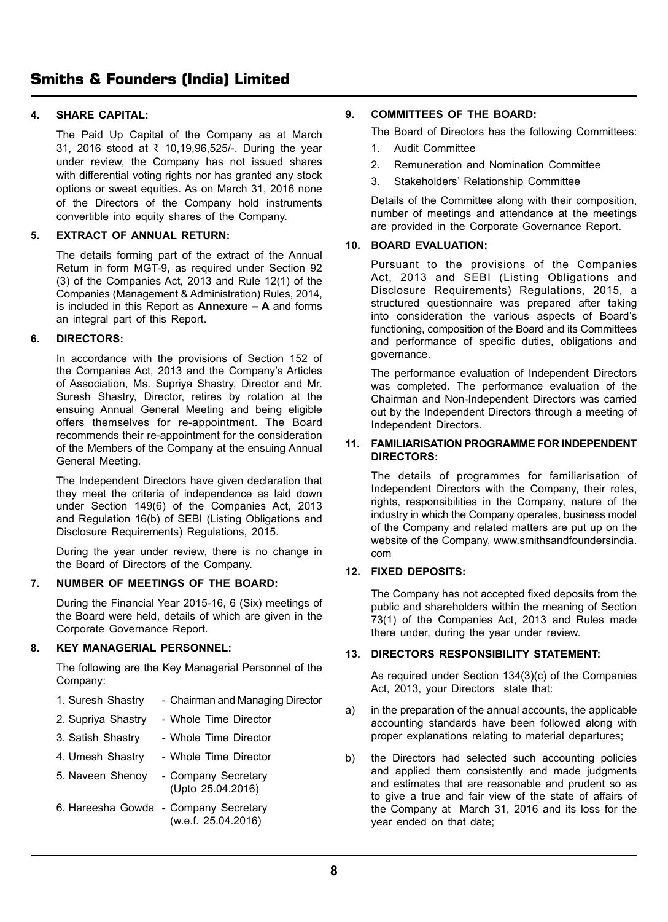## 4. SHARE CAPITAL:

The Paid Up Capital of the Company as at March 31, 2016 stood at ₹ 10,19,96,525/-. During the year under review, the Company has not issued shares with differential voting rights nor has granted any stock options or sweat equities. As on March 31, 2016 none of the Directors of the Company hold instruments convertible into equity shares of the Company.

## 5. EXTRACT OF ANNUAL RETURN:

The details forming part of the extract of the Annual Return in form MGT-9, as required under Section 92 (3) of the Companies Act, 2013 and Rule 12(1) of the Companies (Management & Administration) Rules, 2014, is included in this Report as **Annexure – A** and forms an integral part of this Report.

## 6. DIRECTORS:

In accordance with the provisions of Section 152 of the Companies Act, 2013 and the Company's Articles of Association, Ms. Supriya Shastry, Director and Mr. Suresh Shastry, Director, retires by rotation at the ensuing Annual General Meeting and being eligible offers themselves for re-appointment. The Board recommends their re-appointment for the consideration of the Members of the Company at the ensuing Annual General Meeting.

The Independent Directors have given declaration that they meet the criteria of independence as laid down under Section 149(6) of the Companies Act, 2013 and Regulation 16(b) of SEBI (Listing Obligations and Disclosure Requirements) Regulations, 2015.

During the year under review, there is no change in the Board of Directors of the Company.

## 7. NUMBER OF MEETINGS OF THE BOARD:

During the Financial Year 2015-16, 6 (Six) meetings of the Board were held, details of which are given in the Corporate Governance Report.

## 8. KEY MANAGERIAL PERSONNEL:

The following are the Key Managerial Personnel of the Company:

1. Suresh Shastry - Chairman and Managing Director
2. Supriya Shastry - Whole Time Director
3. Satish Shastry - Whole Time Director
4. Umesh Shastry - Whole Time Director
5. Naveen Shenoy - Company Secretary (Upto 25.04.2016)
6. Hareesha Gowda - Company Secretary (w.e.f. 25.04.2016)

## 9. COMMITTEES OF THE BOARD:

The Board of Directors has the following Committees:

1. Audit Committee
2. Remuneration and Nomination Committee
3. Stakeholders' Relationship Committee

Details of the Committee along with their composition, number of meetings and attendance at the meetings are provided in the Corporate Governance Report.

## 10. BOARD EVALUATION:

Pursuant to the provisions of the Companies Act, 2013 and SEBI (Listing Obligations and Disclosure Requirements) Regulations, 2015, a structured questionnaire was prepared after taking into consideration the various aspects of Board's functioning, composition of the Board and its Committees and performance of specific duties, obligations and governance.

The performance evaluation of Independent Directors was completed. The performance evaluation of the Chairman and Non-Independent Directors was carried out by the Independent Directors through a meeting of Independent Directors.

## 11. FAMILIARISATION PROGRAMME FOR INDEPENDENT DIRECTORS:

The details of programmes for familiarisation of Independent Directors with the Company, their roles, rights, responsibilities in the Company, nature of the industry in which the Company operates, business model of the Company and related matters are put up on the website of the Company, www.smithsandfoundersindia.com

## 12. FIXED DEPOSITS:

The Company has not accepted fixed deposits from the public and shareholders within the meaning of Section 73(1) of the Companies Act, 2013 and Rules made there under, during the year under review.

## 13. DIRECTORS RESPONSIBILITY STATEMENT:

As required under Section 134(3)(c) of the Companies Act, 2013, your Directors state that:

a) in the preparation of the annual accounts, the applicable accounting standards have been followed along with proper explanations relating to material departures;

b) the Directors had selected such accounting policies and applied them consistently and made judgments and estimates that are reasonable and prudent so as to give a true and fair view of the state of affairs of the Company at March 31, 2016 and its loss for the year ended on that date;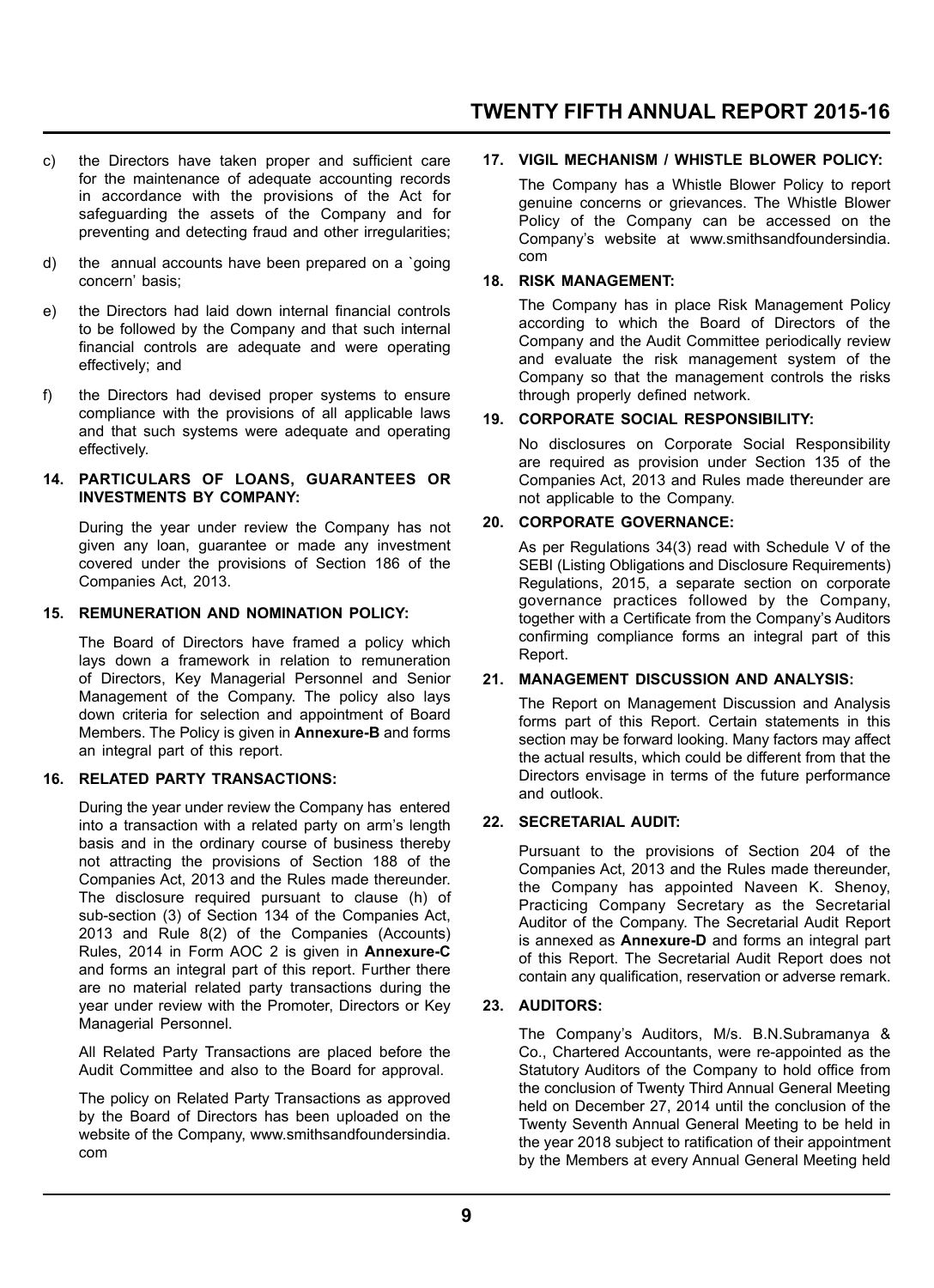c) the Directors have taken proper and sufficient care for the maintenance of adequate accounting records in accordance with the provisions of the Act for safeguarding the assets of the Company and for preventing and detecting fraud and other irregularities;

d) the annual accounts have been prepared on a `going concern' basis;

e) the Directors had laid down internal financial controls to be followed by the Company and that such internal financial controls are adequate and were operating effectively; and

f) the Directors had devised proper systems to ensure compliance with the provisions of all applicable laws and that such systems were adequate and operating effectively.

**14. PARTICULARS OF LOANS, GUARANTEES OR INVESTMENTS BY COMPANY:**

During the year under review the Company has not given any loan, guarantee or made any investment covered under the provisions of Section 186 of the Companies Act, 2013.

**15. REMUNERATION AND NOMINATION POLICY:**

The Board of Directors have framed a policy which lays down a framework in relation to remuneration of Directors, Key Managerial Personnel and Senior Management of the Company. The policy also lays down criteria for selection and appointment of Board Members. The Policy is given in **Annexure-B** and forms an integral part of this report.

**16. RELATED PARTY TRANSACTIONS:**

During the year under review the Company has entered into a transaction with a related party on arm's length basis and in the ordinary course of business thereby not attracting the provisions of Section 188 of the Companies Act, 2013 and the Rules made thereunder. The disclosure required pursuant to clause (h) of sub-section (3) of Section 134 of the Companies Act, 2013 and Rule 8(2) of the Companies (Accounts) Rules, 2014 in Form AOC 2 is given in **Annexure-C** and forms an integral part of this report. Further there are no material related party transactions during the year under review with the Promoter, Directors or Key Managerial Personnel.

All Related Party Transactions are placed before the Audit Committee and also to the Board for approval.

The policy on Related Party Transactions as approved by the Board of Directors has been uploaded on the website of the Company, www.smithsandfoundersindia.com

**17. VIGIL MECHANISM / WHISTLE BLOWER POLICY:**

The Company has a Whistle Blower Policy to report genuine concerns or grievances. The Whistle Blower Policy of the Company can be accessed on the Company's website at www.smithsandfoundersindia.com

**18. RISK MANAGEMENT:**

The Company has in place Risk Management Policy according to which the Board of Directors of the Company and the Audit Committee periodically review and evaluate the risk management system of the Company so that the management controls the risks through properly defined network.

**19. CORPORATE SOCIAL RESPONSIBILITY:**

No disclosures on Corporate Social Responsibility are required as provision under Section 135 of the Companies Act, 2013 and Rules made thereunder are not applicable to the Company.

**20. CORPORATE GOVERNANCE:**

As per Regulations 34(3) read with Schedule V of the SEBI (Listing Obligations and Disclosure Requirements) Regulations, 2015, a separate section on corporate governance practices followed by the Company, together with a Certificate from the Company's Auditors confirming compliance forms an integral part of this Report.

**21. MANAGEMENT DISCUSSION AND ANALYSIS:**

The Report on Management Discussion and Analysis forms part of this Report. Certain statements in this section may be forward looking. Many factors may affect the actual results, which could be different from that the Directors envisage in terms of the future performance and outlook.

**22. SECRETARIAL AUDIT:**

Pursuant to the provisions of Section 204 of the Companies Act, 2013 and the Rules made thereunder, the Company has appointed Naveen K. Shenoy, Practicing Company Secretary as the Secretarial Auditor of the Company. The Secretarial Audit Report is annexed as **Annexure-D** and forms an integral part of this Report. The Secretarial Audit Report does not contain any qualification, reservation or adverse remark.

**23. AUDITORS:**

The Company's Auditors, M/s. B.N.Subramanya & Co., Chartered Accountants, were re-appointed as the Statutory Auditors of the Company to hold office from the conclusion of Twenty Third Annual General Meeting held on December 27, 2014 until the conclusion of the Twenty Seventh Annual General Meeting to be held in the year 2018 subject to ratification of their appointment by the Members at every Annual General Meeting held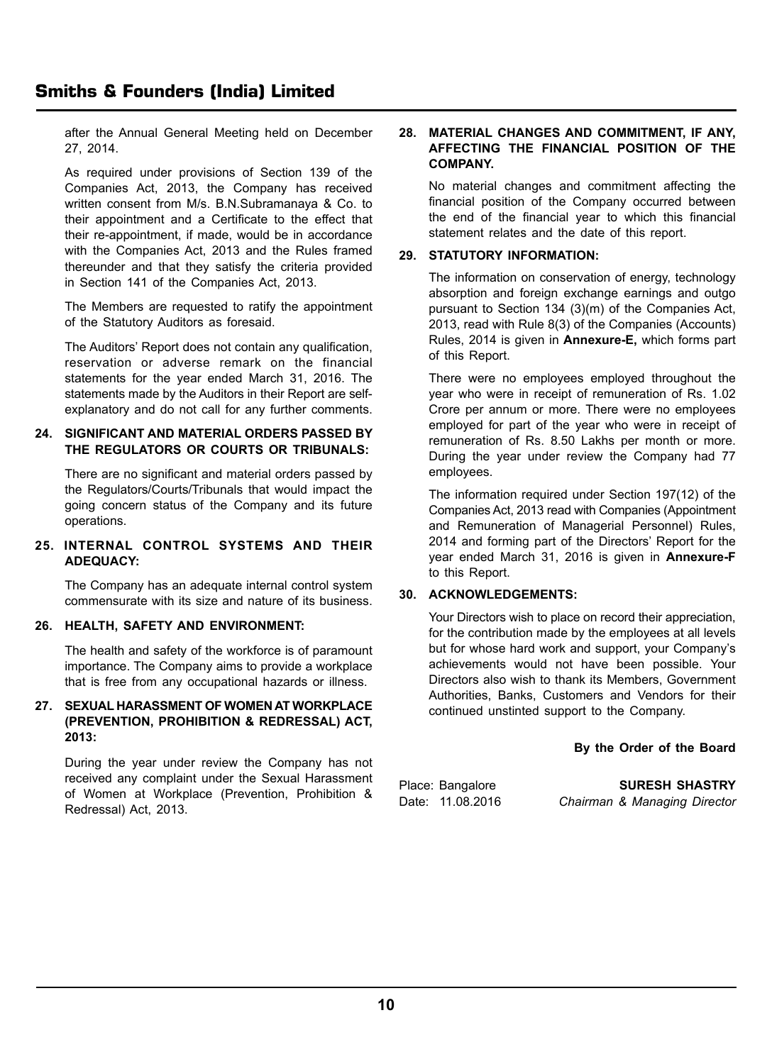after the Annual General Meeting held on December 27, 2014.

As required under provisions of Section 139 of the Companies Act, 2013, the Company has received written consent from M/s. B.N.Subramanaya & Co. to their appointment and a Certificate to the effect that their re-appointment, if made, would be in accordance with the Companies Act, 2013 and the Rules framed thereunder and that they satisfy the criteria provided in Section 141 of the Companies Act, 2013.

The Members are requested to ratify the appointment of the Statutory Auditors as foresaid.

The Auditors' Report does not contain any qualification, reservation or adverse remark on the financial statements for the year ended March 31, 2016. The statements made by the Auditors in their Report are self-explanatory and do not call for any further comments.

**24. SIGNIFICANT AND MATERIAL ORDERS PASSED BY THE REGULATORS OR COURTS OR TRIBUNALS:**

There are no significant and material orders passed by the Regulators/Courts/Tribunals that would impact the going concern status of the Company and its future operations.

**25. INTERNAL CONTROL SYSTEMS AND THEIR ADEQUACY:**

The Company has an adequate internal control system commensurate with its size and nature of its business.

**26. HEALTH, SAFETY AND ENVIRONMENT:**

The health and safety of the workforce is of paramount importance. The Company aims to provide a workplace that is free from any occupational hazards or illness.

**27. SEXUAL HARASSMENT OF WOMEN AT WORKPLACE (PREVENTION, PROHIBITION & REDRESSAL) ACT, 2013:**

During the year under review the Company has not received any complaint under the Sexual Harassment of Women at Workplace (Prevention, Prohibition & Redressal) Act, 2013.

**28. MATERIAL CHANGES AND COMMITMENT, IF ANY, AFFECTING THE FINANCIAL POSITION OF THE COMPANY.**

No material changes and commitment affecting the financial position of the Company occurred between the end of the financial year to which this financial statement relates and the date of this report.

**29. STATUTORY INFORMATION:**

The information on conservation of energy, technology absorption and foreign exchange earnings and outgo pursuant to Section 134 (3)(m) of the Companies Act, 2013, read with Rule 8(3) of the Companies (Accounts) Rules, 2014 is given in **Annexure-E,** which forms part of this Report.

There were no employees employed throughout the year who were in receipt of remuneration of Rs. 1.02 Crore per annum or more. There were no employees employed for part of the year who were in receipt of remuneration of Rs. 8.50 Lakhs per month or more. During the year under review the Company had 77 employees.

The information required under Section 197(12) of the Companies Act, 2013 read with Companies (Appointment and Remuneration of Managerial Personnel) Rules, 2014 and forming part of the Directors' Report for the year ended March 31, 2016 is given in **Annexure-F** to this Report.

**30. ACKNOWLEDGEMENTS:**

Your Directors wish to place on record their appreciation, for the contribution made by the employees at all levels but for whose hard work and support, your Company's achievements would not have been possible. Your Directors also wish to thank its Members, Government Authorities, Banks, Customers and Vendors for their continued unstinted support to the Company.

**By the Order of the Board**

Place: Bangalore
Date: 11.08.2016

**SURESH SHASTRY**
*Chairman & Managing Director*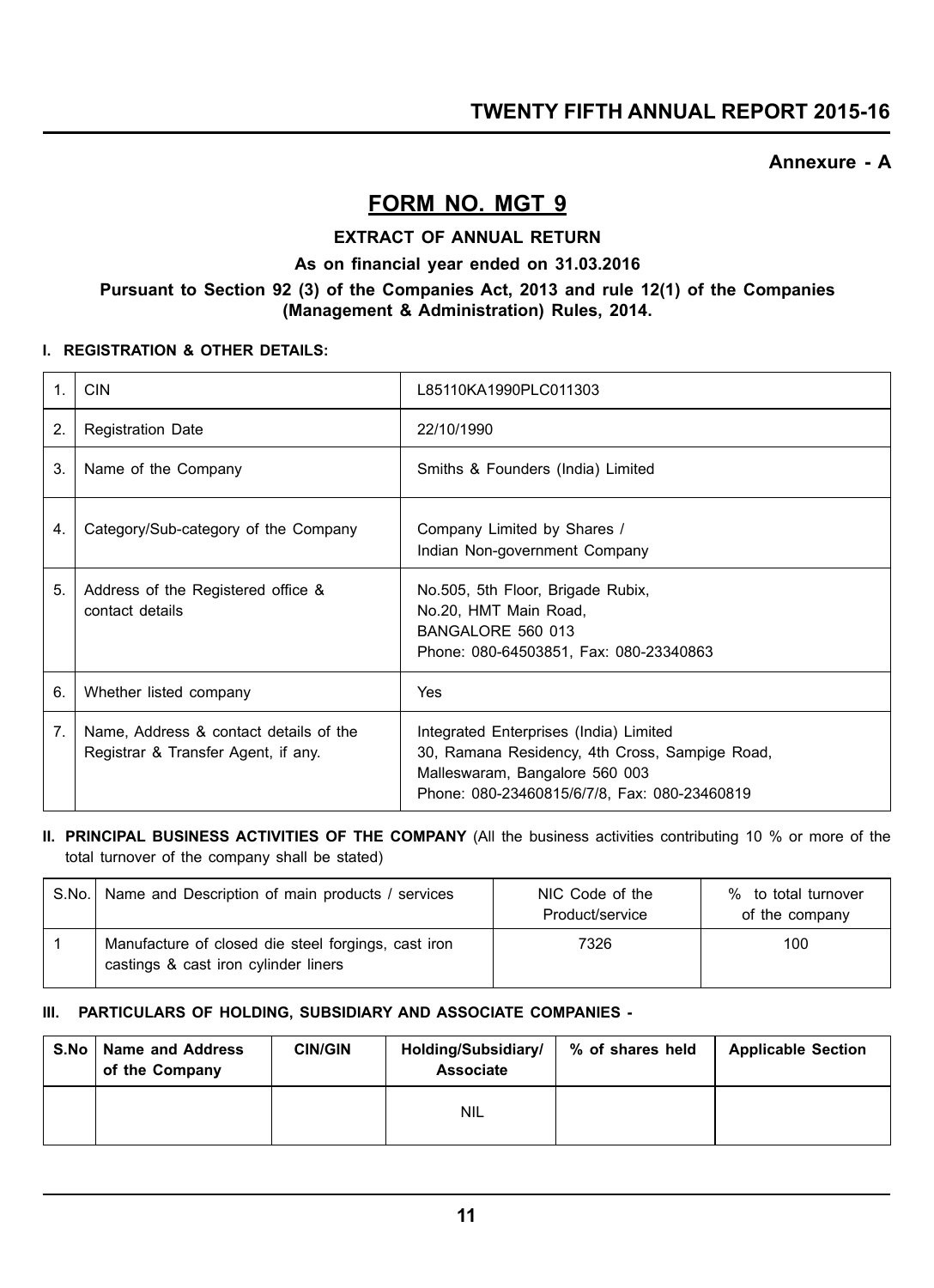**Annexure - A**

# FORM NO. MGT 9

**EXTRACT OF ANNUAL RETURN**

**As on financial year ended on 31.03.2016**

**Pursuant to Section 92 (3) of the Companies Act, 2013 and rule 12(1) of the Companies (Management & Administration) Rules, 2014.**

## I. REGISTRATION & OTHER DETAILS:

| | | |
|---|---|---|
| 1. | CIN | L85110KA1990PLC011303 |
| 2. | Registration Date | 22/10/1990 |
| 3. | Name of the Company | Smiths & Founders (India) Limited |
| 4. | Category/Sub-category of the Company | Company Limited by Shares / Indian Non-government Company |
| 5. | Address of the Registered office & contact details | No.505, 5th Floor, Brigade Rubix, No.20, HMT Main Road, BANGALORE 560 013 Phone: 080-64503851, Fax: 080-23340863 |
| 6. | Whether listed company | Yes |
| 7. | Name, Address & contact details of the Registrar & Transfer Agent, if any. | Integrated Enterprises (India) Limited 30, Ramana Residency, 4th Cross, Sampige Road, Malleswaram, Bangalore 560 003 Phone: 080-23460815/6/7/8, Fax: 080-23460819 |

## II. PRINCIPAL BUSINESS ACTIVITIES OF THE COMPANY (All the business activities contributing 10 % or more of the total turnover of the company shall be stated)

| S.No. | Name and Description of main products / services | NIC Code of the Product/service | % to total turnover of the company |
|---|---|---|---|
| 1 | Manufacture of closed die steel forgings, cast iron castings & cast iron cylinder liners | 7326 | 100 |

## III. PARTICULARS OF HOLDING, SUBSIDIARY AND ASSOCIATE COMPANIES -

| S.No | Name and Address of the Company | CIN/GIN | Holding/Subsidiary/ Associate | % of shares held | Applicable Section |
|---|---|---|---|---|---|
| | | | NIL | | |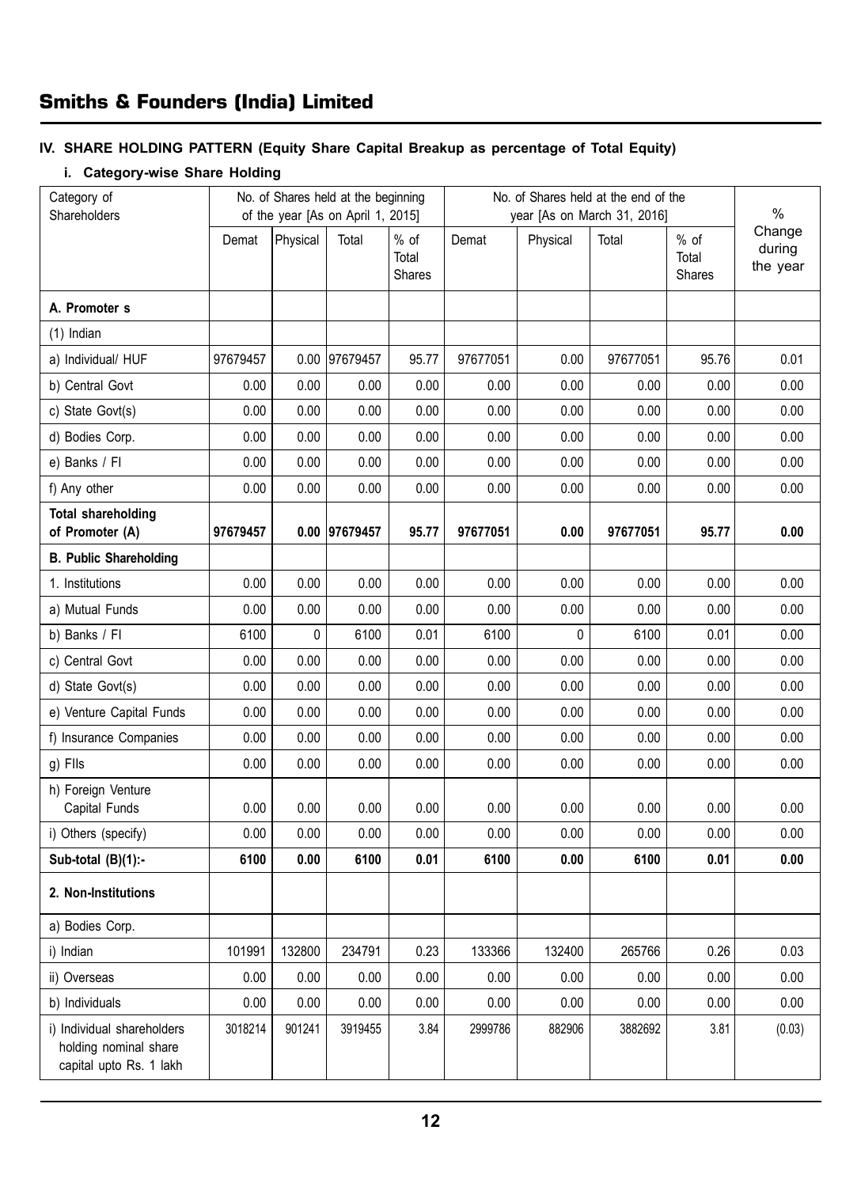## IV. SHARE HOLDING PATTERN (Equity Share Capital Breakup as percentage of Total Equity)

### i. Category-wise Share Holding

| Category of Shareholders | No. of Shares held at the beginning of the year [As on April 1, 2015] | | | | No. of Shares held at the end of the year [As on March 31, 2016] | | | | % Change during the year |
|---|---|---|---|---|---|---|---|---|---|
| | Demat | Physical | Total | % of Total Shares | Demat | Physical | Total | % of Total Shares | |
| **A. Promoter s** | | | | | | | | | |
| (1) Indian | | | | | | | | | |
| a) Individual/ HUF | 97679457 | 0.00 | 97679457 | 95.77 | 97677051 | 0.00 | 97677051 | 95.76 | 0.01 |
| b) Central Govt | 0.00 | 0.00 | 0.00 | 0.00 | 0.00 | 0.00 | 0.00 | 0.00 | 0.00 |
| c) State Govt(s) | 0.00 | 0.00 | 0.00 | 0.00 | 0.00 | 0.00 | 0.00 | 0.00 | 0.00 |
| d) Bodies Corp. | 0.00 | 0.00 | 0.00 | 0.00 | 0.00 | 0.00 | 0.00 | 0.00 | 0.00 |
| e) Banks / FI | 0.00 | 0.00 | 0.00 | 0.00 | 0.00 | 0.00 | 0.00 | 0.00 | 0.00 |
| f) Any other | 0.00 | 0.00 | 0.00 | 0.00 | 0.00 | 0.00 | 0.00 | 0.00 | 0.00 |
| **Total shareholding of Promoter (A)** | **97679457** | **0.00** | **97679457** | **95.77** | **97677051** | **0.00** | **97677051** | **95.77** | **0.00** |
| **B. Public Shareholding** | | | | | | | | | |
| 1. Institutions | 0.00 | 0.00 | 0.00 | 0.00 | 0.00 | 0.00 | 0.00 | 0.00 | 0.00 |
| a) Mutual Funds | 0.00 | 0.00 | 0.00 | 0.00 | 0.00 | 0.00 | 0.00 | 0.00 | 0.00 |
| b) Banks / FI | 6100 | 0 | 6100 | 0.01 | 6100 | 0 | 6100 | 0.01 | 0.00 |
| c) Central Govt | 0.00 | 0.00 | 0.00 | 0.00 | 0.00 | 0.00 | 0.00 | 0.00 | 0.00 |
| d) State Govt(s) | 0.00 | 0.00 | 0.00 | 0.00 | 0.00 | 0.00 | 0.00 | 0.00 | 0.00 |
| e) Venture Capital Funds | 0.00 | 0.00 | 0.00 | 0.00 | 0.00 | 0.00 | 0.00 | 0.00 | 0.00 |
| f) Insurance Companies | 0.00 | 0.00 | 0.00 | 0.00 | 0.00 | 0.00 | 0.00 | 0.00 | 0.00 |
| g) FIIs | 0.00 | 0.00 | 0.00 | 0.00 | 0.00 | 0.00 | 0.00 | 0.00 | 0.00 |
| h) Foreign Venture Capital Funds | 0.00 | 0.00 | 0.00 | 0.00 | 0.00 | 0.00 | 0.00 | 0.00 | 0.00 |
| i) Others (specify) | 0.00 | 0.00 | 0.00 | 0.00 | 0.00 | 0.00 | 0.00 | 0.00 | 0.00 |
| **Sub-total (B)(1):-** | **6100** | **0.00** | **6100** | **0.01** | **6100** | **0.00** | **6100** | **0.01** | **0.00** |
| **2. Non-Institutions** | | | | | | | | | |
| a) Bodies Corp. | | | | | | | | | |
| i) Indian | 101991 | 132800 | 234791 | 0.23 | 133366 | 132400 | 265766 | 0.26 | 0.03 |
| ii) Overseas | 0.00 | 0.00 | 0.00 | 0.00 | 0.00 | 0.00 | 0.00 | 0.00 | 0.00 |
| b) Individuals | 0.00 | 0.00 | 0.00 | 0.00 | 0.00 | 0.00 | 0.00 | 0.00 | 0.00 |
| i) Individual shareholders holding nominal share capital upto Rs. 1 lakh | 3018214 | 901241 | 3919455 | 3.84 | 2999786 | 882906 | 3882692 | 3.81 | (0.03) |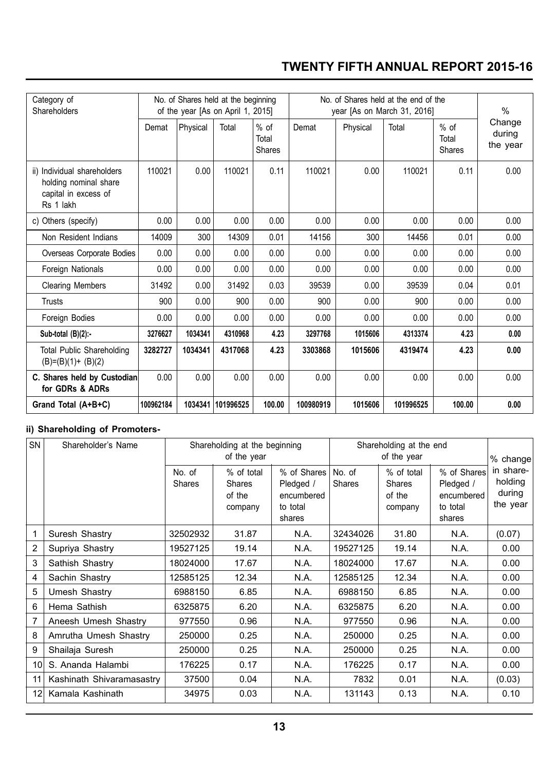| Category of Shareholders | No. of Shares held at the beginning of the year [As on April 1, 2015] | | | | No. of Shares held at the end of the year [As on March 31, 2016] | | | | % Change during the year |
|---|---|---|---|---|---|---|---|---|---|
| | Demat | Physical | Total | % of Total Shares | Demat | Physical | Total | % of Total Shares | |
| ii) Individual shareholders holding nominal share capital in excess of Rs 1 lakh | 110021 | 0.00 | 110021 | 0.11 | 110021 | 0.00 | 110021 | 0.11 | 0.00 |
| c) Others (specify) | 0.00 | 0.00 | 0.00 | 0.00 | 0.00 | 0.00 | 0.00 | 0.00 | 0.00 |
| Non Resident Indians | 14009 | 300 | 14309 | 0.01 | 14156 | 300 | 14456 | 0.01 | 0.00 |
| Overseas Corporate Bodies | 0.00 | 0.00 | 0.00 | 0.00 | 0.00 | 0.00 | 0.00 | 0.00 | 0.00 |
| Foreign Nationals | 0.00 | 0.00 | 0.00 | 0.00 | 0.00 | 0.00 | 0.00 | 0.00 | 0.00 |
| Clearing Members | 31492 | 0.00 | 31492 | 0.03 | 39539 | 0.00 | 39539 | 0.04 | 0.01 |
| Trusts | 900 | 0.00 | 900 | 0.00 | 900 | 0.00 | 900 | 0.00 | 0.00 |
| Foreign Bodies | 0.00 | 0.00 | 0.00 | 0.00 | 0.00 | 0.00 | 0.00 | 0.00 | 0.00 |
| **Sub-total (B)(2):-** | **3276627** | **1034341** | **4310968** | **4.23** | **3297768** | **1015606** | **4313374** | **4.23** | **0.00** |
| Total Public Shareholding (B)=(B)(1)+ (B)(2) | **3282727** | **1034341** | **4317068** | **4.23** | **3303868** | **1015606** | **4319474** | **4.23** | **0.00** |
| **C. Shares held by Custodian for GDRs & ADRs** | 0.00 | 0.00 | 0.00 | 0.00 | 0.00 | 0.00 | 0.00 | 0.00 | 0.00 |
| **Grand Total (A+B+C)** | **100962184** | **1034341** | **101996525** | **100.00** | **100980919** | **1015606** | **101996525** | **100.00** | **0.00** |

### ii) Shareholding of Promoters-

| SN | Shareholder's Name | Shareholding at the beginning of the year | | | Shareholding at the end of the year | | | % change in share-holding during the year |
|---|---|---|---|---|---|---|---|---|
| | | No. of Shares | % of total Shares of the company | % of Shares Pledged / encumbered to total shares | No. of Shares | % of total Shares of the company | % of Shares Pledged / encumbered to total shares | |
| 1 | Suresh Shastry | 32502932 | 31.87 | N.A. | 32434026 | 31.80 | N.A. | (0.07) |
| 2 | Supriya Shastry | 19527125 | 19.14 | N.A. | 19527125 | 19.14 | N.A. | 0.00 |
| 3 | Sathish Shastry | 18024000 | 17.67 | N.A. | 18024000 | 17.67 | N.A. | 0.00 |
| 4 | Sachin Shastry | 12585125 | 12.34 | N.A. | 12585125 | 12.34 | N.A. | 0.00 |
| 5 | Umesh Shastry | 6988150 | 6.85 | N.A. | 6988150 | 6.85 | N.A. | 0.00 |
| 6 | Hema Sathish | 6325875 | 6.20 | N.A. | 6325875 | 6.20 | N.A. | 0.00 |
| 7 | Aneesh Umesh Shastry | 977550 | 0.96 | N.A. | 977550 | 0.96 | N.A. | 0.00 |
| 8 | Amrutha Umesh Shastry | 250000 | 0.25 | N.A. | 250000 | 0.25 | N.A. | 0.00 |
| 9 | Shailaja Suresh | 250000 | 0.25 | N.A. | 250000 | 0.25 | N.A. | 0.00 |
| 10 | S. Ananda Halambi | 176225 | 0.17 | N.A. | 176225 | 0.17 | N.A. | 0.00 |
| 11 | Kashinath Shivaramasastry | 37500 | 0.04 | N.A. | 7832 | 0.01 | N.A. | (0.03) |
| 12 | Kamala Kashinath | 34975 | 0.03 | N.A. | 131143 | 0.13 | N.A. | 0.10 |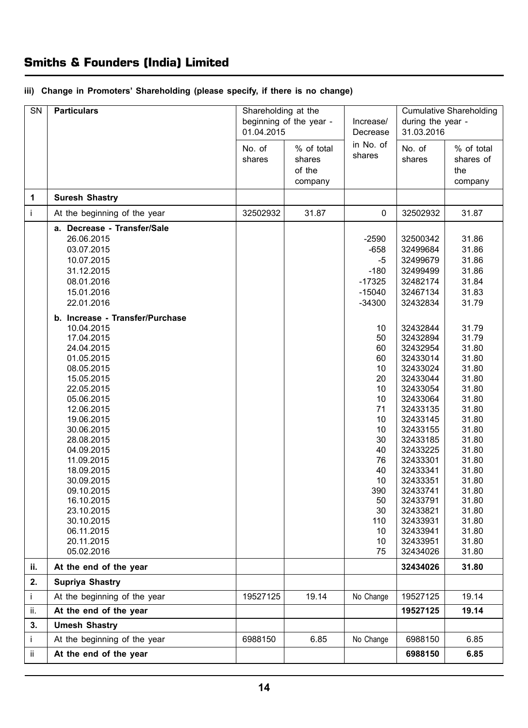### iii) Change in Promoters' Shareholding (please specify, if there is no change)

| SN | Particulars | Shareholding at the beginning of the year - 01.04.2015 | | Increase/ Decrease in No. of shares | Cumulative Shareholding during the year - 31.03.2016 | |
|---|---|---|---|---|---|---|
| | | No. of shares | % of total shares of the company | | No. of shares | % of total shares of the company |
| **1** | **Suresh Shastry** | | | | | |
| i | At the beginning of the year | 32502932 | 31.87 | 0 | 32502932 | 31.87 |
| | **a. Decrease - Transfer/Sale** | | | | | |
| | 26.06.2015 | | | -2590 | 32500342 | 31.86 |
| | 03.07.2015 | | | -658 | 32499684 | 31.86 |
| | 10.07.2015 | | | -5 | 32499679 | 31.86 |
| | 31.12.2015 | | | -180 | 32499499 | 31.86 |
| | 08.01.2016 | | | -17325 | 32482174 | 31.84 |
| | 15.01.2016 | | | -15040 | 32467134 | 31.83 |
| | 22.01.2016 | | | -34300 | 32432834 | 31.79 |
| | **b. Increase - Transfer/Purchase** | | | | | |
| | 10.04.2015 | | | 10 | 32432844 | 31.79 |
| | 17.04.2015 | | | 50 | 32432894 | 31.79 |
| | 24.04.2015 | | | 60 | 32432954 | 31.80 |
| | 01.05.2015 | | | 60 | 32433014 | 31.80 |
| | 08.05.2015 | | | 10 | 32433024 | 31.80 |
| | 15.05.2015 | | | 20 | 32433044 | 31.80 |
| | 22.05.2015 | | | 10 | 32433054 | 31.80 |
| | 05.06.2015 | | | 10 | 32433064 | 31.80 |
| | 12.06.2015 | | | 71 | 32433135 | 31.80 |
| | 19.06.2015 | | | 10 | 32433145 | 31.80 |
| | 30.06.2015 | | | 10 | 32433155 | 31.80 |
| | 28.08.2015 | | | 30 | 32433185 | 31.80 |
| | 04.09.2015 | | | 40 | 32433225 | 31.80 |
| | 11.09.2015 | | | 76 | 32433301 | 31.80 |
| | 18.09.2015 | | | 40 | 32433341 | 31.80 |
| | 30.09.2015 | | | 10 | 32433351 | 31.80 |
| | 09.10.2015 | | | 390 | 32433741 | 31.80 |
| | 16.10.2015 | | | 50 | 32433791 | 31.80 |
| | 23.10.2015 | | | 30 | 32433821 | 31.80 |
| | 30.10.2015 | | | 110 | 32433931 | 31.80 |
| | 06.11.2015 | | | 10 | 32433941 | 31.80 |
| | 20.11.2015 | | | 10 | 32433951 | 31.80 |
| | 05.02.2016 | | | 75 | 32434026 | 31.80 |
| ii. | **At the end of the year** | | | | **32434026** | **31.80** |
| **2.** | **Supriya Shastry** | | | | | |
| i | At the beginning of the year | 19527125 | 19.14 | No Change | 19527125 | 19.14 |
| ii. | **At the end of the year** | | | | **19527125** | **19.14** |
| **3.** | **Umesh Shastry** | | | | | |
| i | At the beginning of the year | 6988150 | 6.85 | No Change | 6988150 | 6.85 |
| ii | **At the end of the year** | | | | **6988150** | **6.85** |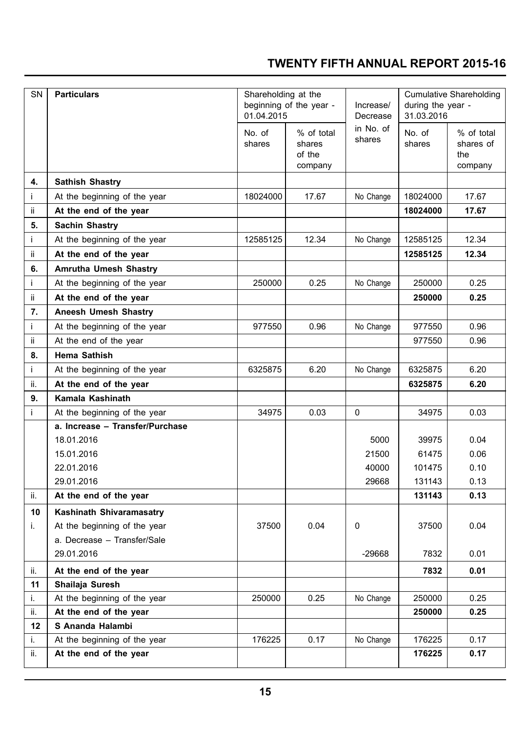| SN | Particulars | Shareholding at the beginning of the year - 01.04.2015 | | Increase/ Decrease in No. of shares | Cumulative Shareholding during the year - 31.03.2016 | |
|---|---|---|---|---|---|---|
| | | No. of shares | % of total shares of the company | | No. of shares | % of total shares of the company |
| **4.** | **Sathish Shastry** | | | | | |
| i | At the beginning of the year | 18024000 | 17.67 | No Change | 18024000 | 17.67 |
| ii | **At the end of the year** | | | | **18024000** | **17.67** |
| **5.** | **Sachin Shastry** | | | | | |
| i | At the beginning of the year | 12585125 | 12.34 | No Change | 12585125 | 12.34 |
| ii | **At the end of the year** | | | | **12585125** | **12.34** |
| **6.** | **Amrutha Umesh Shastry** | | | | | |
| i | At the beginning of the year | 250000 | 0.25 | No Change | 250000 | 0.25 |
| ii | **At the end of the year** | | | | **250000** | **0.25** |
| **7.** | **Aneesh Umesh Shastry** | | | | | |
| i | At the beginning of the year | 977550 | 0.96 | No Change | 977550 | 0.96 |
| ii | At the end of the year | | | | 977550 | 0.96 |
| **8.** | **Hema Sathish** | | | | | |
| i | At the beginning of the year | 6325875 | 6.20 | No Change | 6325875 | 6.20 |
| ii. | **At the end of the year** | | | | **6325875** | **6.20** |
| **9.** | **Kamala Kashinath** | | | | | |
| i | At the beginning of the year | 34975 | 0.03 | 0 | 34975 | 0.03 |
| | **a. Increase – Transfer/Purchase** | | | | | |
| | 18.01.2016 | | | 5000 | 39975 | 0.04 |
| | 15.01.2016 | | | 21500 | 61475 | 0.06 |
| | 22.01.2016 | | | 40000 | 101475 | 0.10 |
| | 29.01.2016 | | | 29668 | 131143 | 0.13 |
| ii. | **At the end of the year** | | | | **131143** | **0.13** |
| **10** | **Kashinath Shivaramasatry** | | | | | |
| i. | At the beginning of the year | 37500 | 0.04 | 0 | 37500 | 0.04 |
| | a. Decrease – Transfer/Sale | | | | | |
| | 29.01.2016 | | | -29668 | 7832 | 0.01 |
| ii. | **At the end of the year** | | | | **7832** | **0.01** |
| **11** | **Shailaja Suresh** | | | | | |
| i. | At the beginning of the year | 250000 | 0.25 | No Change | 250000 | 0.25 |
| ii. | **At the end of the year** | | | | **250000** | **0.25** |
| **12** | **S Ananda Halambi** | | | | | |
| i. | At the beginning of the year | 176225 | 0.17 | No Change | 176225 | 0.17 |
| ii. | **At the end of the year** | | | | **176225** | **0.17** |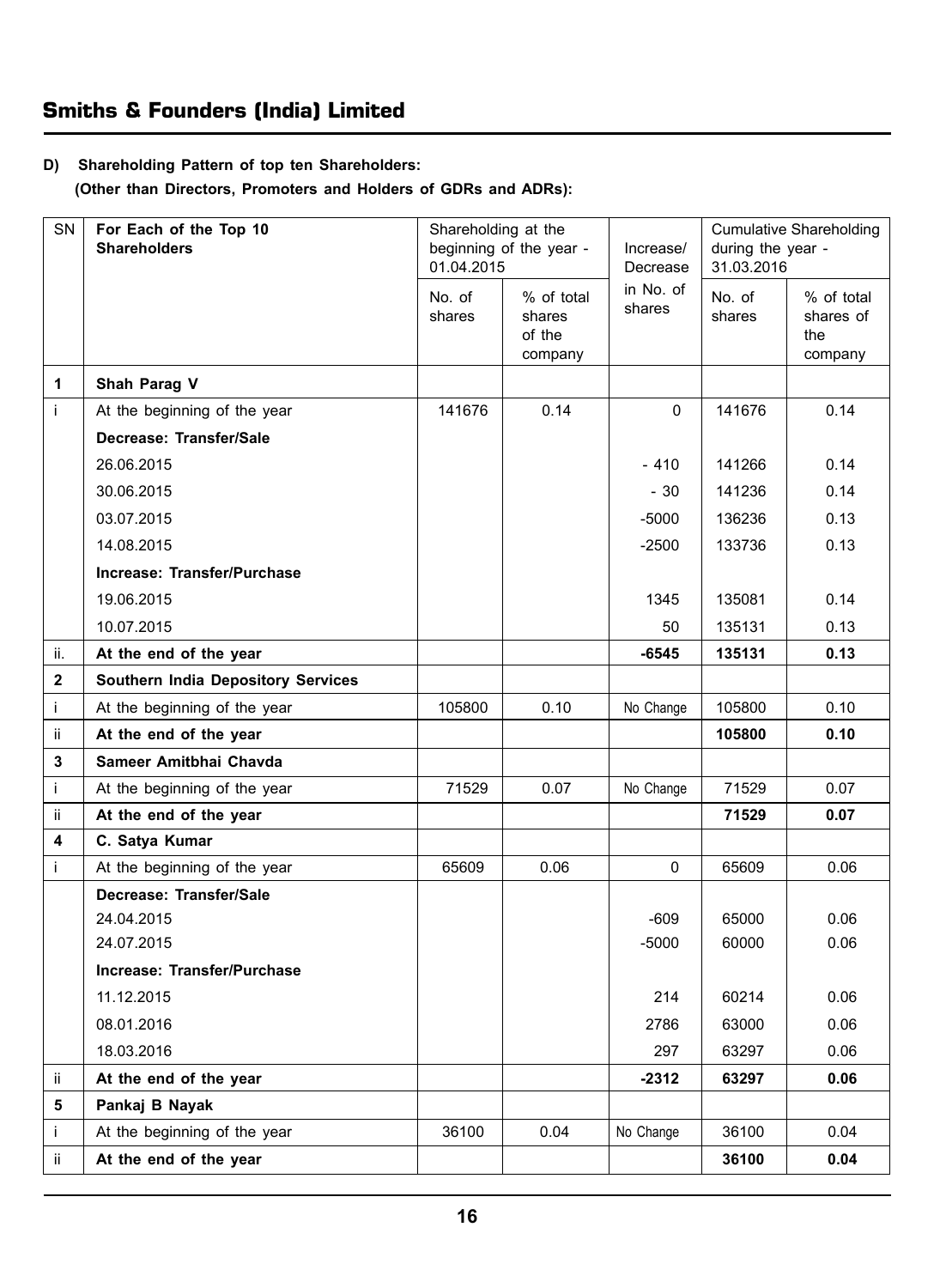## D) Shareholding Pattern of top ten Shareholders:

**(Other than Directors, Promoters and Holders of GDRs and ADRs):**

| SN | For Each of the Top 10 Shareholders | Shareholding at the beginning of the year - 01.04.2015 | | Increase/ Decrease in No. of shares | Cumulative Shareholding during the year - 31.03.2016 | |
|---|---|---|---|---|---|---|
| | | No. of shares | % of total shares of the company | | No. of shares | % of total shares of the company |
| **1** | **Shah Parag V** | | | | | |
| i | At the beginning of the year | 141676 | 0.14 | 0 | 141676 | 0.14 |
| | **Decrease: Transfer/Sale** | | | | | |
| | 26.06.2015 | | | - 410 | 141266 | 0.14 |
| | 30.06.2015 | | | - 30 | 141236 | 0.14 |
| | 03.07.2015 | | | -5000 | 136236 | 0.13 |
| | 14.08.2015 | | | -2500 | 133736 | 0.13 |
| | **Increase: Transfer/Purchase** | | | | | |
| | 19.06.2015 | | | 1345 | 135081 | 0.14 |
| | 10.07.2015 | | | 50 | 135131 | 0.13 |
| ii. | **At the end of the year** | | | **-6545** | **135131** | **0.13** |
| **2** | **Southern India Depository Services** | | | | | |
| i | At the beginning of the year | 105800 | 0.10 | No Change | 105800 | 0.10 |
| ii | **At the end of the year** | | | | **105800** | **0.10** |
| **3** | **Sameer Amitbhai Chavda** | | | | | |
| i | At the beginning of the year | 71529 | 0.07 | No Change | 71529 | 0.07 |
| ii | **At the end of the year** | | | | **71529** | **0.07** |
| **4** | **C. Satya Kumar** | | | | | |
| i | At the beginning of the year | 65609 | 0.06 | 0 | 65609 | 0.06 |
| | **Decrease: Transfer/Sale** | | | | | |
| | 24.04.2015 | | | -609 | 65000 | 0.06 |
| | 24.07.2015 | | | -5000 | 60000 | 0.06 |
| | **Increase: Transfer/Purchase** | | | | | |
| | 11.12.2015 | | | 214 | 60214 | 0.06 |
| | 08.01.2016 | | | 2786 | 63000 | 0.06 |
| | 18.03.2016 | | | 297 | 63297 | 0.06 |
| ii | **At the end of the year** | | | **-2312** | **63297** | **0.06** |
| **5** | **Pankaj B Nayak** | | | | | |
| i | At the beginning of the year | 36100 | 0.04 | No Change | 36100 | 0.04 |
| ii | **At the end of the year** | | | | **36100** | **0.04** |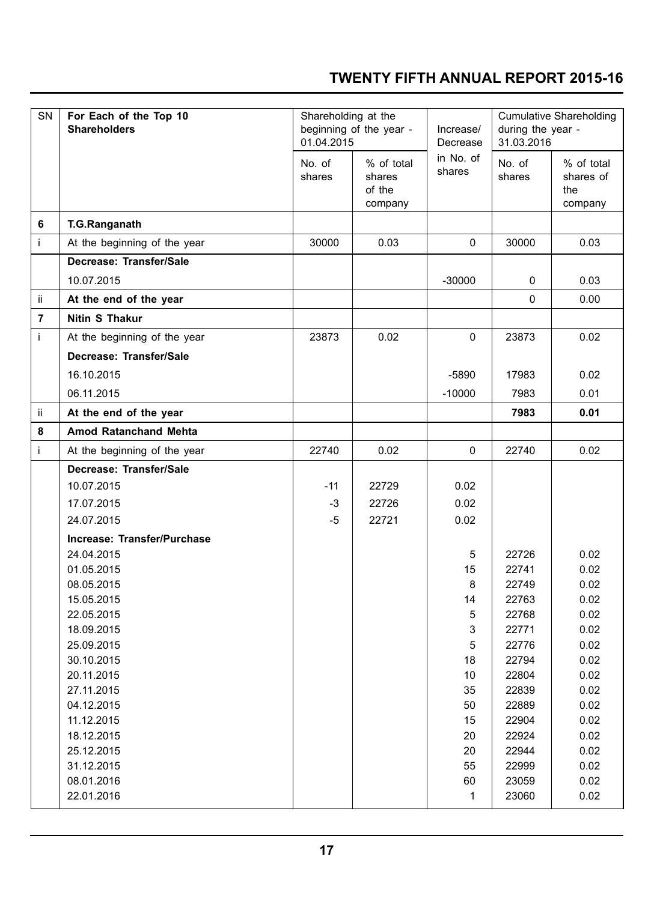| SN | For Each of the Top 10 Shareholders | Shareholding at the beginning of the year - 01.04.2015 | | Increase/ Decrease in No. of shares | Cumulative Shareholding during the year - 31.03.2016 | |
|---|---|---|---|---|---|---|
| | | No. of shares | % of total shares of the company | | No. of shares | % of total shares of the company |
| **6** | **T.G.Ranganath** | | | | | |
| i | At the beginning of the year | 30000 | 0.03 | 0 | 30000 | 0.03 |
| | **Decrease: Transfer/Sale** | | | | | |
| | 10.07.2015 | | | -30000 | 0 | 0.03 |
| ii | **At the end of the year** | | | | 0 | 0.00 |
| **7** | **Nitin S Thakur** | | | | | |
| i | At the beginning of the year | 23873 | 0.02 | 0 | 23873 | 0.02 |
| | **Decrease: Transfer/Sale** | | | | | |
| | 16.10.2015 | | | -5890 | 17983 | 0.02 |
| | 06.11.2015 | | | -10000 | 7983 | 0.01 |
| ii | **At the end of the year** | | | | **7983** | **0.01** |
| **8** | **Amod Ratanchand Mehta** | | | | | |
| i | At the beginning of the year | 22740 | 0.02 | 0 | 22740 | 0.02 |
| | **Decrease: Transfer/Sale** | | | | | |
| | 10.07.2015 | -11 | 22729 | 0.02 | | |
| | 17.07.2015 | -3 | 22726 | 0.02 | | |
| | 24.07.2015 | -5 | 22721 | 0.02 | | |
| | **Increase: Transfer/Purchase** | | | | | |
| | 24.04.2015 | | | 5 | 22726 | 0.02 |
| | 01.05.2015 | | | 15 | 22741 | 0.02 |
| | 08.05.2015 | | | 8 | 22749 | 0.02 |
| | 15.05.2015 | | | 14 | 22763 | 0.02 |
| | 22.05.2015 | | | 5 | 22768 | 0.02 |
| | 18.09.2015 | | | 3 | 22771 | 0.02 |
| | 25.09.2015 | | | 5 | 22776 | 0.02 |
| | 30.10.2015 | | | 18 | 22794 | 0.02 |
| | 20.11.2015 | | | 10 | 22804 | 0.02 |
| | 27.11.2015 | | | 35 | 22839 | 0.02 |
| | 04.12.2015 | | | 50 | 22889 | 0.02 |
| | 11.12.2015 | | | 15 | 22904 | 0.02 |
| | 18.12.2015 | | | 20 | 22924 | 0.02 |
| | 25.12.2015 | | | 20 | 22944 | 0.02 |
| | 31.12.2015 | | | 55 | 22999 | 0.02 |
| | 08.01.2016 | | | 60 | 23059 | 0.02 |
| | 22.01.2016 | | | 1 | 23060 | 0.02 |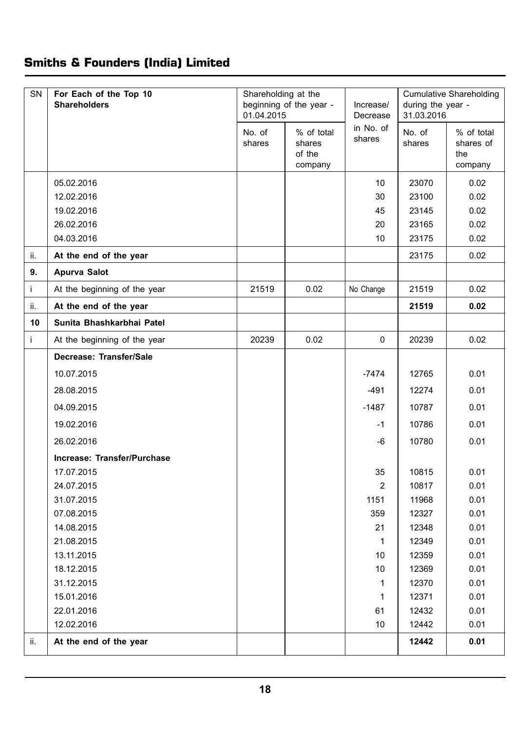| SN | For Each of the Top 10 Shareholders | Shareholding at the beginning of the year - 01.04.2015 | | Increase/ Decrease in No. of shares | Cumulative Shareholding during the year - 31.03.2016 | |
|---|---|---|---|---|---|---|
| | | No. of shares | % of total shares of the company | | No. of shares | % of total shares of the company |
| | 05.02.2016 | | | 10 | 23070 | 0.02 |
| | 12.02.2016 | | | 30 | 23100 | 0.02 |
| | 19.02.2016 | | | 45 | 23145 | 0.02 |
| | 26.02.2016 | | | 20 | 23165 | 0.02 |
| | 04.03.2016 | | | 10 | 23175 | 0.02 |
| ii. | **At the end of the year** | | | | 23175 | 0.02 |
| **9.** | **Apurva Salot** | | | | | |
| i | At the beginning of the year | 21519 | 0.02 | No Change | 21519 | 0.02 |
| ii. | **At the end of the year** | | | | **21519** | **0.02** |
| **10** | **Sunita Bhashkarbhai Patel** | | | | | |
| i | At the beginning of the year | 20239 | 0.02 | 0 | 20239 | 0.02 |
| | **Decrease: Transfer/Sale** | | | | | |
| | 10.07.2015 | | | -7474 | 12765 | 0.01 |
| | 28.08.2015 | | | -491 | 12274 | 0.01 |
| | 04.09.2015 | | | -1487 | 10787 | 0.01 |
| | 19.02.2016 | | | -1 | 10786 | 0.01 |
| | 26.02.2016 | | | -6 | 10780 | 0.01 |
| | **Increase: Transfer/Purchase** | | | | | |
| | 17.07.2015 | | | 35 | 10815 | 0.01 |
| | 24.07.2015 | | | 2 | 10817 | 0.01 |
| | 31.07.2015 | | | 1151 | 11968 | 0.01 |
| | 07.08.2015 | | | 359 | 12327 | 0.01 |
| | 14.08.2015 | | | 21 | 12348 | 0.01 |
| | 21.08.2015 | | | 1 | 12349 | 0.01 |
| | 13.11.2015 | | | 10 | 12359 | 0.01 |
| | 18.12.2015 | | | 10 | 12369 | 0.01 |
| | 31.12.2015 | | | 1 | 12370 | 0.01 |
| | 15.01.2016 | | | 1 | 12371 | 0.01 |
| | 22.01.2016 | | | 61 | 12432 | 0.01 |
| | 12.02.2016 | | | 10 | 12442 | 0.01 |
| ii. | **At the end of the year** | | | | **12442** | **0.01** |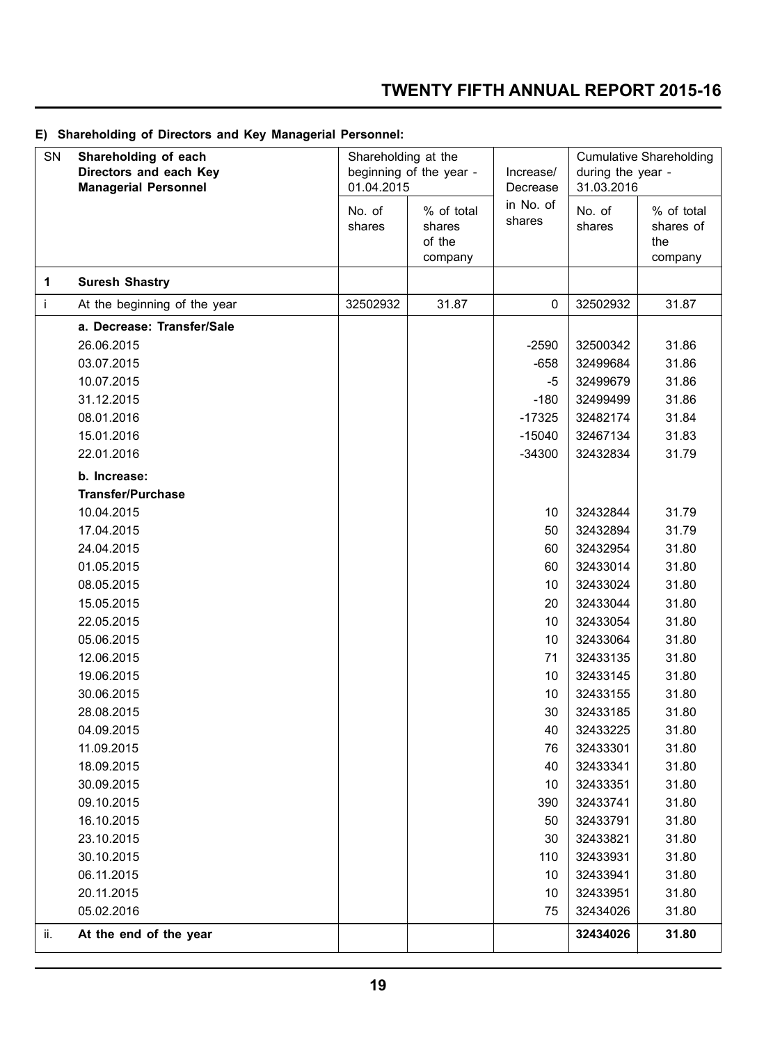**E) Shareholding of Directors and Key Managerial Personnel:**

| SN | Shareholding of each Directors and each Key Managerial Personnel | Shareholding at the beginning of the year - 01.04.2015 | | Increase/ Decrease in No. of shares | Cumulative Shareholding during the year - 31.03.2016 | |
|---|---|---|---|---|---|---|
| | | No. of shares | % of total shares of the company | | No. of shares | % of total shares of the company |
| **1** | **Suresh Shastry** | | | | | |
| i | At the beginning of the year | 32502932 | 31.87 | 0 | 32502932 | 31.87 |
| | **a. Decrease: Transfer/Sale** | | | | | |
| | 26.06.2015 | | | -2590 | 32500342 | 31.86 |
| | 03.07.2015 | | | -658 | 32499684 | 31.86 |
| | 10.07.2015 | | | -5 | 32499679 | 31.86 |
| | 31.12.2015 | | | -180 | 32499499 | 31.86 |
| | 08.01.2016 | | | -17325 | 32482174 | 31.84 |
| | 15.01.2016 | | | -15040 | 32467134 | 31.83 |
| | 22.01.2016 | | | -34300 | 32432834 | 31.79 |
| | **b. Increase: Transfer/Purchase** | | | | | |
| | 10.04.2015 | | | 10 | 32432844 | 31.79 |
| | 17.04.2015 | | | 50 | 32432894 | 31.79 |
| | 24.04.2015 | | | 60 | 32432954 | 31.80 |
| | 01.05.2015 | | | 60 | 32433014 | 31.80 |
| | 08.05.2015 | | | 10 | 32433024 | 31.80 |
| | 15.05.2015 | | | 20 | 32433044 | 31.80 |
| | 22.05.2015 | | | 10 | 32433054 | 31.80 |
| | 05.06.2015 | | | 10 | 32433064 | 31.80 |
| | 12.06.2015 | | | 71 | 32433135 | 31.80 |
| | 19.06.2015 | | | 10 | 32433145 | 31.80 |
| | 30.06.2015 | | | 10 | 32433155 | 31.80 |
| | 28.08.2015 | | | 30 | 32433185 | 31.80 |
| | 04.09.2015 | | | 40 | 32433225 | 31.80 |
| | 11.09.2015 | | | 76 | 32433301 | 31.80 |
| | 18.09.2015 | | | 40 | 32433341 | 31.80 |
| | 30.09.2015 | | | 10 | 32433351 | 31.80 |
| | 09.10.2015 | | | 390 | 32433741 | 31.80 |
| | 16.10.2015 | | | 50 | 32433791 | 31.80 |
| | 23.10.2015 | | | 30 | 32433821 | 31.80 |
| | 30.10.2015 | | | 110 | 32433931 | 31.80 |
| | 06.11.2015 | | | 10 | 32433941 | 31.80 |
| | 20.11.2015 | | | 10 | 32433951 | 31.80 |
| | 05.02.2016 | | | 75 | 32434026 | 31.80 |
| ii. | **At the end of the year** | | | | **32434026** | **31.80** |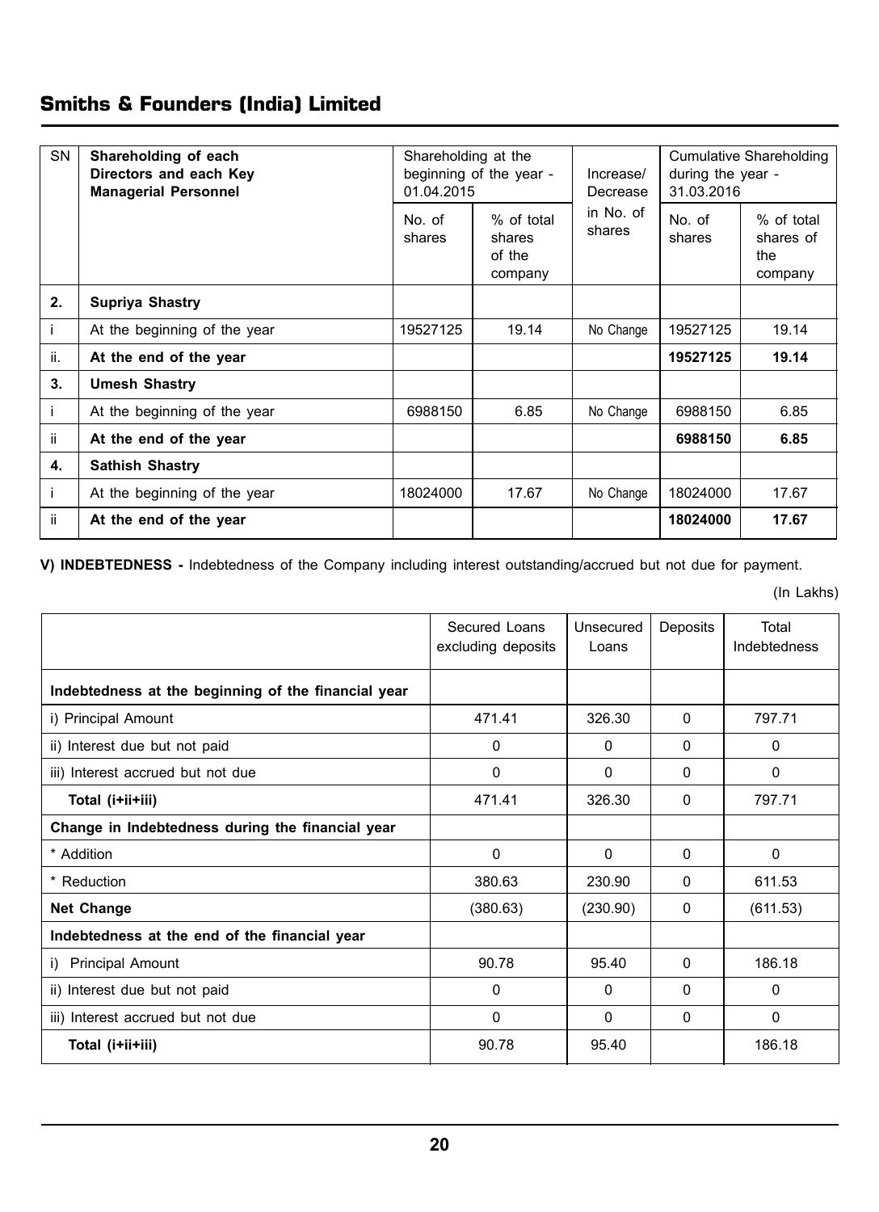| SN | Shareholding of each Directors and each Key Managerial Personnel | Shareholding at the beginning of the year - 01.04.2015 | | Increase/ Decrease in No. of shares | Cumulative Shareholding during the year - 31.03.2016 | |
|---|---|---|---|---|---|---|
| | | No. of shares | % of total shares of the company | | No. of shares | % of total shares of the company |
| **2.** | **Supriya Shastry** | | | | | |
| i | At the beginning of the year | 19527125 | 19.14 | No Change | 19527125 | 19.14 |
| ii. | **At the end of the year** | | | | **19527125** | **19.14** |
| **3.** | **Umesh Shastry** | | | | | |
| i | At the beginning of the year | 6988150 | 6.85 | No Change | 6988150 | 6.85 |
| ii | **At the end of the year** | | | | **6988150** | **6.85** |
| **4.** | **Sathish Shastry** | | | | | |
| i | At the beginning of the year | 18024000 | 17.67 | No Change | 18024000 | 17.67 |
| ii | **At the end of the year** | | | | **18024000** | **17.67** |

**V) INDEBTEDNESS -** Indebtedness of the Company including interest outstanding/accrued but not due for payment.

(In Lakhs)

| | Secured Loans excluding deposits | Unsecured Loans | Deposits | Total Indebtedness |
|---|---|---|---|---|
| **Indebtedness at the beginning of the financial year** | | | | |
| i) Principal Amount | 471.41 | 326.30 | 0 | 797.71 |
| ii) Interest due but not paid | 0 | 0 | 0 | 0 |
| iii) Interest accrued but not due | 0 | 0 | 0 | 0 |
| **Total (i+ii+iii)** | 471.41 | 326.30 | 0 | 797.71 |
| **Change in Indebtedness during the financial year** | | | | |
| * Addition | 0 | 0 | 0 | 0 |
| * Reduction | 380.63 | 230.90 | 0 | 611.53 |
| **Net Change** | (380.63) | (230.90) | 0 | (611.53) |
| **Indebtedness at the end of the financial year** | | | | |
| i) Principal Amount | 90.78 | 95.40 | 0 | 186.18 |
| ii) Interest due but not paid | 0 | 0 | 0 | 0 |
| iii) Interest accrued but not due | 0 | 0 | 0 | 0 |
| **Total (i+ii+iii)** | 90.78 | 95.40 | | 186.18 |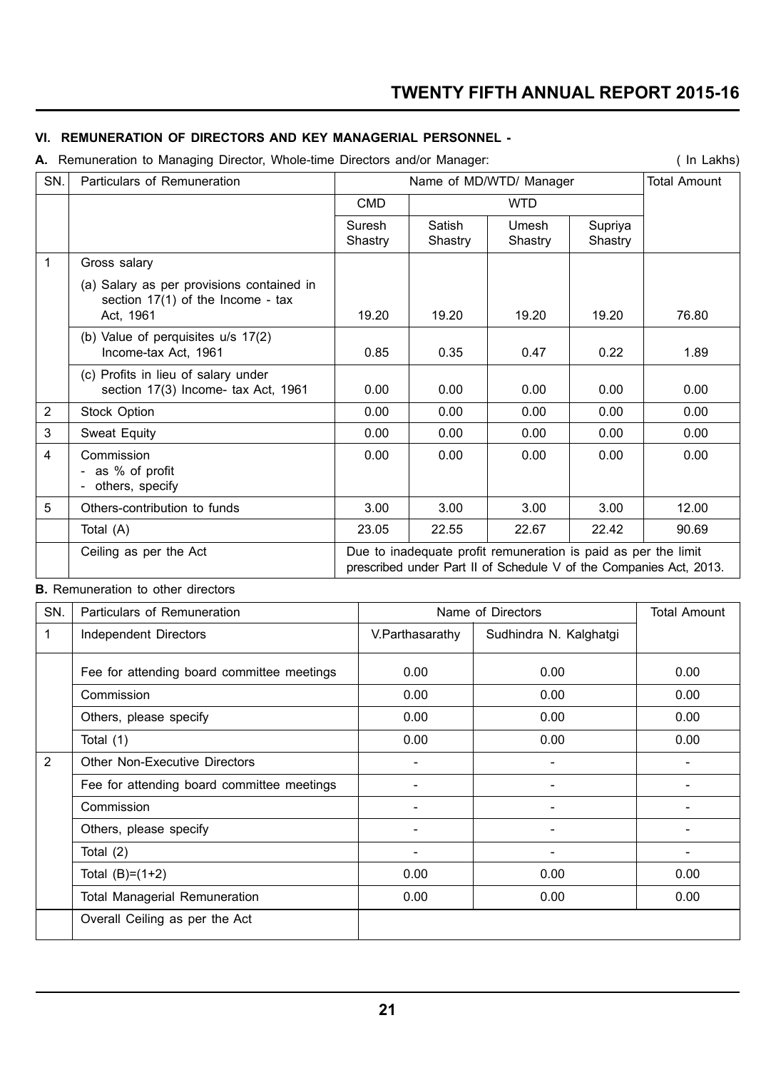### VI. REMUNERATION OF DIRECTORS AND KEY MANAGERIAL PERSONNEL -

**A.** Remuneration to Managing Director, Whole-time Directors and/or Manager: ( In Lakhs)

| SN. | Particulars of Remuneration | Name of MD/WTD/ Manager | | | | Total Amount |
|---|---|---|---|---|---|---|
| | | CMD | WTD | | | |
| | | Suresh Shastry | Satish Shastry | Umesh Shastry | Supriya Shastry | |
| 1 | Gross salary | | | | | |
| | (a) Salary as per provisions contained in section 17(1) of the Income - tax Act, 1961 | 19.20 | 19.20 | 19.20 | 19.20 | 76.80 |
| | (b) Value of perquisites u/s 17(2) Income-tax Act, 1961 | 0.85 | 0.35 | 0.47 | 0.22 | 1.89 |
| | (c) Profits in lieu of salary under section 17(3) Income- tax Act, 1961 | 0.00 | 0.00 | 0.00 | 0.00 | 0.00 |
| 2 | Stock Option | 0.00 | 0.00 | 0.00 | 0.00 | 0.00 |
| 3 | Sweat Equity | 0.00 | 0.00 | 0.00 | 0.00 | 0.00 |
| 4 | Commission<br>- as % of profit<br>- others, specify | 0.00 | 0.00 | 0.00 | 0.00 | 0.00 |
| 5 | Others-contribution to funds | 3.00 | 3.00 | 3.00 | 3.00 | 12.00 |
| | Total (A) | 23.05 | 22.55 | 22.67 | 22.42 | 90.69 |
| | Ceiling as per the Act | Due to inadequate profit remuneration is paid as per the limit prescribed under Part II of Schedule V of the Companies Act, 2013. | | | | |

**B.** Remuneration to other directors

| SN. | Particulars of Remuneration | Name of Directors | | Total Amount |
|---|---|---|---|---|
| 1 | Independent Directors | V.Parthasarathy | Sudhindra N. Kalghatgi | |
| | Fee for attending board committee meetings | 0.00 | 0.00 | 0.00 |
| | Commission | 0.00 | 0.00 | 0.00 |
| | Others, please specify | 0.00 | 0.00 | 0.00 |
| | Total (1) | 0.00 | 0.00 | 0.00 |
| 2 | Other Non-Executive Directors | - | - | - |
| | Fee for attending board committee meetings | - | - | - |
| | Commission | - | - | - |
| | Others, please specify | - | - | - |
| | Total (2) | - | - | - |
| | Total (B)=(1+2) | 0.00 | 0.00 | 0.00 |
| | Total Managerial Remuneration | 0.00 | 0.00 | 0.00 |
| | Overall Ceiling as per the Act | | | |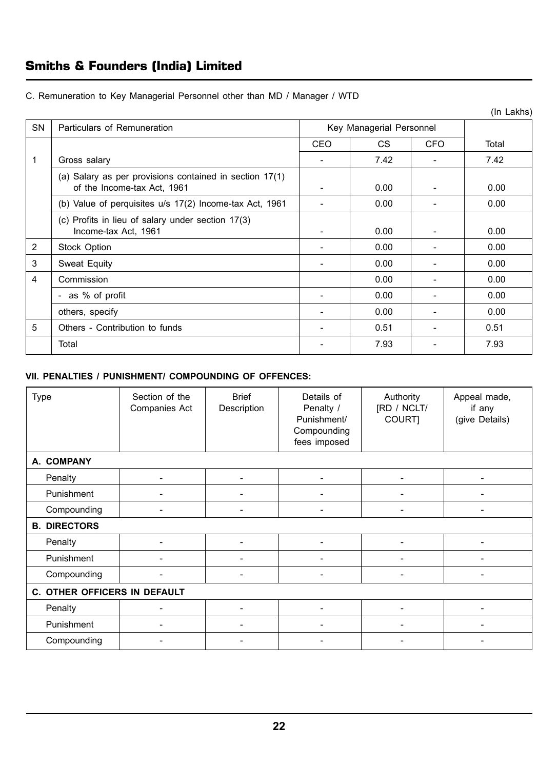C. Remuneration to Key Managerial Personnel other than MD / Manager / WTD

(In Lakhs)

| SN | Particulars of Remuneration | Key Managerial Personnel | | | |
|---|---|---|---|---|---|
| | | CEO | CS | CFO | Total |
| 1 | Gross salary | - | 7.42 | - | 7.42 |
| | (a) Salary as per provisions contained in section 17(1) of the Income-tax Act, 1961 | - | 0.00 | - | 0.00 |
| | (b) Value of perquisites u/s 17(2) Income-tax Act, 1961 | - | 0.00 | - | 0.00 |
| | (c) Profits in lieu of salary under section 17(3) Income-tax Act, 1961 | - | 0.00 | - | 0.00 |
| 2 | Stock Option | - | 0.00 | - | 0.00 |
| 3 | Sweat Equity | - | 0.00 | - | 0.00 |
| 4 | Commission | | 0.00 | - | 0.00 |
| | - as % of profit | - | 0.00 | - | 0.00 |
| | others, specify | - | 0.00 | - | 0.00 |
| 5 | Others - Contribution to funds | - | 0.51 | - | 0.51 |
| | Total | - | 7.93 | - | 7.93 |

**VII. PENALTIES / PUNISHMENT/ COMPOUNDING OF OFFENCES:**

| Type | Section of the Companies Act | Brief Description | Details of Penalty / Punishment/ Compounding fees imposed | Authority [RD / NCLT/ COURT] | Appeal made, if any (give Details) |
|---|---|---|---|---|---|
| **A. COMPANY** | | | | | |
| Penalty | - | - | - | - | - |
| Punishment | - | - | - | - | - |
| Compounding | - | - | - | - | - |
| **B. DIRECTORS** | | | | | |
| Penalty | - | - | - | - | - |
| Punishment | - | - | - | - | - |
| Compounding | - | - | - | - | - |
| **C. OTHER OFFICERS IN DEFAULT** | | | | | |
| Penalty | - | - | - | - | - |
| Punishment | - | - | - | - | - |
| Compounding | - | - | - | - | - |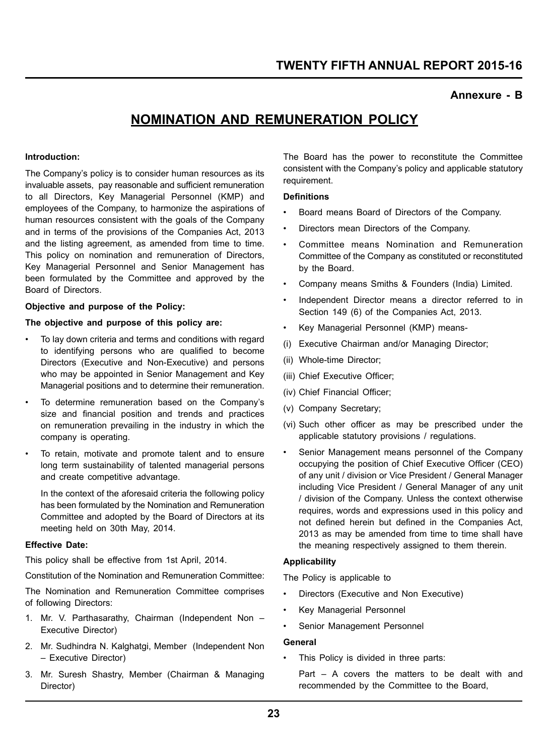## Annexure - B

# NOMINATION AND REMUNERATION POLICY

**Introduction:**

The Company's policy is to consider human resources as its invaluable assets, pay reasonable and sufficient remuneration to all Directors, Key Managerial Personnel (KMP) and employees of the Company, to harmonize the aspirations of human resources consistent with the goals of the Company and in terms of the provisions of the Companies Act, 2013 and the listing agreement, as amended from time to time. This policy on nomination and remuneration of Directors, Key Managerial Personnel and Senior Management has been formulated by the Committee and approved by the Board of Directors.

**Objective and purpose of the Policy:**

**The objective and purpose of this policy are:**

- To lay down criteria and terms and conditions with regard to identifying persons who are qualified to become Directors (Executive and Non-Executive) and persons who may be appointed in Senior Management and Key Managerial positions and to determine their remuneration.
- To determine remuneration based on the Company's size and financial position and trends and practices on remuneration prevailing in the industry in which the company is operating.
- To retain, motivate and promote talent and to ensure long term sustainability of talented managerial persons and create competitive advantage.

  In the context of the aforesaid criteria the following policy has been formulated by the Nomination and Remuneration Committee and adopted by the Board of Directors at its meeting held on 30th May, 2014.

**Effective Date:**

This policy shall be effective from 1st April, 2014.

Constitution of the Nomination and Remuneration Committee:

The Nomination and Remuneration Committee comprises of following Directors:

1. Mr. V. Parthasarathy, Chairman (Independent Non – Executive Director)
2. Mr. Sudhindra N. Kalghatgi, Member (Independent Non – Executive Director)
3. Mr. Suresh Shastry, Member (Chairman & Managing Director)

The Board has the power to reconstitute the Committee consistent with the Company's policy and applicable statutory requirement.

**Definitions**

- Board means Board of Directors of the Company.
- Directors mean Directors of the Company.
- Committee means Nomination and Remuneration Committee of the Company as constituted or reconstituted by the Board.
- Company means Smiths & Founders (India) Limited.
- Independent Director means a director referred to in Section 149 (6) of the Companies Act, 2013.
- Key Managerial Personnel (KMP) means-

(i) Executive Chairman and/or Managing Director;

(ii) Whole-time Director;

(iii) Chief Executive Officer;

(iv) Chief Financial Officer;

(v) Company Secretary;

(vi) Such other officer as may be prescribed under the applicable statutory provisions / regulations.

- Senior Management means personnel of the Company occupying the position of Chief Executive Officer (CEO) of any unit / division or Vice President / General Manager including Vice President / General Manager of any unit / division of the Company. Unless the context otherwise requires, words and expressions used in this policy and not defined herein but defined in the Companies Act, 2013 as may be amended from time to time shall have the meaning respectively assigned to them therein.

**Applicability**

The Policy is applicable to

- Directors (Executive and Non Executive)
- Key Managerial Personnel
- Senior Management Personnel

**General**

- This Policy is divided in three parts:

  Part – A covers the matters to be dealt with and recommended by the Committee to the Board,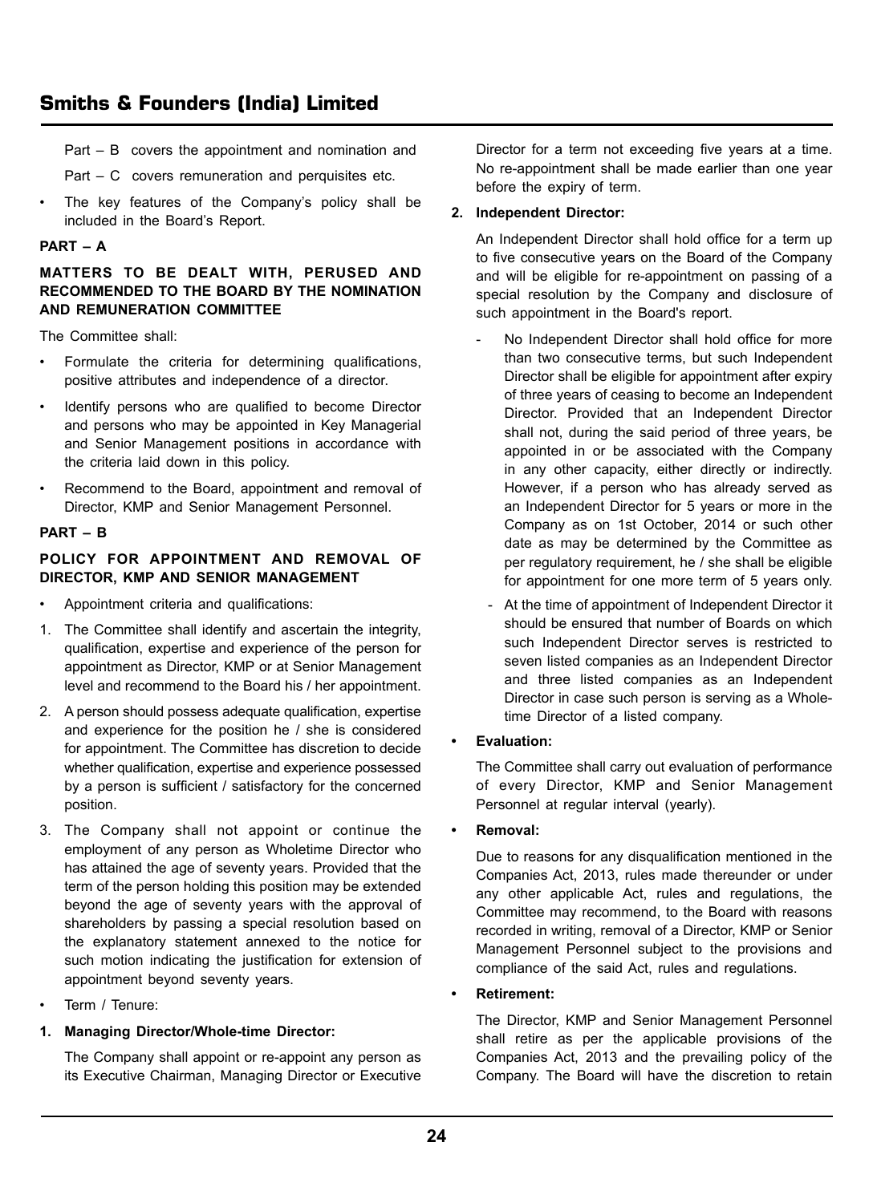Part – B covers the appointment and nomination and

Part – C covers remuneration and perquisites etc.

- The key features of the Company's policy shall be included in the Board's Report.

**PART – A**

**MATTERS TO BE DEALT WITH, PERUSED AND RECOMMENDED TO THE BOARD BY THE NOMINATION AND REMUNERATION COMMITTEE**

The Committee shall:

- Formulate the criteria for determining qualifications, positive attributes and independence of a director.
- Identify persons who are qualified to become Director and persons who may be appointed in Key Managerial and Senior Management positions in accordance with the criteria laid down in this policy.
- Recommend to the Board, appointment and removal of Director, KMP and Senior Management Personnel.

**PART – B**

**POLICY FOR APPOINTMENT AND REMOVAL OF DIRECTOR, KMP AND SENIOR MANAGEMENT**

- Appointment criteria and qualifications:

1. The Committee shall identify and ascertain the integrity, qualification, expertise and experience of the person for appointment as Director, KMP or at Senior Management level and recommend to the Board his / her appointment.
2. A person should possess adequate qualification, expertise and experience for the position he / she is considered for appointment. The Committee has discretion to decide whether qualification, expertise and experience possessed by a person is sufficient / satisfactory for the concerned position.
3. The Company shall not appoint or continue the employment of any person as Wholetime Director who has attained the age of seventy years. Provided that the term of the person holding this position may be extended beyond the age of seventy years with the approval of shareholders by passing a special resolution based on the explanatory statement annexed to the notice for such motion indicating the justification for extension of appointment beyond seventy years.

- Term / Tenure:

**1. Managing Director/Whole-time Director:**

The Company shall appoint or re-appoint any person as its Executive Chairman, Managing Director or Executive Director for a term not exceeding five years at a time. No re-appointment shall be made earlier than one year before the expiry of term.

**2. Independent Director:**

An Independent Director shall hold office for a term up to five consecutive years on the Board of the Company and will be eligible for re-appointment on passing of a special resolution by the Company and disclosure of such appointment in the Board's report.

- No Independent Director shall hold office for more than two consecutive terms, but such Independent Director shall be eligible for appointment after expiry of three years of ceasing to become an Independent Director. Provided that an Independent Director shall not, during the said period of three years, be appointed in or be associated with the Company in any other capacity, either directly or indirectly. However, if a person who has already served as an Independent Director for 5 years or more in the Company as on 1st October, 2014 or such other date as may be determined by the Committee as per regulatory requirement, he / she shall be eligible for appointment for one more term of 5 years only.
- At the time of appointment of Independent Director it should be ensured that number of Boards on which such Independent Director serves is restricted to seven listed companies as an Independent Director and three listed companies as an Independent Director in case such person is serving as a Wholetime Director of a listed company.

- **Evaluation:**

The Committee shall carry out evaluation of performance of every Director, KMP and Senior Management Personnel at regular interval (yearly).

- **Removal:**

Due to reasons for any disqualification mentioned in the Companies Act, 2013, rules made thereunder or under any other applicable Act, rules and regulations, the Committee may recommend, to the Board with reasons recorded in writing, removal of a Director, KMP or Senior Management Personnel subject to the provisions and compliance of the said Act, rules and regulations.

- **Retirement:**

The Director, KMP and Senior Management Personnel shall retire as per the applicable provisions of the Companies Act, 2013 and the prevailing policy of the Company. The Board will have the discretion to retain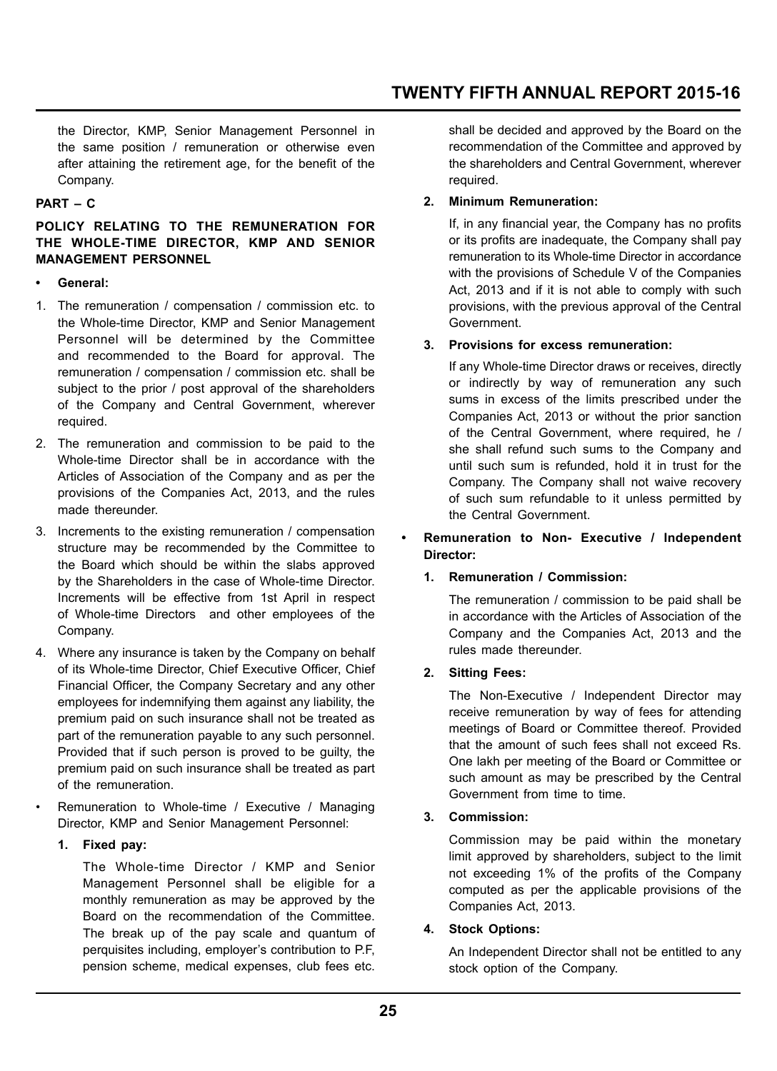the Director, KMP, Senior Management Personnel in the same position / remuneration or otherwise even after attaining the retirement age, for the benefit of the Company.

**PART – C**

**POLICY RELATING TO THE REMUNERATION FOR THE WHOLE-TIME DIRECTOR, KMP AND SENIOR MANAGEMENT PERSONNEL**

- **General:**

1. The remuneration / compensation / commission etc. to the Whole-time Director, KMP and Senior Management Personnel will be determined by the Committee and recommended to the Board for approval. The remuneration / compensation / commission etc. shall be subject to the prior / post approval of the shareholders of the Company and Central Government, wherever required.
2. The remuneration and commission to be paid to the Whole-time Director shall be in accordance with the Articles of Association of the Company and as per the provisions of the Companies Act, 2013, and the rules made thereunder.
3. Increments to the existing remuneration / compensation structure may be recommended by the Committee to the Board which should be within the slabs approved by the Shareholders in the case of Whole-time Director. Increments will be effective from 1st April in respect of Whole-time Directors and other employees of the Company.
4. Where any insurance is taken by the Company on behalf of its Whole-time Director, Chief Executive Officer, Chief Financial Officer, the Company Secretary and any other employees for indemnifying them against any liability, the premium paid on such insurance shall not be treated as part of the remuneration payable to any such personnel. Provided that if such person is proved to be guilty, the premium paid on such insurance shall be treated as part of the remuneration.

- Remuneration to Whole-time / Executive / Managing Director, KMP and Senior Management Personnel:

  1. **Fixed pay:**

     The Whole-time Director / KMP and Senior Management Personnel shall be eligible for a monthly remuneration as may be approved by the Board on the recommendation of the Committee. The break up of the pay scale and quantum of perquisites including, employer's contribution to P.F, pension scheme, medical expenses, club fees etc. shall be decided and approved by the Board on the recommendation of the Committee and approved by the shareholders and Central Government, wherever required.

  2. **Minimum Remuneration:**

     If, in any financial year, the Company has no profits or its profits are inadequate, the Company shall pay remuneration to its Whole-time Director in accordance with the provisions of Schedule V of the Companies Act, 2013 and if it is not able to comply with such provisions, with the previous approval of the Central Government.

  3. **Provisions for excess remuneration:**

     If any Whole-time Director draws or receives, directly or indirectly by way of remuneration any such sums in excess of the limits prescribed under the Companies Act, 2013 or without the prior sanction of the Central Government, where required, he / she shall refund such sums to the Company and until such sum is refunded, hold it in trust for the Company. The Company shall not waive recovery of such sum refundable to it unless permitted by the Central Government.

- **Remuneration to Non- Executive / Independent Director:**

  1. **Remuneration / Commission:**

     The remuneration / commission to be paid shall be in accordance with the Articles of Association of the Company and the Companies Act, 2013 and the rules made thereunder.

  2. **Sitting Fees:**

     The Non-Executive / Independent Director may receive remuneration by way of fees for attending meetings of Board or Committee thereof. Provided that the amount of such fees shall not exceed Rs. One lakh per meeting of the Board or Committee or such amount as may be prescribed by the Central Government from time to time.

  3. **Commission:**

     Commission may be paid within the monetary limit approved by shareholders, subject to the limit not exceeding 1% of the profits of the Company computed as per the applicable provisions of the Companies Act, 2013.

  4. **Stock Options:**

     An Independent Director shall not be entitled to any stock option of the Company.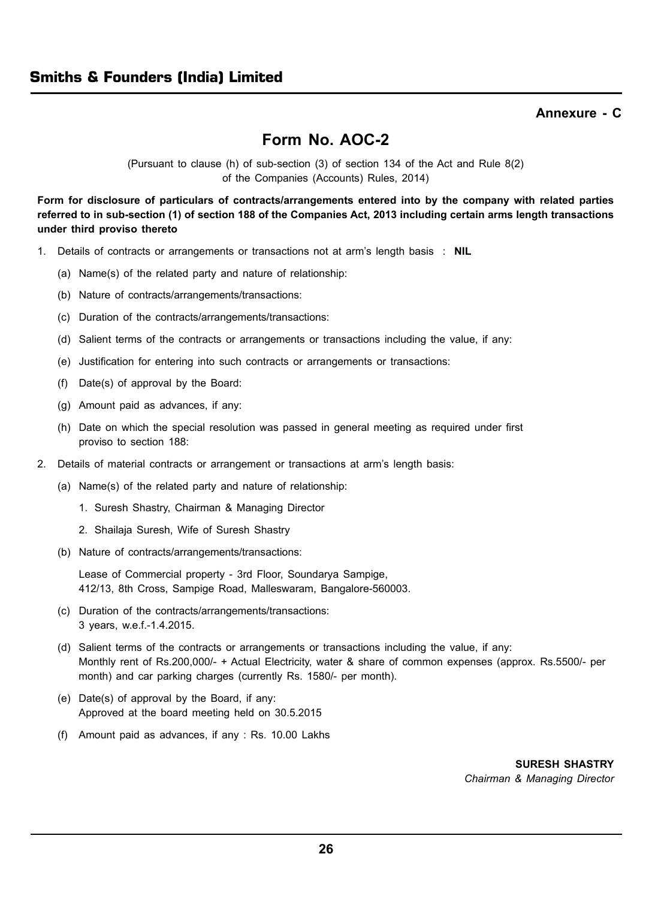**Annexure - C**

# Form No. AOC-2

(Pursuant to clause (h) of sub-section (3) of section 134 of the Act and Rule 8(2) of the Companies (Accounts) Rules, 2014)

**Form for disclosure of particulars of contracts/arrangements entered into by the company with related parties referred to in sub-section (1) of section 188 of the Companies Act, 2013 including certain arms length transactions under third proviso thereto**

1. Details of contracts or arrangements or transactions not at arm's length basis : **NIL**

   (a) Name(s) of the related party and nature of relationship:

   (b) Nature of contracts/arrangements/transactions:

   (c) Duration of the contracts/arrangements/transactions:

   (d) Salient terms of the contracts or arrangements or transactions including the value, if any:

   (e) Justification for entering into such contracts or arrangements or transactions:

   (f) Date(s) of approval by the Board:

   (g) Amount paid as advances, if any:

   (h) Date on which the special resolution was passed in general meeting as required under first proviso to section 188:

2. Details of material contracts or arrangement or transactions at arm's length basis:

   (a) Name(s) of the related party and nature of relationship:

      1. Suresh Shastry, Chairman & Managing Director

      2. Shailaja Suresh, Wife of Suresh Shastry

   (b) Nature of contracts/arrangements/transactions:

      Lease of Commercial property - 3rd Floor, Soundarya Sampige, 412/13, 8th Cross, Sampige Road, Malleswaram, Bangalore-560003.

   (c) Duration of the contracts/arrangements/transactions:
      3 years, w.e.f.-1.4.2015.

   (d) Salient terms of the contracts or arrangements or transactions including the value, if any:
      Monthly rent of Rs.200,000/- + Actual Electricity, water & share of common expenses (approx. Rs.5500/- per month) and car parking charges (currently Rs. 1580/- per month).

   (e) Date(s) of approval by the Board, if any:
      Approved at the board meeting held on 30.5.2015

   (f) Amount paid as advances, if any : Rs. 10.00 Lakhs

**SURESH SHASTRY**
*Chairman & Managing Director*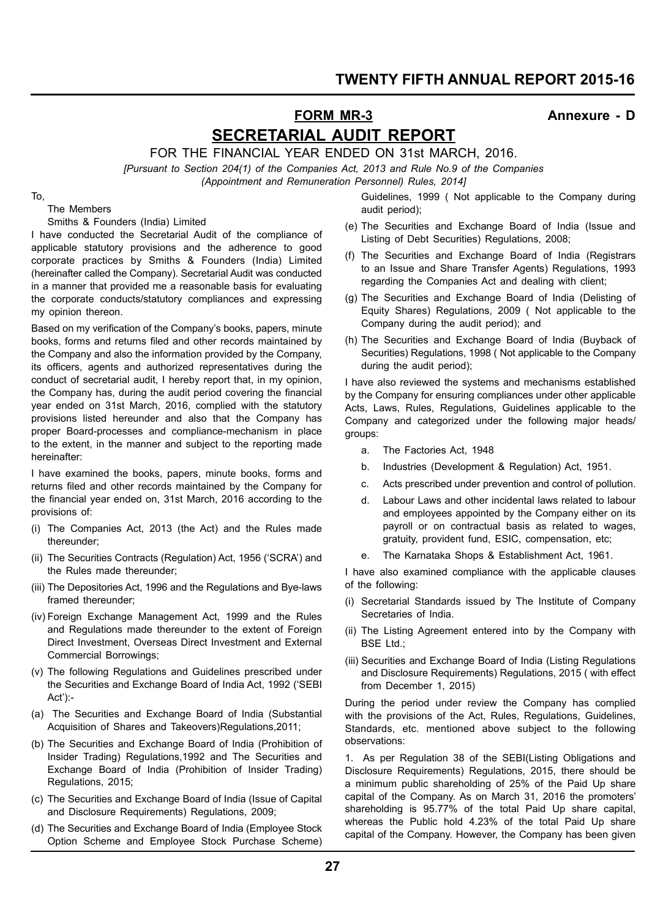**FORM MR-3** **Annexure - D**

# SECRETARIAL AUDIT REPORT

FOR THE FINANCIAL YEAR ENDED ON 31st MARCH, 2016.

*[Pursuant to Section 204(1) of the Companies Act, 2013 and Rule No.9 of the Companies (Appointment and Remuneration Personnel) Rules, 2014]*

To,

The Members

Smiths & Founders (India) Limited

I have conducted the Secretarial Audit of the compliance of applicable statutory provisions and the adherence to good corporate practices by Smiths & Founders (India) Limited (hereinafter called the Company). Secretarial Audit was conducted in a manner that provided me a reasonable basis for evaluating the corporate conducts/statutory compliances and expressing my opinion thereon.

Based on my verification of the Company's books, papers, minute books, forms and returns filed and other records maintained by the Company and also the information provided by the Company, its officers, agents and authorized representatives during the conduct of secretarial audit, I hereby report that, in my opinion, the Company has, during the audit period covering the financial year ended on 31st March, 2016, complied with the statutory provisions listed hereunder and also that the Company has proper Board-processes and compliance-mechanism in place to the extent, in the manner and subject to the reporting made hereinafter:

I have examined the books, papers, minute books, forms and returns filed and other records maintained by the Company for the financial year ended on, 31st March, 2016 according to the provisions of:

(i) The Companies Act, 2013 (the Act) and the Rules made thereunder;

(ii) The Securities Contracts (Regulation) Act, 1956 ('SCRA') and the Rules made thereunder;

(iii) The Depositories Act, 1996 and the Regulations and Bye-laws framed thereunder;

(iv) Foreign Exchange Management Act, 1999 and the Rules and Regulations made thereunder to the extent of Foreign Direct Investment, Overseas Direct Investment and External Commercial Borrowings;

(v) The following Regulations and Guidelines prescribed under the Securities and Exchange Board of India Act, 1992 ('SEBI Act'):-

(a) The Securities and Exchange Board of India (Substantial Acquisition of Shares and Takeovers)Regulations,2011;

(b) The Securities and Exchange Board of India (Prohibition of Insider Trading) Regulations,1992 and The Securities and Exchange Board of India (Prohibition of Insider Trading) Regulations, 2015;

(c) The Securities and Exchange Board of India (Issue of Capital and Disclosure Requirements) Regulations, 2009;

(d) The Securities and Exchange Board of India (Employee Stock Option Scheme and Employee Stock Purchase Scheme) Guidelines, 1999 ( Not applicable to the Company during audit period);

(e) The Securities and Exchange Board of India (Issue and Listing of Debt Securities) Regulations, 2008;

(f) The Securities and Exchange Board of India (Registrars to an Issue and Share Transfer Agents) Regulations, 1993 regarding the Companies Act and dealing with client;

(g) The Securities and Exchange Board of India (Delisting of Equity Shares) Regulations, 2009 ( Not applicable to the Company during the audit period); and

(h) The Securities and Exchange Board of India (Buyback of Securities) Regulations, 1998 ( Not applicable to the Company during the audit period);

I have also reviewed the systems and mechanisms established by the Company for ensuring compliances under other applicable Acts, Laws, Rules, Regulations, Guidelines applicable to the Company and categorized under the following major heads/ groups:

a. The Factories Act, 1948

b. Industries (Development & Regulation) Act, 1951.

c. Acts prescribed under prevention and control of pollution.

d. Labour Laws and other incidental laws related to labour and employees appointed by the Company either on its payroll or on contractual basis as related to wages, gratuity, provident fund, ESIC, compensation, etc;

e. The Karnataka Shops & Establishment Act, 1961.

I have also examined compliance with the applicable clauses of the following:

(i) Secretarial Standards issued by The Institute of Company Secretaries of India.

(ii) The Listing Agreement entered into by the Company with BSE Ltd.;

(iii) Securities and Exchange Board of India (Listing Regulations and Disclosure Requirements) Regulations, 2015 ( with effect from December 1, 2015)

During the period under review the Company has complied with the provisions of the Act, Rules, Regulations, Guidelines, Standards, etc. mentioned above subject to the following observations:

1. As per Regulation 38 of the SEBI(Listing Obligations and Disclosure Requirements) Regulations, 2015, there should be a minimum public shareholding of 25% of the Paid Up share capital of the Company. As on March 31, 2016 the promoters' shareholding is 95.77% of the total Paid Up share capital, whereas the Public hold 4.23% of the total Paid Up share capital of the Company. However, the Company has been given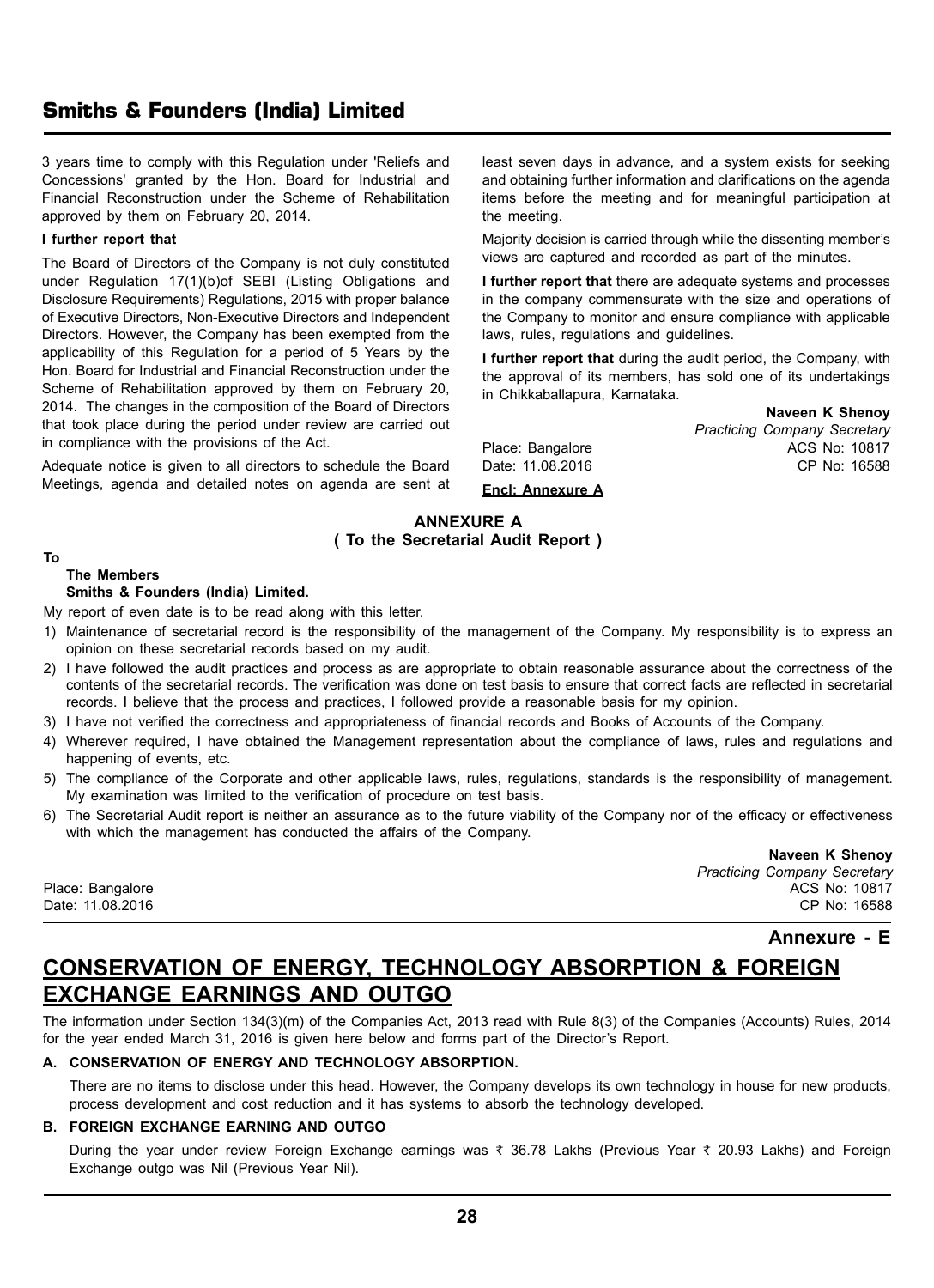3 years time to comply with this Regulation under 'Reliefs and Concessions' granted by the Hon. Board for Industrial and Financial Reconstruction under the Scheme of Rehabilitation approved by them on February 20, 2014.

**I further report that**

The Board of Directors of the Company is not duly constituted under Regulation 17(1)(b)of SEBI (Listing Obligations and Disclosure Requirements) Regulations, 2015 with proper balance of Executive Directors, Non-Executive Directors and Independent Directors. However, the Company has been exempted from the applicability of this Regulation for a period of 5 Years by the Hon. Board for Industrial and Financial Reconstruction under the Scheme of Rehabilitation approved by them on February 20, 2014. The changes in the composition of the Board of Directors that took place during the period under review are carried out in compliance with the provisions of the Act.

Adequate notice is given to all directors to schedule the Board Meetings, agenda and detailed notes on agenda are sent at least seven days in advance, and a system exists for seeking and obtaining further information and clarifications on the agenda items before the meeting and for meaningful participation at the meeting.

Majority decision is carried through while the dissenting member's views are captured and recorded as part of the minutes.

**I further report that** there are adequate systems and processes in the company commensurate with the size and operations of the Company to monitor and ensure compliance with applicable laws, rules, regulations and guidelines.

**I further report that** during the audit period, the Company, with the approval of its members, has sold one of its undertakings in Chikkaballapura, Karnataka.

Place: Bangalore
Date: 11.08.2016

**Naveen K Shenoy**
*Practicing Company Secretary*
ACS No: 10817
CP No: 16588

**Encl: Annexure A**

## ANNEXURE A
### ( To the Secretarial Audit Report )

**To**

**The Members**
**Smiths & Founders (India) Limited.**

My report of even date is to be read along with this letter.

1) Maintenance of secretarial record is the responsibility of the management of the Company. My responsibility is to express an opinion on these secretarial records based on my audit.
2) I have followed the audit practices and process as are appropriate to obtain reasonable assurance about the correctness of the contents of the secretarial records. The verification was done on test basis to ensure that correct facts are reflected in secretarial records. I believe that the process and practices, I followed provide a reasonable basis for my opinion.
3) I have not verified the correctness and appropriateness of financial records and Books of Accounts of the Company.
4) Wherever required, I have obtained the Management representation about the compliance of laws, rules and regulations and happening of events, etc.
5) The compliance of the Corporate and other applicable laws, rules, regulations, standards is the responsibility of management. My examination was limited to the verification of procedure on test basis.
6) The Secretarial Audit report is neither an assurance as to the future viability of the Company nor of the efficacy or effectiveness with which the management has conducted the affairs of the Company.

Place: Bangalore
Date: 11.08.2016

**Naveen K Shenoy**
*Practicing Company Secretary*
ACS No: 10817
CP No: 16588

**Annexure - E**

# CONSERVATION OF ENERGY, TECHNOLOGY ABSORPTION & FOREIGN EXCHANGE EARNINGS AND OUTGO

The information under Section 134(3)(m) of the Companies Act, 2013 read with Rule 8(3) of the Companies (Accounts) Rules, 2014 for the year ended March 31, 2016 is given here below and forms part of the Director's Report.

**A. CONSERVATION OF ENERGY AND TECHNOLOGY ABSORPTION.**

There are no items to disclose under this head. However, the Company develops its own technology in house for new products, process development and cost reduction and it has systems to absorb the technology developed.

**B. FOREIGN EXCHANGE EARNING AND OUTGO**

During the year under review Foreign Exchange earnings was ₹ 36.78 Lakhs (Previous Year ₹ 20.93 Lakhs) and Foreign Exchange outgo was Nil (Previous Year Nil).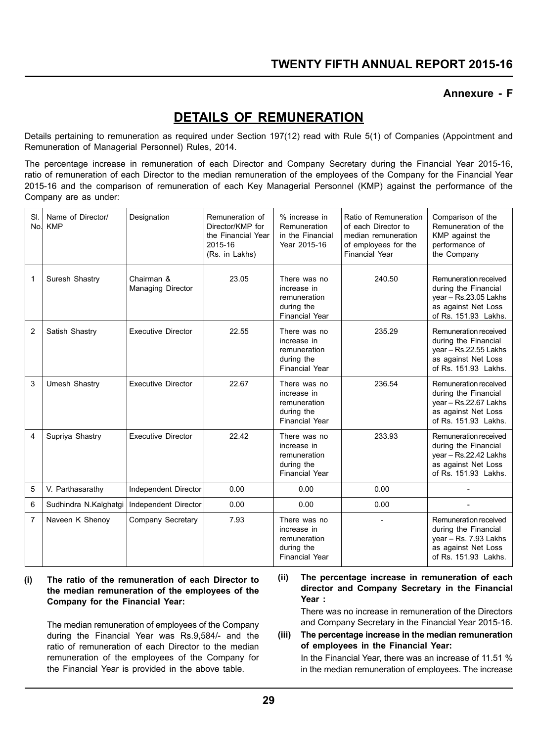## Annexure - F

# DETAILS OF REMUNERATION

Details pertaining to remuneration as required under Section 197(12) read with Rule 5(1) of Companies (Appointment and Remuneration of Managerial Personnel) Rules, 2014.

The percentage increase in remuneration of each Director and Company Secretary during the Financial Year 2015-16, ratio of remuneration of each Director to the median remuneration of the employees of the Company for the Financial Year 2015-16 and the comparison of remuneration of each Key Managerial Personnel (KMP) against the performance of the Company are as under:

| Sl. No. | Name of Director/ KMP | Designation | Remuneration of Director/KMP for the Financial Year 2015-16 (Rs. in Lakhs) | % increase in Remuneration in the Financial Year 2015-16 | Ratio of Remuneration of each Director to median remuneration of employees for the Financial Year | Comparison of the Remuneration of the KMP against the performance of the Company |
|---|---|---|---|---|---|---|
| 1 | Suresh Shastry | Chairman & Managing Director | 23.05 | There was no increase in remuneration during the Financial Year | 240.50 | Remuneration received during the Financial year – Rs.23.05 Lakhs as against Net Loss of Rs. 151.93 Lakhs. |
| 2 | Satish Shastry | Executive Director | 22.55 | There was no increase in remuneration during the Financial Year | 235.29 | Remuneration received during the Financial year – Rs.22.55 Lakhs as against Net Loss of Rs. 151.93 Lakhs. |
| 3 | Umesh Shastry | Executive Director | 22.67 | There was no increase in remuneration during the Financial Year | 236.54 | Remuneration received during the Financial year – Rs.22.67 Lakhs as against Net Loss of Rs. 151.93 Lakhs. |
| 4 | Supriya Shastry | Executive Director | 22.42 | There was no increase in remuneration during the Financial Year | 233.93 | Remuneration received during the Financial year – Rs.22.42 Lakhs as against Net Loss of Rs. 151.93 Lakhs. |
| 5 | V. Parthasarathy | Independent Director | 0.00 | 0.00 | 0.00 | - |
| 6 | Sudhindra N.Kalghatgi | Independent Director | 0.00 | 0.00 | 0.00 | - |
| 7 | Naveen K Shenoy | Company Secretary | 7.93 | There was no increase in remuneration during the Financial Year | - | Remuneration received during the Financial year – Rs. 7.93 Lakhs as against Net Loss of Rs. 151.93 Lakhs. |

**(i) The ratio of the remuneration of each Director to the median remuneration of the employees of the Company for the Financial Year:**

The median remuneration of employees of the Company during the Financial Year was Rs.9,584/- and the ratio of remuneration of each Director to the median remuneration of the employees of the Company for the Financial Year is provided in the above table.

**(ii) The percentage increase in remuneration of each director and Company Secretary in the Financial Year :**

There was no increase in remuneration of the Directors and Company Secretary in the Financial Year 2015-16.

**(iii) The percentage increase in the median remuneration of employees in the Financial Year:**

In the Financial Year, there was an increase of 11.51 % in the median remuneration of employees. The increase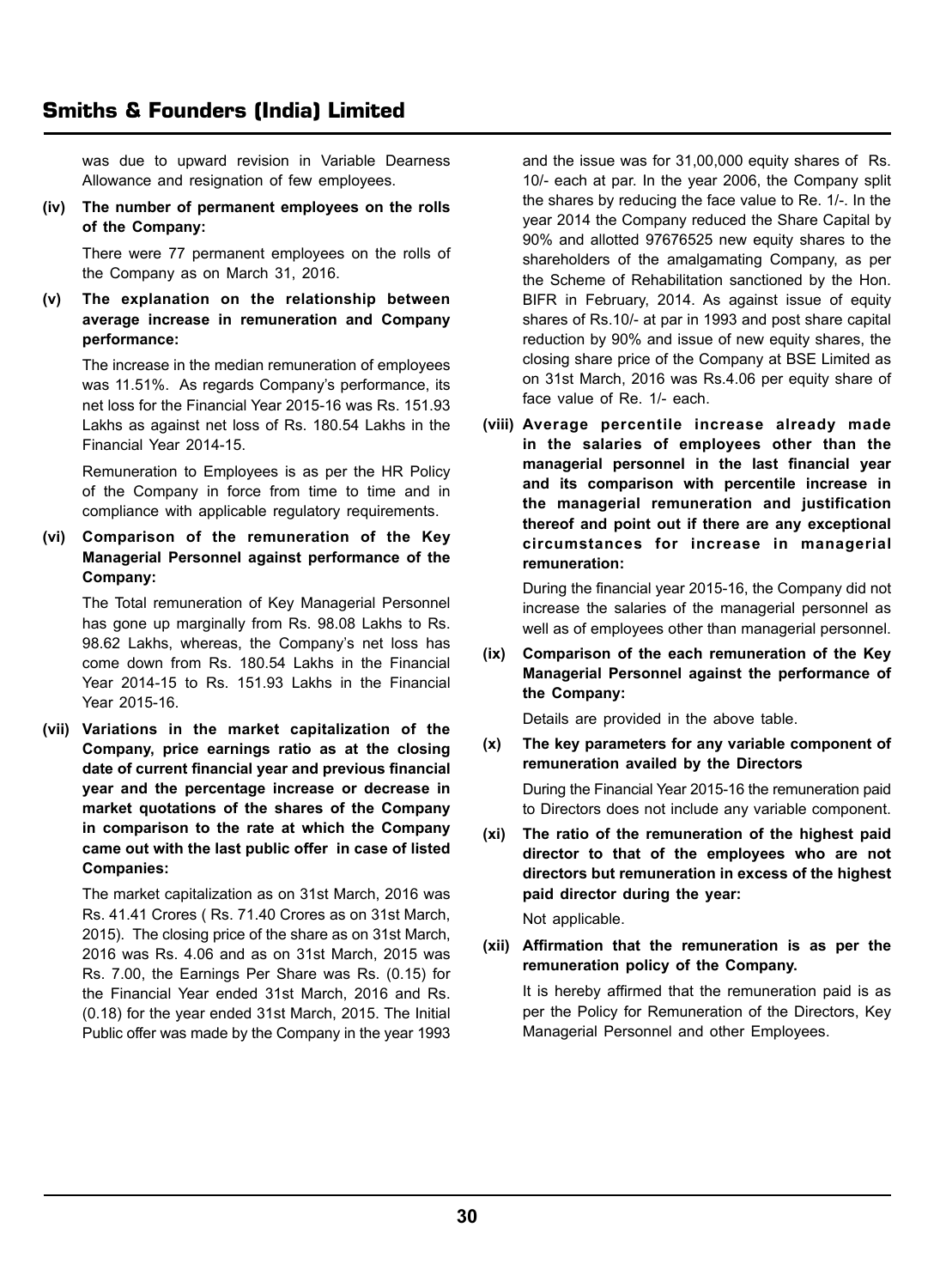was due to upward revision in Variable Dearness Allowance and resignation of few employees.

**(iv) The number of permanent employees on the rolls of the Company:**

There were 77 permanent employees on the rolls of the Company as on March 31, 2016.

**(v) The explanation on the relationship between average increase in remuneration and Company performance:**

The increase in the median remuneration of employees was 11.51%. As regards Company's performance, its net loss for the Financial Year 2015-16 was Rs. 151.93 Lakhs as against net loss of Rs. 180.54 Lakhs in the Financial Year 2014-15.

Remuneration to Employees is as per the HR Policy of the Company in force from time to time and in compliance with applicable regulatory requirements.

**(vi) Comparison of the remuneration of the Key Managerial Personnel against performance of the Company:**

The Total remuneration of Key Managerial Personnel has gone up marginally from Rs. 98.08 Lakhs to Rs. 98.62 Lakhs, whereas, the Company's net loss has come down from Rs. 180.54 Lakhs in the Financial Year 2014-15 to Rs. 151.93 Lakhs in the Financial Year 2015-16.

**(vii) Variations in the market capitalization of the Company, price earnings ratio as at the closing date of current financial year and previous financial year and the percentage increase or decrease in market quotations of the shares of the Company in comparison to the rate at which the Company came out with the last public offer in case of listed Companies:**

The market capitalization as on 31st March, 2016 was Rs. 41.41 Crores ( Rs. 71.40 Crores as on 31st March, 2015). The closing price of the share as on 31st March, 2016 was Rs. 4.06 and as on 31st March, 2015 was Rs. 7.00, the Earnings Per Share was Rs. (0.15) for the Financial Year ended 31st March, 2016 and Rs. (0.18) for the year ended 31st March, 2015. The Initial Public offer was made by the Company in the year 1993 and the issue was for 31,00,000 equity shares of Rs. 10/- each at par. In the year 2006, the Company split the shares by reducing the face value to Re. 1/-. In the year 2014 the Company reduced the Share Capital by 90% and allotted 97676525 new equity shares to the shareholders of the amalgamating Company, as per the Scheme of Rehabilitation sanctioned by the Hon. BIFR in February, 2014. As against issue of equity shares of Rs.10/- at par in 1993 and post share capital reduction by 90% and issue of new equity shares, the closing share price of the Company at BSE Limited as on 31st March, 2016 was Rs.4.06 per equity share of face value of Re. 1/- each.

**(viii) Average percentile increase already made in the salaries of employees other than the managerial personnel in the last financial year and its comparison with percentile increase in the managerial remuneration and justification thereof and point out if there are any exceptional circumstances for increase in managerial remuneration:**

During the financial year 2015-16, the Company did not increase the salaries of the managerial personnel as well as of employees other than managerial personnel.

**(ix) Comparison of the each remuneration of the Key Managerial Personnel against the performance of the Company:**

Details are provided in the above table.

**(x) The key parameters for any variable component of remuneration availed by the Directors**

During the Financial Year 2015-16 the remuneration paid to Directors does not include any variable component.

**(xi) The ratio of the remuneration of the highest paid director to that of the employees who are not directors but remuneration in excess of the highest paid director during the year:**

Not applicable.

**(xii) Affirmation that the remuneration is as per the remuneration policy of the Company.**

It is hereby affirmed that the remuneration paid is as per the Policy for Remuneration of the Directors, Key Managerial Personnel and other Employees.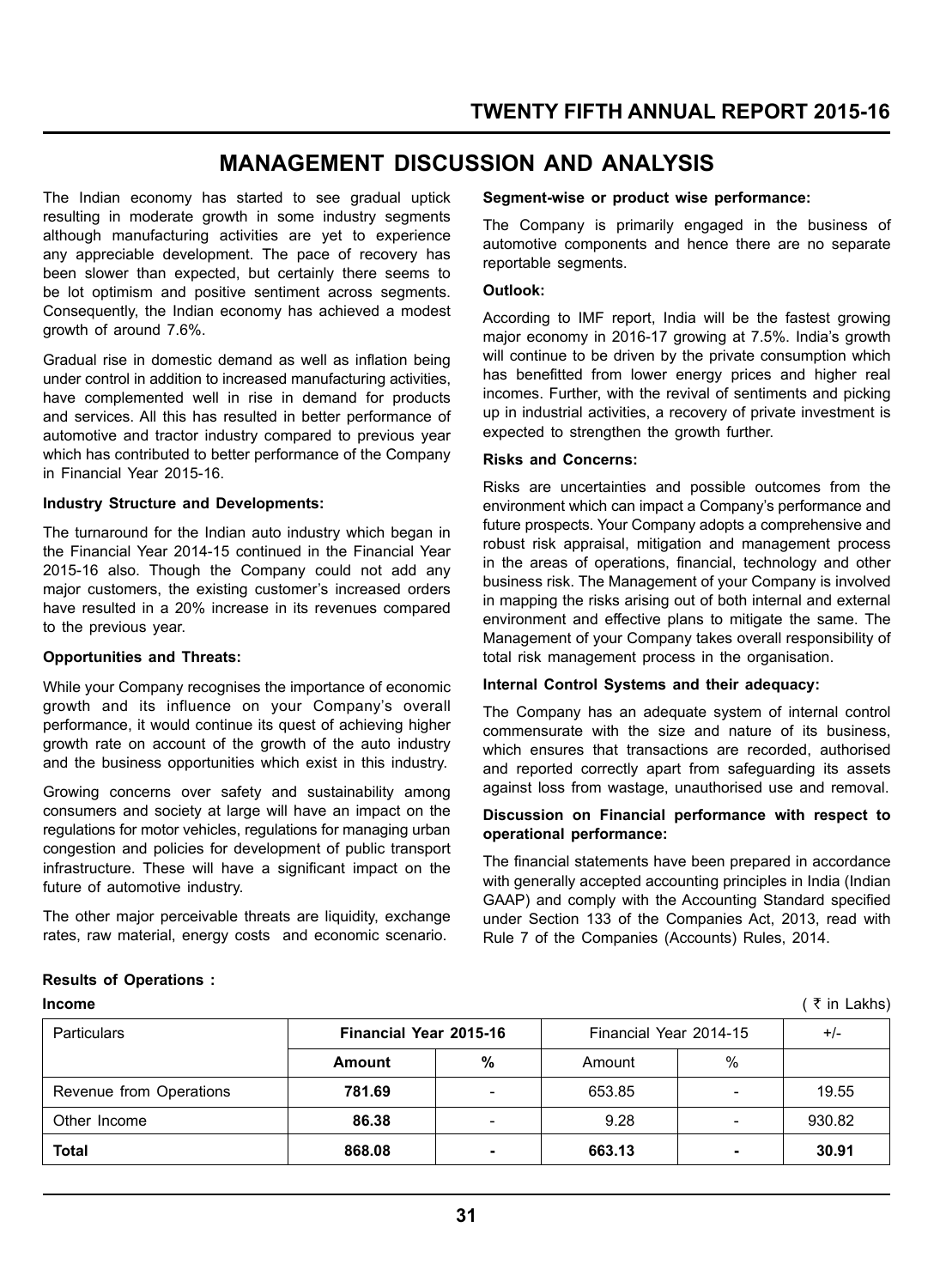# MANAGEMENT DISCUSSION AND ANALYSIS

The Indian economy has started to see gradual uptick resulting in moderate growth in some industry segments although manufacturing activities are yet to experience any appreciable development. The pace of recovery has been slower than expected, but certainly there seems to be lot optimism and positive sentiment across segments. Consequently, the Indian economy has achieved a modest growth of around 7.6%.

Gradual rise in domestic demand as well as inflation being under control in addition to increased manufacturing activities, have complemented well in rise in demand for products and services. All this has resulted in better performance of automotive and tractor industry compared to previous year which has contributed to better performance of the Company in Financial Year 2015-16.

**Industry Structure and Developments:**

The turnaround for the Indian auto industry which began in the Financial Year 2014-15 continued in the Financial Year 2015-16 also. Though the Company could not add any major customers, the existing customer's increased orders have resulted in a 20% increase in its revenues compared to the previous year.

**Opportunities and Threats:**

While your Company recognises the importance of economic growth and its influence on your Company's overall performance, it would continue its quest of achieving higher growth rate on account of the growth of the auto industry and the business opportunities which exist in this industry.

Growing concerns over safety and sustainability among consumers and society at large will have an impact on the regulations for motor vehicles, regulations for managing urban congestion and policies for development of public transport infrastructure. These will have a significant impact on the future of automotive industry.

The other major perceivable threats are liquidity, exchange rates, raw material, energy costs and economic scenario.

**Segment-wise or product wise performance:**

The Company is primarily engaged in the business of automotive components and hence there are no separate reportable segments.

**Outlook:**

According to IMF report, India will be the fastest growing major economy in 2016-17 growing at 7.5%. India's growth will continue to be driven by the private consumption which has benefitted from lower energy prices and higher real incomes. Further, with the revival of sentiments and picking up in industrial activities, a recovery of private investment is expected to strengthen the growth further.

**Risks and Concerns:**

Risks are uncertainties and possible outcomes from the environment which can impact a Company's performance and future prospects. Your Company adopts a comprehensive and robust risk appraisal, mitigation and management process in the areas of operations, financial, technology and other business risk. The Management of your Company is involved in mapping the risks arising out of both internal and external environment and effective plans to mitigate the same. The Management of your Company takes overall responsibility of total risk management process in the organisation.

**Internal Control Systems and their adequacy:**

The Company has an adequate system of internal control commensurate with the size and nature of its business, which ensures that transactions are recorded, authorised and reported correctly apart from safeguarding its assets against loss from wastage, unauthorised use and removal.

**Discussion on Financial performance with respect to operational performance:**

The financial statements have been prepared in accordance with generally accepted accounting principles in India (Indian GAAP) and comply with the Accounting Standard specified under Section 133 of the Companies Act, 2013, read with Rule 7 of the Companies (Accounts) Rules, 2014.

**Results of Operations :**

**Income** ( ₹ in Lakhs)

| Particulars | **Financial Year 2015-16** | | Financial Year 2014-15 | | +/- |
|---|---|---|---|---|---|
| | **Amount** | **%** | Amount | % | |
| Revenue from Operations | **781.69** | - | 653.85 | - | 19.55 |
| Other Income | **86.38** | - | 9.28 | - | 930.82 |
| **Total** | **868.08** | **-** | **663.13** | **-** | **30.91** |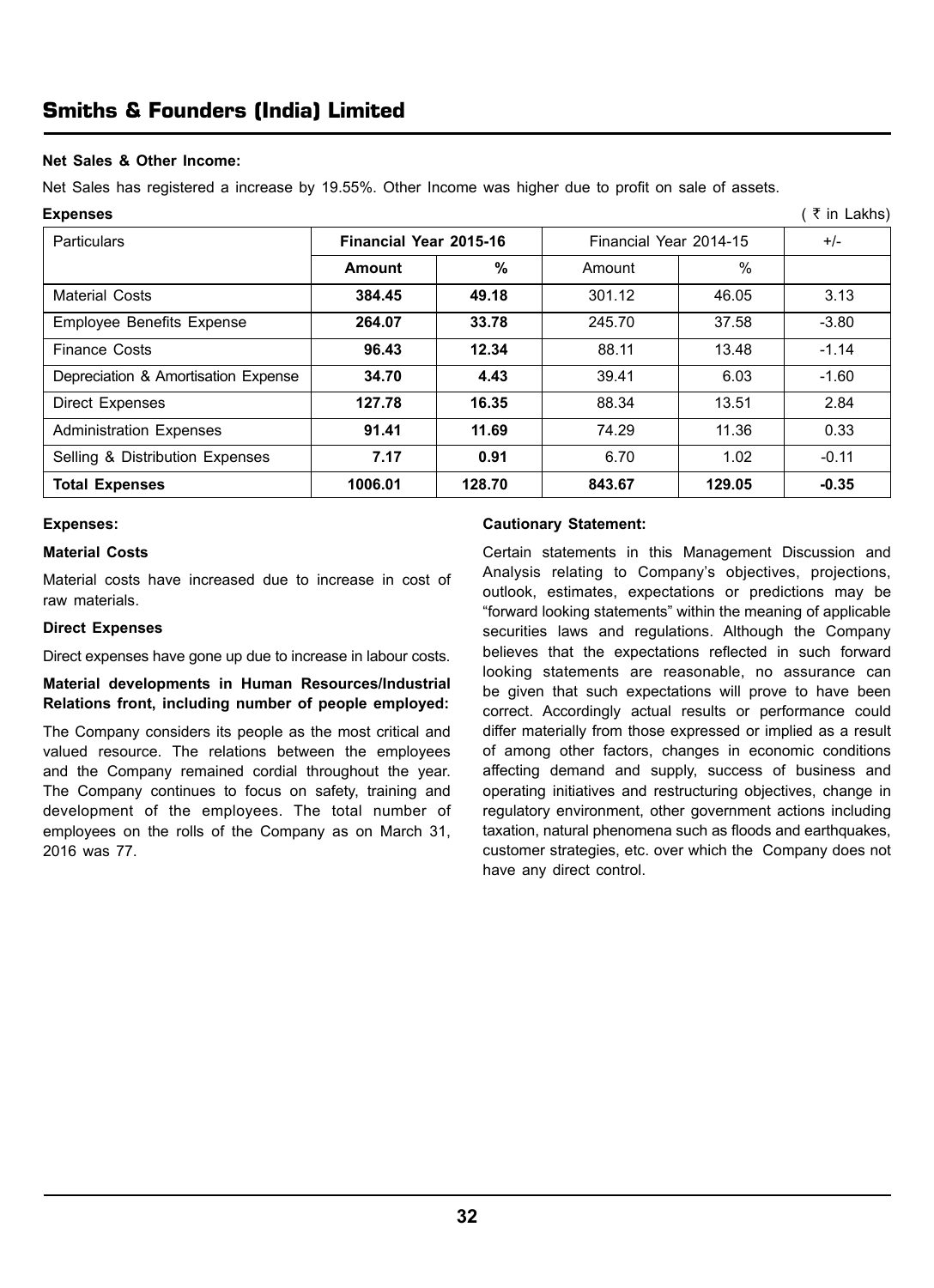#### Net Sales & Other Income:

Net Sales has registered a increase by 19.55%. Other Income was higher due to profit on sale of assets.

**Expenses** ( ₹ in Lakhs)

| Particulars | Financial Year 2015-16 | | Financial Year 2014-15 | | +/- |
|---|---|---|---|---|---|
| | **Amount** | **%** | Amount | % | |
| Material Costs | **384.45** | **49.18** | 301.12 | 46.05 | 3.13 |
| Employee Benefits Expense | **264.07** | **33.78** | 245.70 | 37.58 | -3.80 |
| Finance Costs | **96.43** | **12.34** | 88.11 | 13.48 | -1.14 |
| Depreciation & Amortisation Expense | **34.70** | **4.43** | 39.41 | 6.03 | -1.60 |
| Direct Expenses | **127.78** | **16.35** | 88.34 | 13.51 | 2.84 |
| Administration Expenses | **91.41** | **11.69** | 74.29 | 11.36 | 0.33 |
| Selling & Distribution Expenses | **7.17** | **0.91** | 6.70 | 1.02 | -0.11 |
| **Total Expenses** | **1006.01** | **128.70** | **843.67** | **129.05** | **-0.35** |

#### Expenses:

#### Material Costs

Material costs have increased due to increase in cost of raw materials.

#### Direct Expenses

Direct expenses have gone up due to increase in labour costs.

#### Material developments in Human Resources/Industrial Relations front, including number of people employed:

The Company considers its people as the most critical and valued resource. The relations between the employees and the Company remained cordial throughout the year. The Company continues to focus on safety, training and development of the employees. The total number of employees on the rolls of the Company as on March 31, 2016 was 77.

#### Cautionary Statement:

Certain statements in this Management Discussion and Analysis relating to Company's objectives, projections, outlook, estimates, expectations or predictions may be "forward looking statements" within the meaning of applicable securities laws and regulations. Although the Company believes that the expectations reflected in such forward looking statements are reasonable, no assurance can be given that such expectations will prove to have been correct. Accordingly actual results or performance could differ materially from those expressed or implied as a result of among other factors, changes in economic conditions affecting demand and supply, success of business and operating initiatives and restructuring objectives, change in regulatory environment, other government actions including taxation, natural phenomena such as floods and earthquakes, customer strategies, etc. over which the Company does not have any direct control.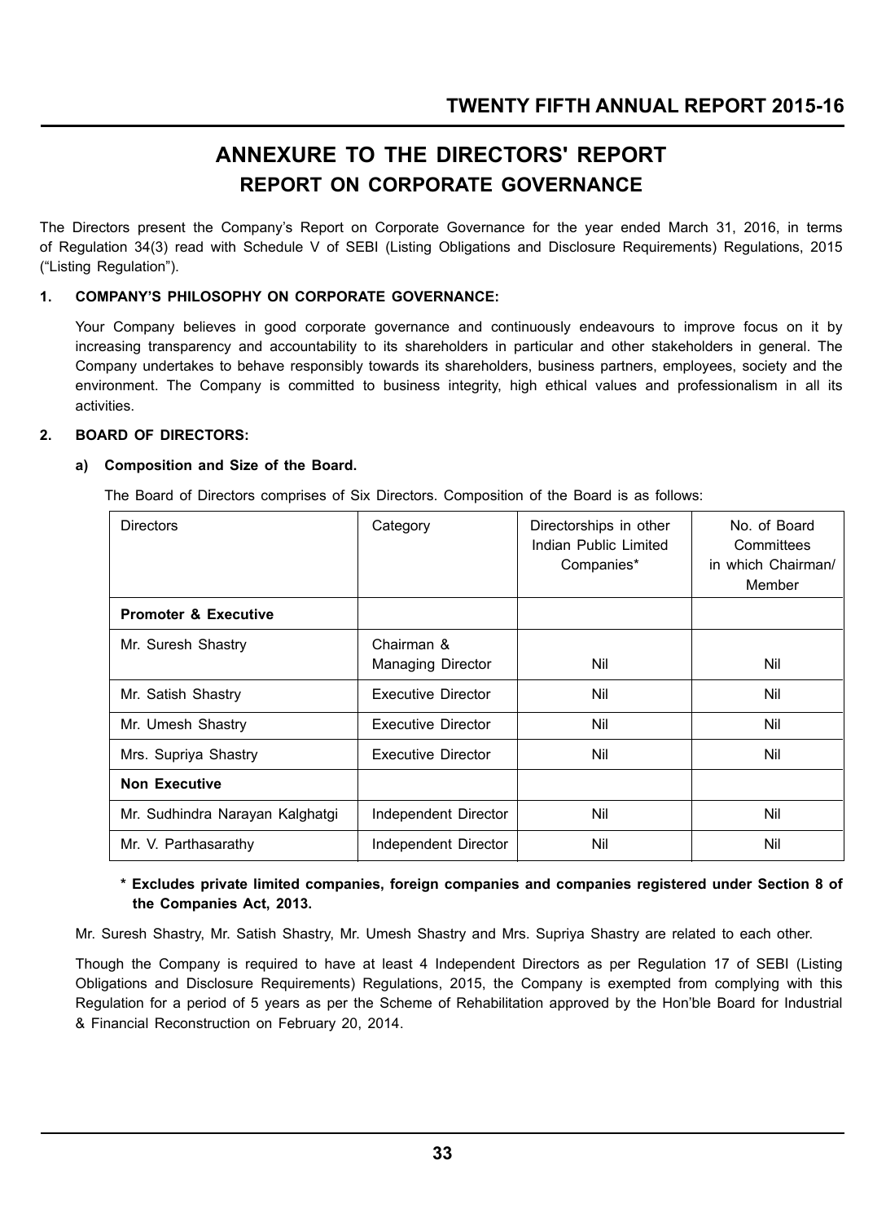# ANNEXURE TO THE DIRECTORS' REPORT

## REPORT ON CORPORATE GOVERNANCE

The Directors present the Company's Report on Corporate Governance for the year ended March 31, 2016, in terms of Regulation 34(3) read with Schedule V of SEBI (Listing Obligations and Disclosure Requirements) Regulations, 2015 ("Listing Regulation").

### 1. COMPANY'S PHILOSOPHY ON CORPORATE GOVERNANCE:

Your Company believes in good corporate governance and continuously endeavours to improve focus on it by increasing transparency and accountability to its shareholders in particular and other stakeholders in general. The Company undertakes to behave responsibly towards its shareholders, business partners, employees, society and the environment. The Company is committed to business integrity, high ethical values and professionalism in all its activities.

### 2. BOARD OF DIRECTORS:

**a) Composition and Size of the Board.**

The Board of Directors comprises of Six Directors. Composition of the Board is as follows:

| Directors | Category | Directorships in other Indian Public Limited Companies* | No. of Board Committees in which Chairman/ Member |
|---|---|---|---|
| **Promoter & Executive** | | | |
| Mr. Suresh Shastry | Chairman & Managing Director | Nil | Nil |
| Mr. Satish Shastry | Executive Director | Nil | Nil |
| Mr. Umesh Shastry | Executive Director | Nil | Nil |
| Mrs. Supriya Shastry | Executive Director | Nil | Nil |
| **Non Executive** | | | |
| Mr. Sudhindra Narayan Kalghatgi | Independent Director | Nil | Nil |
| Mr. V. Parthasarathy | Independent Director | Nil | Nil |

**\* Excludes private limited companies, foreign companies and companies registered under Section 8 of the Companies Act, 2013.**

Mr. Suresh Shastry, Mr. Satish Shastry, Mr. Umesh Shastry and Mrs. Supriya Shastry are related to each other.

Though the Company is required to have at least 4 Independent Directors as per Regulation 17 of SEBI (Listing Obligations and Disclosure Requirements) Regulations, 2015, the Company is exempted from complying with this Regulation for a period of 5 years as per the Scheme of Rehabilitation approved by the Hon'ble Board for Industrial & Financial Reconstruction on February 20, 2014.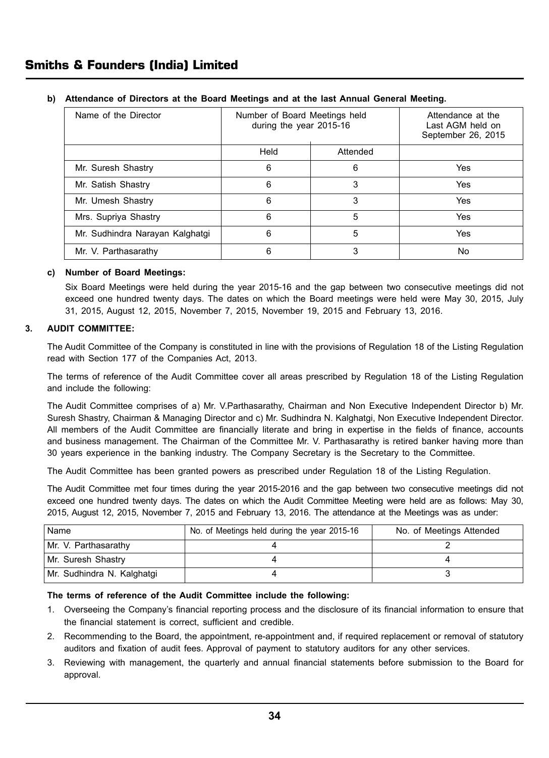**b) Attendance of Directors at the Board Meetings and at the last Annual General Meeting.**

| Name of the Director | Number of Board Meetings held during the year 2015-16 | | Attendance at the Last AGM held on September 26, 2015 |
|---|---|---|---|
| | Held | Attended | |
| Mr. Suresh Shastry | 6 | 6 | Yes |
| Mr. Satish Shastry | 6 | 3 | Yes |
| Mr. Umesh Shastry | 6 | 3 | Yes |
| Mrs. Supriya Shastry | 6 | 5 | Yes |
| Mr. Sudhindra Narayan Kalghatgi | 6 | 5 | Yes |
| Mr. V. Parthasarathy | 6 | 3 | No |

**c) Number of Board Meetings:**

Six Board Meetings were held during the year 2015-16 and the gap between two consecutive meetings did not exceed one hundred twenty days. The dates on which the Board meetings were held were May 30, 2015, July 31, 2015, August 12, 2015, November 7, 2015, November 19, 2015 and February 13, 2016.

**3. AUDIT COMMITTEE:**

The Audit Committee of the Company is constituted in line with the provisions of Regulation 18 of the Listing Regulation read with Section 177 of the Companies Act, 2013.

The terms of reference of the Audit Committee cover all areas prescribed by Regulation 18 of the Listing Regulation and include the following:

The Audit Committee comprises of a) Mr. V.Parthasarathy, Chairman and Non Executive Independent Director b) Mr. Suresh Shastry, Chairman & Managing Director and c) Mr. Sudhindra N. Kalghatgi, Non Executive Independent Director. All members of the Audit Committee are financially literate and bring in expertise in the fields of finance, accounts and business management. The Chairman of the Committee Mr. V. Parthasarathy is retired banker having more than 30 years experience in the banking industry. The Company Secretary is the Secretary to the Committee.

The Audit Committee has been granted powers as prescribed under Regulation 18 of the Listing Regulation.

The Audit Committee met four times during the year 2015-2016 and the gap between two consecutive meetings did not exceed one hundred twenty days. The dates on which the Audit Committee Meeting were held are as follows: May 30, 2015, August 12, 2015, November 7, 2015 and February 13, 2016. The attendance at the Meetings was as under:

| Name | No. of Meetings held during the year 2015-16 | No. of Meetings Attended |
|---|---|---|
| Mr. V. Parthasarathy | 4 | 2 |
| Mr. Suresh Shastry | 4 | 4 |
| Mr. Sudhindra N. Kalghatgi | 4 | 3 |

**The terms of reference of the Audit Committee include the following:**

1. Overseeing the Company's financial reporting process and the disclosure of its financial information to ensure that the financial statement is correct, sufficient and credible.
2. Recommending to the Board, the appointment, re-appointment and, if required replacement or removal of statutory auditors and fixation of audit fees. Approval of payment to statutory auditors for any other services.
3. Reviewing with management, the quarterly and annual financial statements before submission to the Board for approval.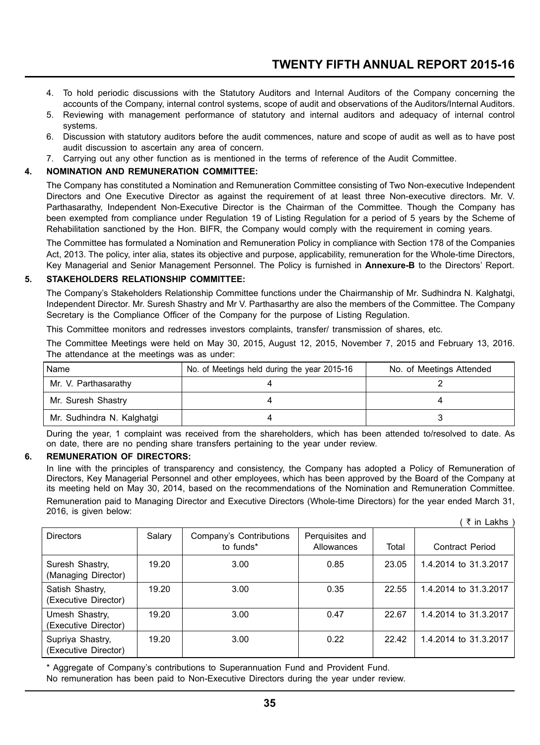4. To hold periodic discussions with the Statutory Auditors and Internal Auditors of the Company concerning the accounts of the Company, internal control systems, scope of audit and observations of the Auditors/Internal Auditors.
5. Reviewing with management performance of statutory and internal auditors and adequacy of internal control systems.
6. Discussion with statutory auditors before the audit commences, nature and scope of audit as well as to have post audit discussion to ascertain any area of concern.
7. Carrying out any other function as is mentioned in the terms of reference of the Audit Committee.

## 4. NOMINATION AND REMUNERATION COMMITTEE:

The Company has constituted a Nomination and Remuneration Committee consisting of Two Non-executive Independent Directors and One Executive Director as against the requirement of at least three Non-executive directors. Mr. V. Parthasarathy, Independent Non-Executive Director is the Chairman of the Committee. Though the Company has been exempted from compliance under Regulation 19 of Listing Regulation for a period of 5 years by the Scheme of Rehabilitation sanctioned by the Hon. BIFR, the Company would comply with the requirement in coming years.

The Committee has formulated a Nomination and Remuneration Policy in compliance with Section 178 of the Companies Act, 2013. The policy, inter alia, states its objective and purpose, applicability, remuneration for the Whole-time Directors, Key Managerial and Senior Management Personnel. The Policy is furnished in **Annexure-B** to the Directors' Report.

## 5. STAKEHOLDERS RELATIONSHIP COMMITTEE:

The Company's Stakeholders Relationship Committee functions under the Chairmanship of Mr. Sudhindra N. Kalghatgi, Independent Director. Mr. Suresh Shastry and Mr V. Parthasarthy are also the members of the Committee. The Company Secretary is the Compliance Officer of the Company for the purpose of Listing Regulation.

This Committee monitors and redresses investors complaints, transfer/ transmission of shares, etc.

The Committee Meetings were held on May 30, 2015, August 12, 2015, November 7, 2015 and February 13, 2016. The attendance at the meetings was as under:

| Name | No. of Meetings held during the year 2015-16 | No. of Meetings Attended |
|---|---|---|
| Mr. V. Parthasarathy | 4 | 2 |
| Mr. Suresh Shastry | 4 | 4 |
| Mr. Sudhindra N. Kalghatgi | 4 | 3 |

During the year, 1 complaint was received from the shareholders, which has been attended to/resolved to date. As on date, there are no pending share transfers pertaining to the year under review.

## 6. REMUNERATION OF DIRECTORS:

In line with the principles of transparency and consistency, the Company has adopted a Policy of Remuneration of Directors, Key Managerial Personnel and other employees, which has been approved by the Board of the Company at its meeting held on May 30, 2014, based on the recommendations of the Nomination and Remuneration Committee.

Remuneration paid to Managing Director and Executive Directors (Whole-time Directors) for the year ended March 31, 2016, is given below:

( ₹ in Lakhs )

| Directors | Salary | Company's Contributions to funds* | Perquisites and Allowances | Total | Contract Period |
|---|---|---|---|---|---|
| Suresh Shastry, (Managing Director) | 19.20 | 3.00 | 0.85 | 23.05 | 1.4.2014 to 31.3.2017 |
| Satish Shastry, (Executive Director) | 19.20 | 3.00 | 0.35 | 22.55 | 1.4.2014 to 31.3.2017 |
| Umesh Shastry, (Executive Director) | 19.20 | 3.00 | 0.47 | 22.67 | 1.4.2014 to 31.3.2017 |
| Supriya Shastry, (Executive Director) | 19.20 | 3.00 | 0.22 | 22.42 | 1.4.2014 to 31.3.2017 |

\* Aggregate of Company's contributions to Superannuation Fund and Provident Fund.

No remuneration has been paid to Non-Executive Directors during the year under review.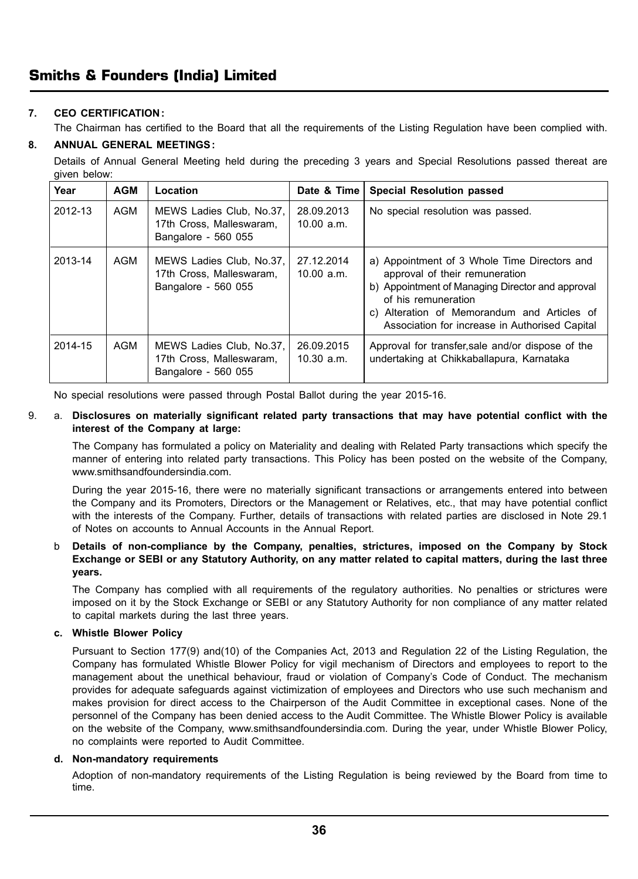**7. CEO CERTIFICATION :**

The Chairman has certified to the Board that all the requirements of the Listing Regulation have been complied with.

**8. ANNUAL GENERAL MEETINGS :**

Details of Annual General Meeting held during the preceding 3 years and Special Resolutions passed thereat are given below:

| Year | AGM | Location | Date & Time | Special Resolution passed |
|---|---|---|---|---|
| 2012-13 | AGM | MEWS Ladies Club, No.37, 17th Cross, Malleswaram, Bangalore - 560 055 | 28.09.2013 10.00 a.m. | No special resolution was passed. |
| 2013-14 | AGM | MEWS Ladies Club, No.37, 17th Cross, Malleswaram, Bangalore - 560 055 | 27.12.2014 10.00 a.m. | a) Appointment of 3 Whole Time Directors and approval of their remuneration<br>b) Appointment of Managing Director and approval of his remuneration<br>c) Alteration of Memorandum and Articles of Association for increase in Authorised Capital |
| 2014-15 | AGM | MEWS Ladies Club, No.37, 17th Cross, Malleswaram, Bangalore - 560 055 | 26.09.2015 10.30 a.m. | Approval for transfer,sale and/or dispose of the undertaking at Chikkaballapura, Karnataka |

No special resolutions were passed through Postal Ballot during the year 2015-16.

9. a. **Disclosures on materially significant related party transactions that may have potential conflict with the interest of the Company at large:**

The Company has formulated a policy on Materiality and dealing with Related Party transactions which specify the manner of entering into related party transactions. This Policy has been posted on the website of the Company, www.smithsandfoundersindia.com.

During the year 2015-16, there were no materially significant transactions or arrangements entered into between the Company and its Promoters, Directors or the Management or Relatives, etc., that may have potential conflict with the interests of the Company. Further, details of transactions with related parties are disclosed in Note 29.1 of Notes on accounts to Annual Accounts in the Annual Report.

b **Details of non-compliance by the Company, penalties, strictures, imposed on the Company by Stock Exchange or SEBI or any Statutory Authority, on any matter related to capital matters, during the last three years.**

The Company has complied with all requirements of the regulatory authorities. No penalties or strictures were imposed on it by the Stock Exchange or SEBI or any Statutory Authority for non compliance of any matter related to capital markets during the last three years.

**c. Whistle Blower Policy**

Pursuant to Section 177(9) and(10) of the Companies Act, 2013 and Regulation 22 of the Listing Regulation, the Company has formulated Whistle Blower Policy for vigil mechanism of Directors and employees to report to the management about the unethical behaviour, fraud or violation of Company's Code of Conduct. The mechanism provides for adequate safeguards against victimization of employees and Directors who use such mechanism and makes provision for direct access to the Chairperson of the Audit Committee in exceptional cases. None of the personnel of the Company has been denied access to the Audit Committee. The Whistle Blower Policy is available on the website of the Company, www.smithsandfoundersindia.com. During the year, under Whistle Blower Policy, no complaints were reported to Audit Committee.

**d. Non-mandatory requirements**

Adoption of non-mandatory requirements of the Listing Regulation is being reviewed by the Board from time to time.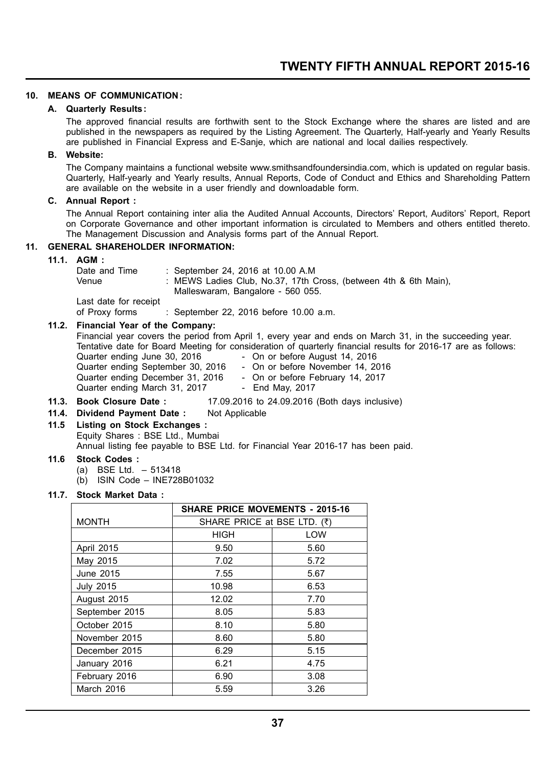## 10. MEANS OF COMMUNICATION :

### A. Quarterly Results :

The approved financial results are forthwith sent to the Stock Exchange where the shares are listed and are published in the newspapers as required by the Listing Agreement. The Quarterly, Half-yearly and Yearly Results are published in Financial Express and E-Sanje, which are national and local dailies respectively.

### B. Website:

The Company maintains a functional website www.smithsandfoundersindia.com, which is updated on regular basis. Quarterly, Half-yearly and Yearly results, Annual Reports, Code of Conduct and Ethics and Shareholding Pattern are available on the website in a user friendly and downloadable form.

### C. Annual Report :

The Annual Report containing inter alia the Audited Annual Accounts, Directors' Report, Auditors' Report, Report on Corporate Governance and other important information is circulated to Members and others entitled thereto. The Management Discussion and Analysis forms part of the Annual Report.

## 11. GENERAL SHAREHOLDER INFORMATION:

### 11.1. AGM :

Date and Time : September 24, 2016 at 10.00 A.M

Venue : MEWS Ladies Club, No.37, 17th Cross, (between 4th & 6th Main), Malleswaram, Bangalore - 560 055.

Last date for receipt of Proxy forms : September 22, 2016 before 10.00 a.m.

### 11.2. Financial Year of the Company:

Financial year covers the period from April 1, every year and ends on March 31, in the succeeding year.
Tentative date for Board Meeting for consideration of quarterly financial results for 2016-17 are as follows:

Quarter ending June 30, 2016 - On or before August 14, 2016
Quarter ending September 30, 2016 - On or before November 14, 2016
Quarter ending December 31, 2016 - On or before February 14, 2017
Quarter ending March 31, 2017 - End May, 2017

### 11.3. Book Closure Date : 17.09.2016 to 24.09.2016 (Both days inclusive)

### 11.4. Dividend Payment Date : Not Applicable

### 11.5 Listing on Stock Exchanges :

Equity Shares : BSE Ltd., Mumbai
Annual listing fee payable to BSE Ltd. for Financial Year 2016-17 has been paid.

### 11.6 Stock Codes :

(a) BSE Ltd. – 513418
(b) ISIN Code – INE728B01032

### 11.7. Stock Market Data :

| | SHARE PRICE MOVEMENTS - 2015-16 | |
|---|---|---|
| MONTH | SHARE PRICE at BSE LTD. (₹) | |
| | HIGH | LOW |
| April 2015 | 9.50 | 5.60 |
| May 2015 | 7.02 | 5.72 |
| June 2015 | 7.55 | 5.67 |
| July 2015 | 10.98 | 6.53 |
| August 2015 | 12.02 | 7.70 |
| September 2015 | 8.05 | 5.83 |
| October 2015 | 8.10 | 5.80 |
| November 2015 | 8.60 | 5.80 |
| December 2015 | 6.29 | 5.15 |
| January 2016 | 6.21 | 4.75 |
| February 2016 | 6.90 | 3.08 |
| March 2016 | 5.59 | 3.26 |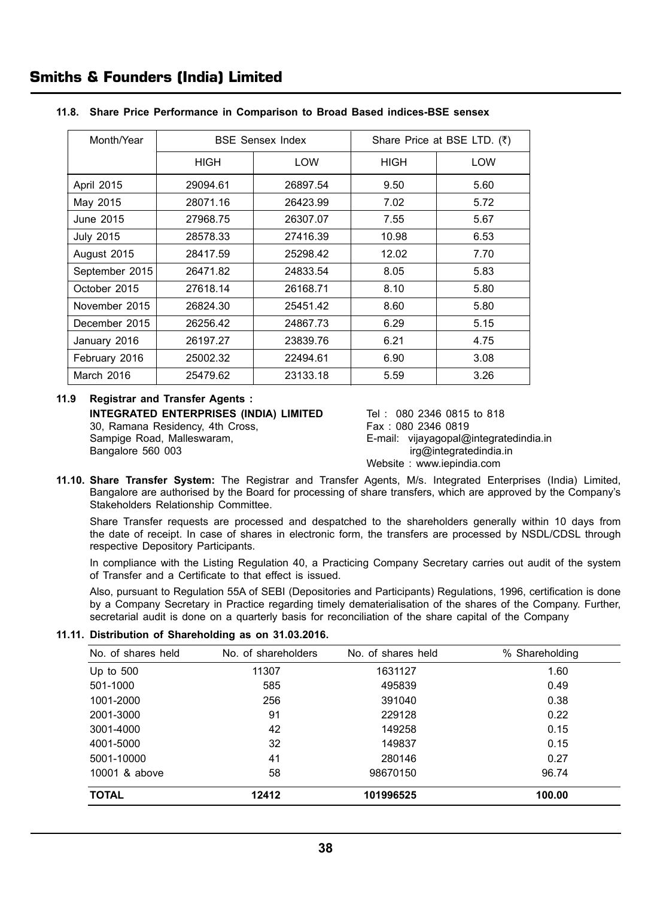### 11.8. Share Price Performance in Comparison to Broad Based indices-BSE sensex

| Month/Year | BSE Sensex Index | | Share Price at BSE LTD. (₹) | |
|---|---|---|---|---|
| | HIGH | LOW | HIGH | LOW |
| April 2015 | 29094.61 | 26897.54 | 9.50 | 5.60 |
| May 2015 | 28071.16 | 26423.99 | 7.02 | 5.72 |
| June 2015 | 27968.75 | 26307.07 | 7.55 | 5.67 |
| July 2015 | 28578.33 | 27416.39 | 10.98 | 6.53 |
| August 2015 | 28417.59 | 25298.42 | 12.02 | 7.70 |
| September 2015 | 26471.82 | 24833.54 | 8.05 | 5.83 |
| October 2015 | 27618.14 | 26168.71 | 8.10 | 5.80 |
| November 2015 | 26824.30 | 25451.42 | 8.60 | 5.80 |
| December 2015 | 26256.42 | 24867.73 | 6.29 | 5.15 |
| January 2016 | 26197.27 | 23839.76 | 6.21 | 4.75 |
| February 2016 | 25002.32 | 22494.61 | 6.90 | 3.08 |
| March 2016 | 25479.62 | 23133.18 | 5.59 | 3.26 |

### 11.9 Registrar and Transfer Agents :

**INTEGRATED ENTERPRISES (INDIA) LIMITED**
30, Ramana Residency, 4th Cross,
Sampige Road, Malleswaram,
Bangalore 560 003

Tel : 080 2346 0815 to 818
Fax : 080 2346 0819
E-mail: vijayagopal@integratedindia.in
irg@integratedindia.in
Website : www.iepindia.com

**11.10. Share Transfer System:** The Registrar and Transfer Agents, M/s. Integrated Enterprises (India) Limited, Bangalore are authorised by the Board for processing of share transfers, which are approved by the Company's Stakeholders Relationship Committee.

Share Transfer requests are processed and despatched to the shareholders generally within 10 days from the date of receipt. In case of shares in electronic form, the transfers are processed by NSDL/CDSL through respective Depository Participants.

In compliance with the Listing Regulation 40, a Practicing Company Secretary carries out audit of the system of Transfer and a Certificate to that effect is issued.

Also, pursuant to Regulation 55A of SEBI (Depositories and Participants) Regulations, 1996, certification is done by a Company Secretary in Practice regarding timely dematerialisation of the shares of the Company. Further, secretarial audit is done on a quarterly basis for reconciliation of the share capital of the Company

### 11.11. Distribution of Shareholding as on 31.03.2016.

| No. of shares held | No. of shareholders | No. of shares held | % Shareholding |
|---|---|---|---|
| Up to 500 | 11307 | 1631127 | 1.60 |
| 501-1000 | 585 | 495839 | 0.49 |
| 1001-2000 | 256 | 391040 | 0.38 |
| 2001-3000 | 91 | 229128 | 0.22 |
| 3001-4000 | 42 | 149258 | 0.15 |
| 4001-5000 | 32 | 149837 | 0.15 |
| 5001-10000 | 41 | 280146 | 0.27 |
| 10001 & above | 58 | 98670150 | 96.74 |
| **TOTAL** | **12412** | **101996525** | **100.00** |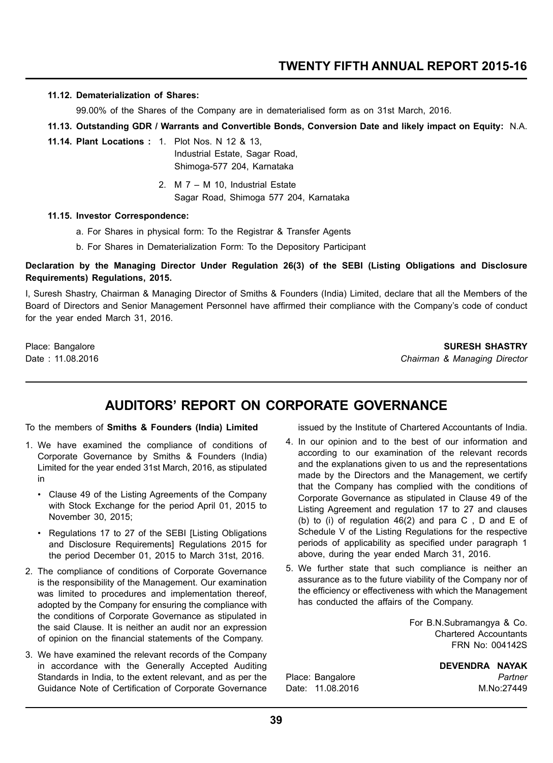**11.12. Dematerialization of Shares:**

99.00% of the Shares of the Company are in dematerialised form as on 31st March, 2016.

**11.13. Outstanding GDR / Warrants and Convertible Bonds, Conversion Date and likely impact on Equity:** N.A.

**11.14. Plant Locations :**

1. Plot Nos. N 12 & 13, Industrial Estate, Sagar Road, Shimoga-577 204, Karnataka
2. M 7 – M 10, Industrial Estate Sagar Road, Shimoga 577 204, Karnataka

**11.15. Investor Correspondence:**

a. For Shares in physical form: To the Registrar & Transfer Agents

b. For Shares in Dematerialization Form: To the Depository Participant

**Declaration by the Managing Director Under Regulation 26(3) of the SEBI (Listing Obligations and Disclosure Requirements) Regulations, 2015.**

I, Suresh Shastry, Chairman & Managing Director of Smiths & Founders (India) Limited, declare that all the Members of the Board of Directors and Senior Management Personnel have affirmed their compliance with the Company's code of conduct for the year ended March 31, 2016.

Place: Bangalore
Date : 11.08.2016

**SURESH SHASTRY**
*Chairman & Managing Director*

## AUDITORS' REPORT ON CORPORATE GOVERNANCE

To the members of **Smiths & Founders (India) Limited**

1. We have examined the compliance of conditions of Corporate Governance by Smiths & Founders (India) Limited for the year ended 31st March, 2016, as stipulated in
   - Clause 49 of the Listing Agreements of the Company with Stock Exchange for the period April 01, 2015 to November 30, 2015;
   - Regulations 17 to 27 of the SEBI [Listing Obligations and Disclosure Requirements] Regulations 2015 for the period December 01, 2015 to March 31st, 2016.
2. The compliance of conditions of Corporate Governance is the responsibility of the Management. Our examination was limited to procedures and implementation thereof, adopted by the Company for ensuring the compliance with the conditions of Corporate Governance as stipulated in the said Clause. It is neither an audit nor an expression of opinion on the financial statements of the Company.
3. We have examined the relevant records of the Company in accordance with the Generally Accepted Auditing Standards in India, to the extent relevant, and as per the Guidance Note of Certification of Corporate Governance issued by the Institute of Chartered Accountants of India.
4. In our opinion and to the best of our information and according to our examination of the relevant records and the explanations given to us and the representations made by the Directors and the Management, we certify that the Company has complied with the conditions of Corporate Governance as stipulated in Clause 49 of the Listing Agreement and regulation 17 to 27 and clauses (b) to (i) of regulation 46(2) and para C , D and E of Schedule V of the Listing Regulations for the respective periods of applicability as specified under paragraph 1 above, during the year ended March 31, 2016.
5. We further state that such compliance is neither an assurance as to the future viability of the Company nor of the efficiency or effectiveness with which the Management has conducted the affairs of the Company.

For B.N.Subramangya & Co.
Chartered Accountants
FRN No: 004142S

**DEVENDRA NAYAK**
*Partner*
M.No:27449

Place: Bangalore
Date: 11.08.2016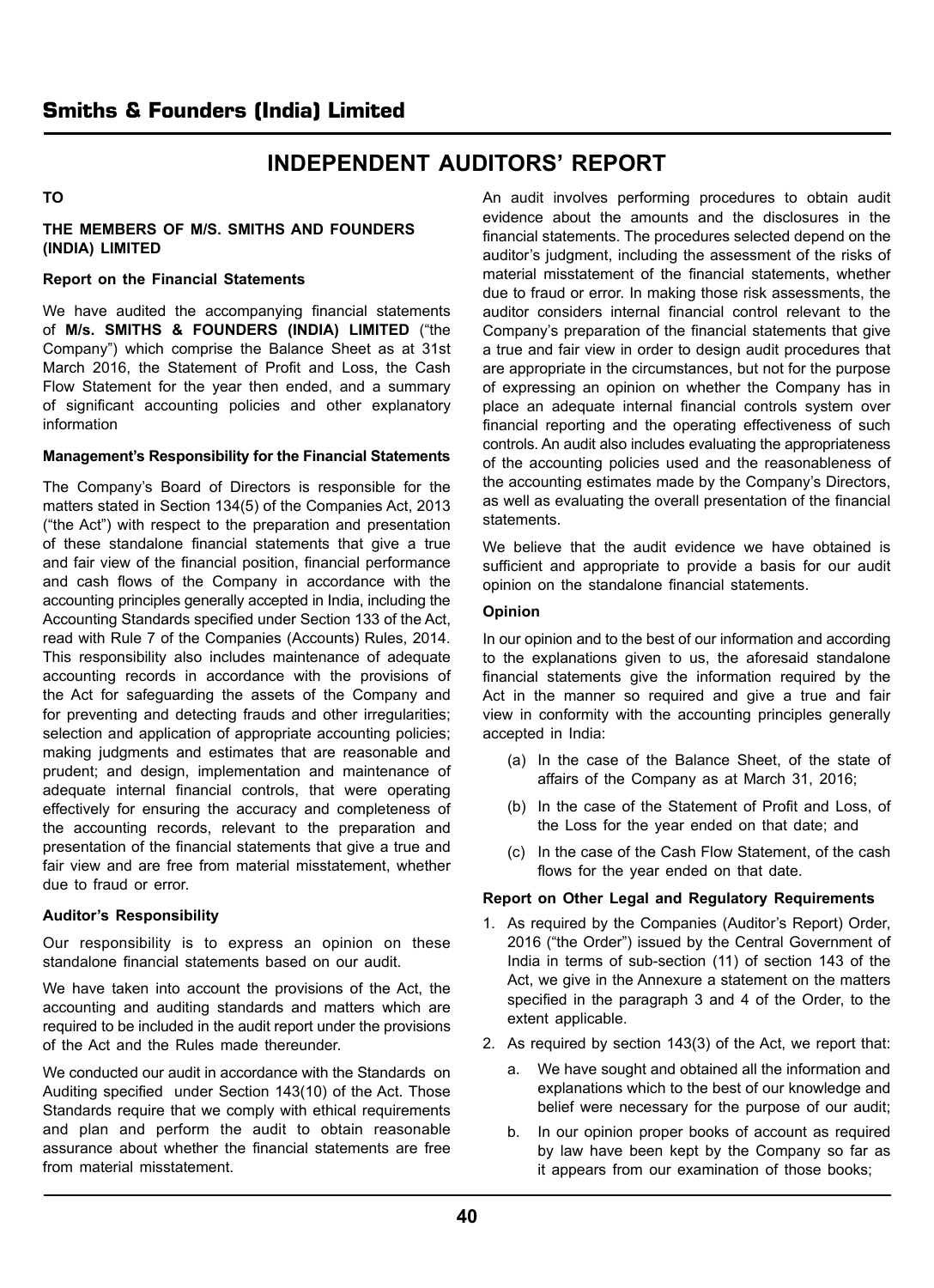# INDEPENDENT AUDITORS' REPORT

**TO**

**THE MEMBERS OF M/S. SMITHS AND FOUNDERS (INDIA) LIMITED**

**Report on the Financial Statements**

We have audited the accompanying financial statements of **M/s. SMITHS & FOUNDERS (INDIA) LIMITED** ("the Company") which comprise the Balance Sheet as at 31st March 2016, the Statement of Profit and Loss, the Cash Flow Statement for the year then ended, and a summary of significant accounting policies and other explanatory information

**Management's Responsibility for the Financial Statements**

The Company's Board of Directors is responsible for the matters stated in Section 134(5) of the Companies Act, 2013 ("the Act") with respect to the preparation and presentation of these standalone financial statements that give a true and fair view of the financial position, financial performance and cash flows of the Company in accordance with the accounting principles generally accepted in India, including the Accounting Standards specified under Section 133 of the Act, read with Rule 7 of the Companies (Accounts) Rules, 2014. This responsibility also includes maintenance of adequate accounting records in accordance with the provisions of the Act for safeguarding the assets of the Company and for preventing and detecting frauds and other irregularities; selection and application of appropriate accounting policies; making judgments and estimates that are reasonable and prudent; and design, implementation and maintenance of adequate internal financial controls, that were operating effectively for ensuring the accuracy and completeness of the accounting records, relevant to the preparation and presentation of the financial statements that give a true and fair view and are free from material misstatement, whether due to fraud or error.

**Auditor's Responsibility**

Our responsibility is to express an opinion on these standalone financial statements based on our audit.

We have taken into account the provisions of the Act, the accounting and auditing standards and matters which are required to be included in the audit report under the provisions of the Act and the Rules made thereunder.

We conducted our audit in accordance with the Standards on Auditing specified under Section 143(10) of the Act. Those Standards require that we comply with ethical requirements and plan and perform the audit to obtain reasonable assurance about whether the financial statements are free from material misstatement.

An audit involves performing procedures to obtain audit evidence about the amounts and the disclosures in the financial statements. The procedures selected depend on the auditor's judgment, including the assessment of the risks of material misstatement of the financial statements, whether due to fraud or error. In making those risk assessments, the auditor considers internal financial control relevant to the Company's preparation of the financial statements that give a true and fair view in order to design audit procedures that are appropriate in the circumstances, but not for the purpose of expressing an opinion on whether the Company has in place an adequate internal financial controls system over financial reporting and the operating effectiveness of such controls. An audit also includes evaluating the appropriateness of the accounting policies used and the reasonableness of the accounting estimates made by the Company's Directors, as well as evaluating the overall presentation of the financial statements.

We believe that the audit evidence we have obtained is sufficient and appropriate to provide a basis for our audit opinion on the standalone financial statements.

**Opinion**

In our opinion and to the best of our information and according to the explanations given to us, the aforesaid standalone financial statements give the information required by the Act in the manner so required and give a true and fair view in conformity with the accounting principles generally accepted in India:

(a) In the case of the Balance Sheet, of the state of affairs of the Company as at March 31, 2016;

(b) In the case of the Statement of Profit and Loss, of the Loss for the year ended on that date; and

(c) In the case of the Cash Flow Statement, of the cash flows for the year ended on that date.

**Report on Other Legal and Regulatory Requirements**

1. As required by the Companies (Auditor's Report) Order, 2016 ("the Order") issued by the Central Government of India in terms of sub-section (11) of section 143 of the Act, we give in the Annexure a statement on the matters specified in the paragraph 3 and 4 of the Order, to the extent applicable.

2. As required by section 143(3) of the Act, we report that:

   a. We have sought and obtained all the information and explanations which to the best of our knowledge and belief were necessary for the purpose of our audit;

   b. In our opinion proper books of account as required by law have been kept by the Company so far as it appears from our examination of those books;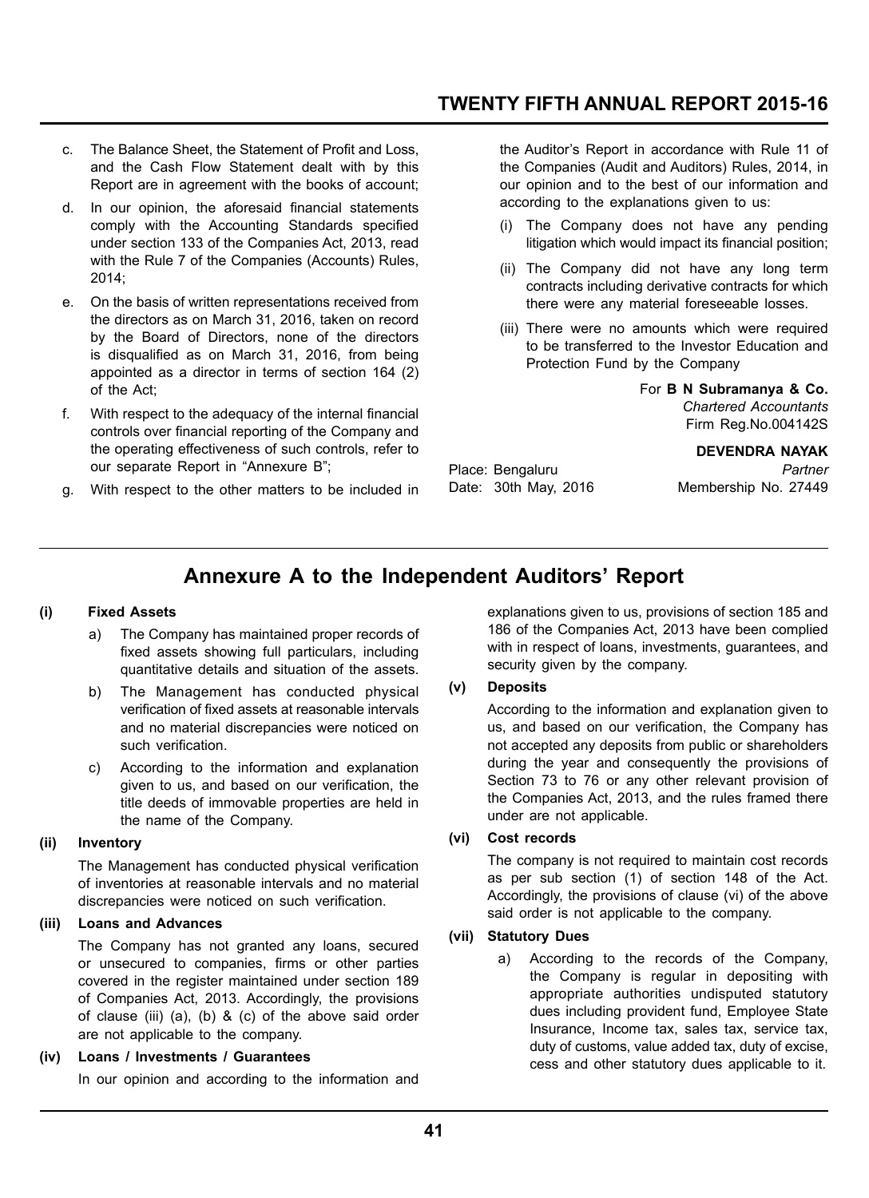c. The Balance Sheet, the Statement of Profit and Loss, and the Cash Flow Statement dealt with by this Report are in agreement with the books of account;

d. In our opinion, the aforesaid financial statements comply with the Accounting Standards specified under section 133 of the Companies Act, 2013, read with the Rule 7 of the Companies (Accounts) Rules, 2014;

e. On the basis of written representations received from the directors as on March 31, 2016, taken on record by the Board of Directors, none of the directors is disqualified as on March 31, 2016, from being appointed as a director in terms of section 164 (2) of the Act;

f. With respect to the adequacy of the internal financial controls over financial reporting of the Company and the operating effectiveness of such controls, refer to our separate Report in "Annexure B";

g. With respect to the other matters to be included in the Auditor's Report in accordance with Rule 11 of the Companies (Audit and Auditors) Rules, 2014, in our opinion and to the best of our information and according to the explanations given to us:

(i) The Company does not have any pending litigation which would impact its financial position;

(ii) The Company did not have any long term contracts including derivative contracts for which there were any material foreseeable losses.

(iii) There were no amounts which were required to be transferred to the Investor Education and Protection Fund by the Company

For **B N Subramanya & Co.**
*Chartered Accountants*
Firm Reg.No.004142S

**DEVENDRA NAYAK**
*Partner*
Membership No. 27449

Place: Bengaluru
Date: 30th May, 2016

## Annexure A to the Independent Auditors' Report

**(i) Fixed Assets**

a) The Company has maintained proper records of fixed assets showing full particulars, including quantitative details and situation of the assets.

b) The Management has conducted physical verification of fixed assets at reasonable intervals and no material discrepancies were noticed on such verification.

c) According to the information and explanation given to us, and based on our verification, the title deeds of immovable properties are held in the name of the Company.

**(ii) Inventory**

The Management has conducted physical verification of inventories at reasonable intervals and no material discrepancies were noticed on such verification.

**(iii) Loans and Advances**

The Company has not granted any loans, secured or unsecured to companies, firms or other parties covered in the register maintained under section 189 of Companies Act, 2013. Accordingly, the provisions of clause (iii) (a), (b) & (c) of the above said order are not applicable to the company.

**(iv) Loans / Investments / Guarantees**

In our opinion and according to the information and explanations given to us, provisions of section 185 and 186 of the Companies Act, 2013 have been complied with in respect of loans, investments, guarantees, and security given by the company.

**(v) Deposits**

According to the information and explanation given to us, and based on our verification, the Company has not accepted any deposits from public or shareholders during the year and consequently the provisions of Section 73 to 76 or any other relevant provision of the Companies Act, 2013, and the rules framed there under are not applicable.

**(vi) Cost records**

The company is not required to maintain cost records as per sub section (1) of section 148 of the Act. Accordingly, the provisions of clause (vi) of the above said order is not applicable to the company.

**(vii) Statutory Dues**

a) According to the records of the Company, the Company is regular in depositing with appropriate authorities undisputed statutory dues including provident fund, Employee State Insurance, Income tax, sales tax, service tax, duty of customs, value added tax, duty of excise, cess and other statutory dues applicable to it.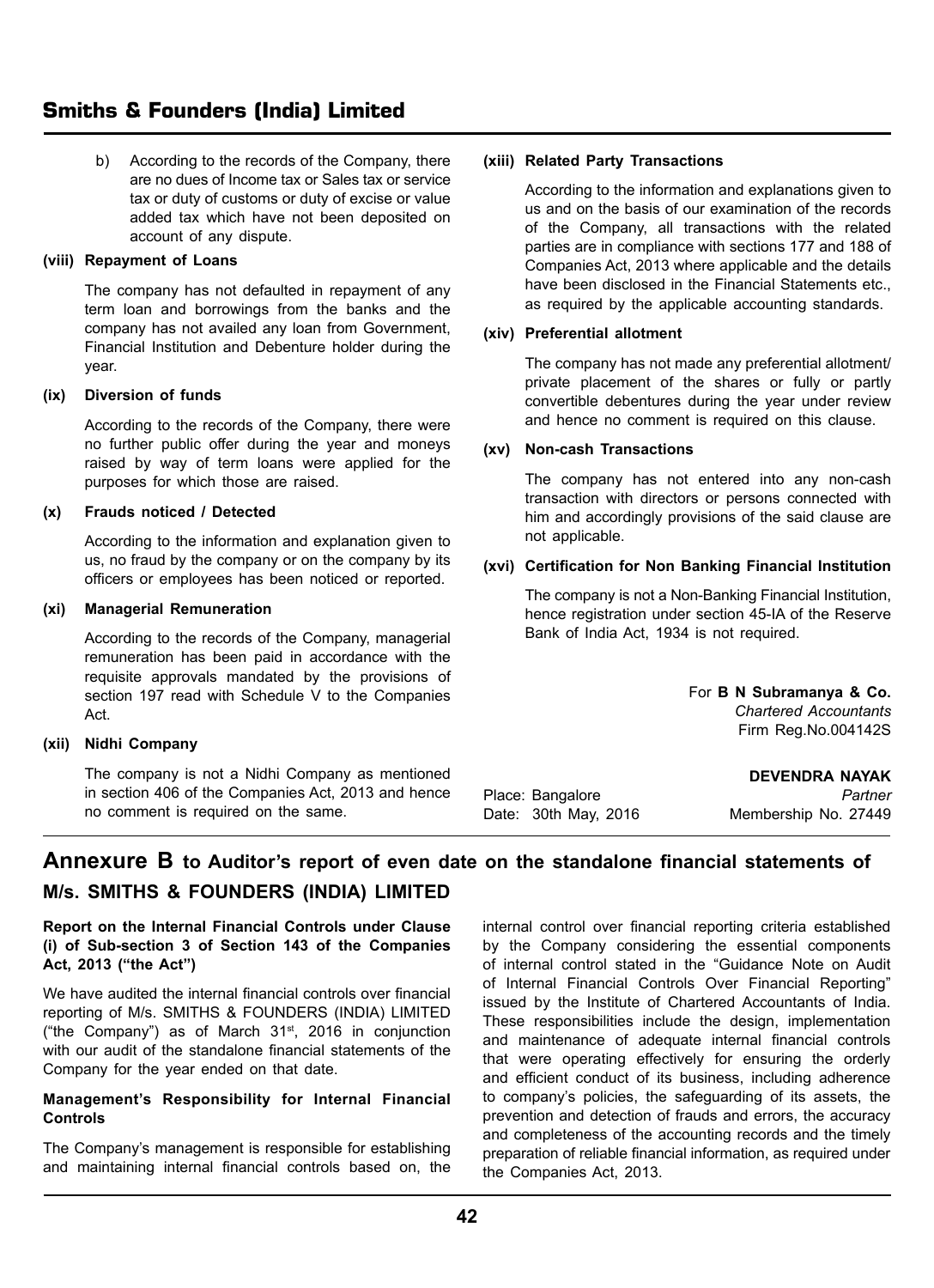b) According to the records of the Company, there are no dues of Income tax or Sales tax or service tax or duty of customs or duty of excise or value added tax which have not been deposited on account of any dispute.

**(viii) Repayment of Loans**

The company has not defaulted in repayment of any term loan and borrowings from the banks and the company has not availed any loan from Government, Financial Institution and Debenture holder during the year.

**(ix) Diversion of funds**

According to the records of the Company, there were no further public offer during the year and moneys raised by way of term loans were applied for the purposes for which those are raised.

**(x) Frauds noticed / Detected**

According to the information and explanation given to us, no fraud by the company or on the company by its officers or employees has been noticed or reported.

**(xi) Managerial Remuneration**

According to the records of the Company, managerial remuneration has been paid in accordance with the requisite approvals mandated by the provisions of section 197 read with Schedule V to the Companies Act.

**(xii) Nidhi Company**

The company is not a Nidhi Company as mentioned in section 406 of the Companies Act, 2013 and hence no comment is required on the same.

**(xiii) Related Party Transactions**

According to the information and explanations given to us and on the basis of our examination of the records of the Company, all transactions with the related parties are in compliance with sections 177 and 188 of Companies Act, 2013 where applicable and the details have been disclosed in the Financial Statements etc., as required by the applicable accounting standards.

**(xiv) Preferential allotment**

The company has not made any preferential allotment/ private placement of the shares or fully or partly convertible debentures during the year under review and hence no comment is required on this clause.

**(xv) Non-cash Transactions**

The company has not entered into any non-cash transaction with directors or persons connected with him and accordingly provisions of the said clause are not applicable.

**(xvi) Certification for Non Banking Financial Institution**

The company is not a Non-Banking Financial Institution, hence registration under section 45-IA of the Reserve Bank of India Act, 1934 is not required.

For **B N Subramanya & Co.**
*Chartered Accountants*
Firm Reg.No.004142S

**DEVENDRA NAYAK**
*Partner*
Membership No. 27449

Place: Bangalore
Date: 30th May, 2016

## Annexure B to Auditor's report of even date on the standalone financial statements of M/s. SMITHS & FOUNDERS (INDIA) LIMITED

**Report on the Internal Financial Controls under Clause (i) of Sub-section 3 of Section 143 of the Companies Act, 2013 ("the Act")**

We have audited the internal financial controls over financial reporting of M/s. SMITHS & FOUNDERS (INDIA) LIMITED ("the Company") as of March 31st, 2016 in conjunction with our audit of the standalone financial statements of the Company for the year ended on that date.

**Management's Responsibility for Internal Financial Controls**

The Company's management is responsible for establishing and maintaining internal financial controls based on, the internal control over financial reporting criteria established by the Company considering the essential components of internal control stated in the "Guidance Note on Audit of Internal Financial Controls Over Financial Reporting" issued by the Institute of Chartered Accountants of India. These responsibilities include the design, implementation and maintenance of adequate internal financial controls that were operating effectively for ensuring the orderly and efficient conduct of its business, including adherence to company's policies, the safeguarding of its assets, the prevention and detection of frauds and errors, the accuracy and completeness of the accounting records and the timely preparation of reliable financial information, as required under the Companies Act, 2013.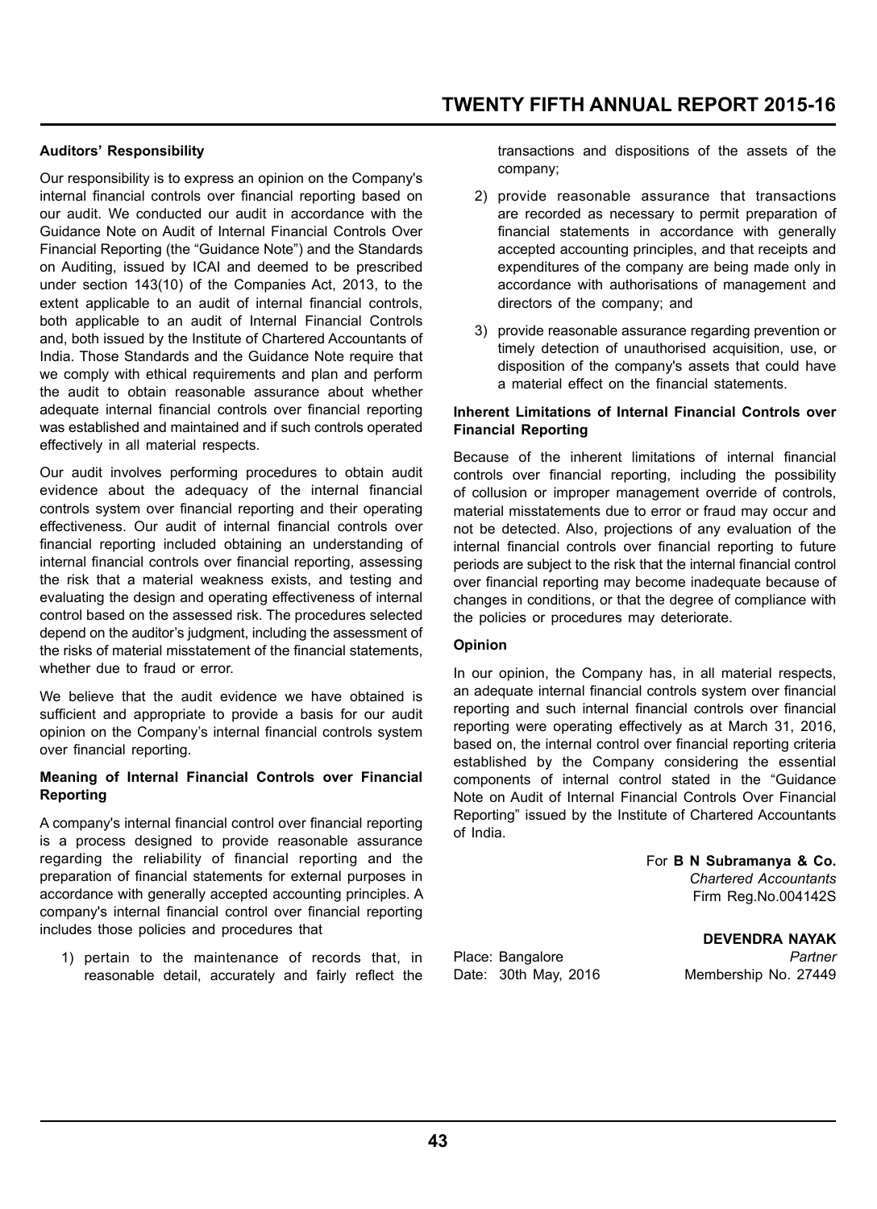**Auditors' Responsibility**

Our responsibility is to express an opinion on the Company's internal financial controls over financial reporting based on our audit. We conducted our audit in accordance with the Guidance Note on Audit of Internal Financial Controls Over Financial Reporting (the "Guidance Note") and the Standards on Auditing, issued by ICAI and deemed to be prescribed under section 143(10) of the Companies Act, 2013, to the extent applicable to an audit of internal financial controls, both applicable to an audit of Internal Financial Controls and, both issued by the Institute of Chartered Accountants of India. Those Standards and the Guidance Note require that we comply with ethical requirements and plan and perform the audit to obtain reasonable assurance about whether adequate internal financial controls over financial reporting was established and maintained and if such controls operated effectively in all material respects.

Our audit involves performing procedures to obtain audit evidence about the adequacy of the internal financial controls system over financial reporting and their operating effectiveness. Our audit of internal financial controls over financial reporting included obtaining an understanding of internal financial controls over financial reporting, assessing the risk that a material weakness exists, and testing and evaluating the design and operating effectiveness of internal control based on the assessed risk. The procedures selected depend on the auditor's judgment, including the assessment of the risks of material misstatement of the financial statements, whether due to fraud or error.

We believe that the audit evidence we have obtained is sufficient and appropriate to provide a basis for our audit opinion on the Company's internal financial controls system over financial reporting.

**Meaning of Internal Financial Controls over Financial Reporting**

A company's internal financial control over financial reporting is a process designed to provide reasonable assurance regarding the reliability of financial reporting and the preparation of financial statements for external purposes in accordance with generally accepted accounting principles. A company's internal financial control over financial reporting includes those policies and procedures that

1) pertain to the maintenance of records that, in reasonable detail, accurately and fairly reflect the transactions and dispositions of the assets of the company;
2) provide reasonable assurance that transactions are recorded as necessary to permit preparation of financial statements in accordance with generally accepted accounting principles, and that receipts and expenditures of the company are being made only in accordance with authorisations of management and directors of the company; and
3) provide reasonable assurance regarding prevention or timely detection of unauthorised acquisition, use, or disposition of the company's assets that could have a material effect on the financial statements.

**Inherent Limitations of Internal Financial Controls over Financial Reporting**

Because of the inherent limitations of internal financial controls over financial reporting, including the possibility of collusion or improper management override of controls, material misstatements due to error or fraud may occur and not be detected. Also, projections of any evaluation of the internal financial controls over financial reporting to future periods are subject to the risk that the internal financial control over financial reporting may become inadequate because of changes in conditions, or that the degree of compliance with the policies or procedures may deteriorate.

**Opinion**

In our opinion, the Company has, in all material respects, an adequate internal financial controls system over financial reporting and such internal financial controls over financial reporting were operating effectively as at March 31, 2016, based on, the internal control over financial reporting criteria established by the Company considering the essential components of internal control stated in the "Guidance Note on Audit of Internal Financial Controls Over Financial Reporting" issued by the Institute of Chartered Accountants of India.

For **B N Subramanya & Co.**
*Chartered Accountants*
Firm Reg.No.004142S

**DEVENDRA NAYAK**
*Partner*
Membership No. 27449

Place: Bangalore
Date: 30th May, 2016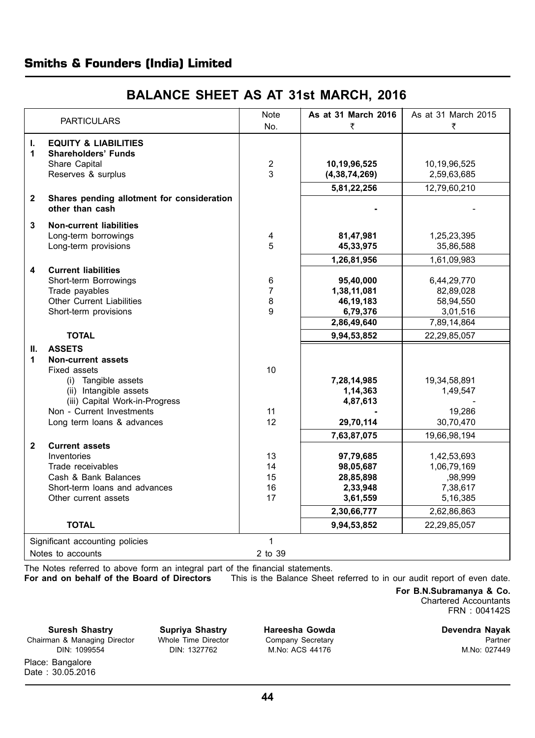## Smiths & Founders (India) Limited

# BALANCE SHEET AS AT 31st MARCH, 2016

| | PARTICULARS | Note No. | As at 31 March 2016 ₹ | As at 31 March 2015 ₹ |
|---|---|---|---|---|
| **I.** | **EQUITY & LIABILITIES** | | | |
| **1** | **Shareholders' Funds** | | | |
| | Share Capital | 2 | **10,19,96,525** | 10,19,96,525 |
| | Reserves & surplus | 3 | **(4,38,74,269)** | 2,59,63,685 |
| | | | **5,81,22,256** | 12,79,60,210 |
| **2** | **Shares pending allotment for consideration other than cash** | | **-** | - |
| **3** | **Non-current liabilities** | | | |
| | Long-term borrowings | 4 | **81,47,981** | 1,25,23,395 |
| | Long-term provisions | 5 | **45,33,975** | 35,86,588 |
| | | | **1,26,81,956** | 1,61,09,983 |
| **4** | **Current liabilities** | | | |
| | Short-term Borrowings | 6 | **95,40,000** | 6,44,29,770 |
| | Trade payables | 7 | **1,38,11,081** | 82,89,028 |
| | Other Current Liabilities | 8 | **46,19,183** | 58,94,550 |
| | Short-term provisions | 9 | **6,79,376** | 3,01,516 |
| | | | **2,86,49,640** | 7,89,14,864 |
| | **TOTAL** | | **9,94,53,852** | 22,29,85,057 |
| **II.** | **ASSETS** | | | |
| **1** | **Non-current assets** | | | |
| | Fixed assets | 10 | | |
| | (i) Tangible assets | | **7,28,14,985** | 19,34,58,891 |
| | (ii) Intangible assets | | **1,14,363** | 1,49,547 |
| | (iii) Capital Work-in-Progress | | **4,87,613** | - |
| | Non - Current Investments | 11 | **-** | 19,286 |
| | Long term loans & advances | 12 | **29,70,114** | 30,70,470 |
| | | | **7,63,87,075** | 19,66,98,194 |
| **2** | **Current assets** | | | |
| | Inventories | 13 | **97,79,685** | 1,42,53,693 |
| | Trade receivables | 14 | **98,05,687** | 1,06,79,169 |
| | Cash & Bank Balances | 15 | **28,85,898** | ,98,999 |
| | Short-term loans and advances | 16 | **2,33,948** | 7,38,617 |
| | Other current assets | 17 | **3,61,559** | 5,16,385 |
| | | | **2,30,66,777** | 2,62,86,863 |
| | **TOTAL** | | **9,94,53,852** | 22,29,85,057 |
| | Significant accounting policies | 1 | | |
| | Notes to accounts | 2 to 39 | | |

The Notes referred to above form an integral part of the financial statements.

**For and on behalf of the Board of Directors**

This is the Balance Sheet referred to in our audit report of even date.

**For B.N.Subramanya & Co.**
Chartered Accountants
FRN : 004142S

**Suresh Shastry**
Chairman & Managing Director
DIN: 1099554

**Supriya Shastry**
Whole Time Director
DIN: 1327762

**Hareesha Gowda**
Company Secretary
M.No: ACS 44176

**Devendra Nayak**
Partner
M.No: 027449

Place: Bangalore
Date : 30.05.2016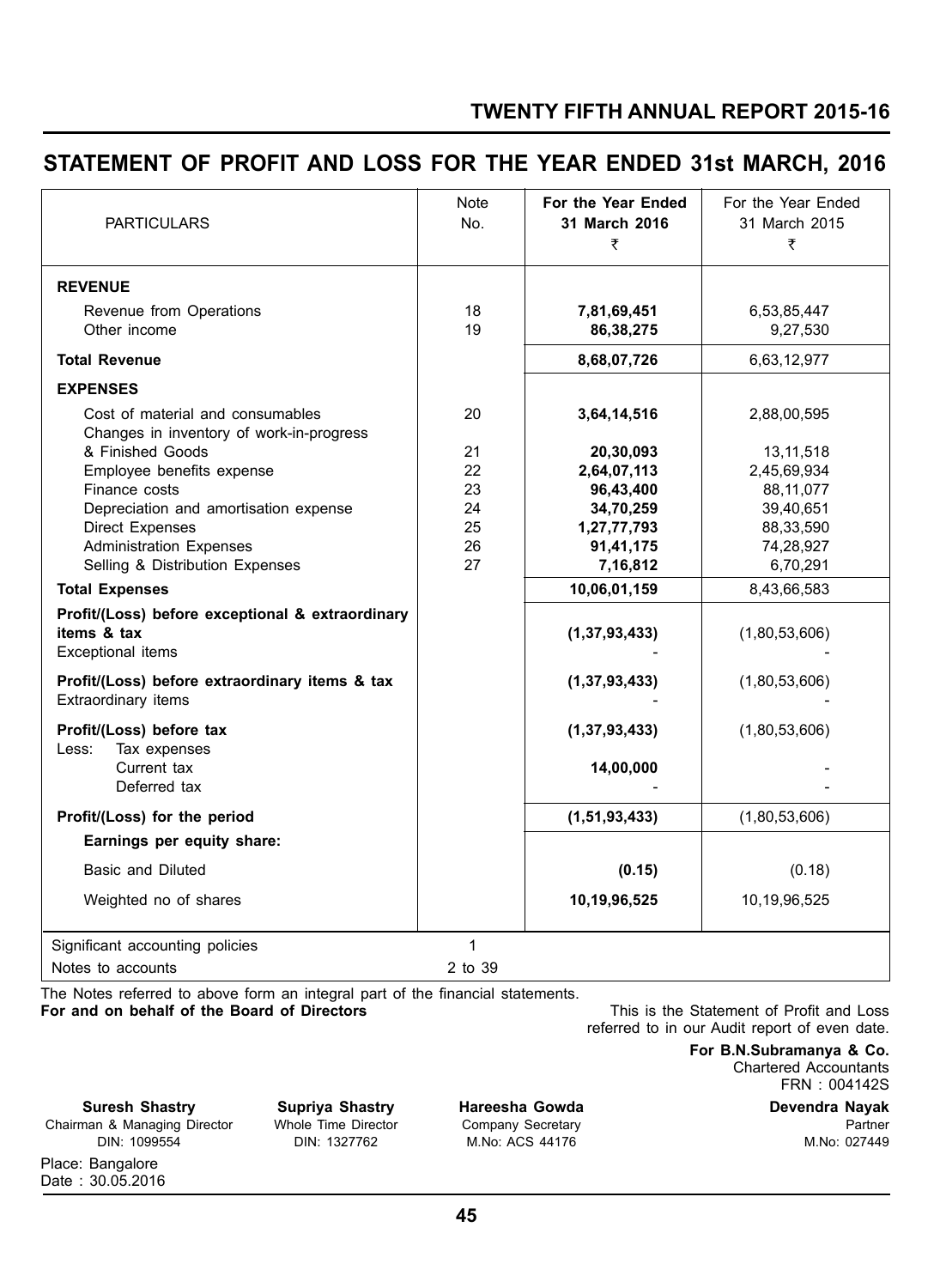## STATEMENT OF PROFIT AND LOSS FOR THE YEAR ENDED 31st MARCH, 2016

| PARTICULARS | Note No. | For the Year Ended 31 March 2016 ₹ | For the Year Ended 31 March 2015 ₹ |
|---|---|---|---|
| **REVENUE** | | | |
| Revenue from Operations | 18 | **7,81,69,451** | 6,53,85,447 |
| Other income | 19 | **86,38,275** | 9,27,530 |
| **Total Revenue** | | **8,68,07,726** | 6,63,12,977 |
| **EXPENSES** | | | |
| Cost of material and consumables | 20 | **3,64,14,516** | 2,88,00,595 |
| Changes in inventory of work-in-progress & Finished Goods | 21 | **20,30,093** | 13,11,518 |
| Employee benefits expense | 22 | **2,64,07,113** | 2,45,69,934 |
| Finance costs | 23 | **96,43,400** | 88,11,077 |
| Depreciation and amortisation expense | 24 | **34,70,259** | 39,40,651 |
| Direct Expenses | 25 | **1,27,77,793** | 88,33,590 |
| Administration Expenses | 26 | **91,41,175** | 74,28,927 |
| Selling & Distribution Expenses | 27 | **7,16,812** | 6,70,291 |
| **Total Expenses** | | **10,06,01,159** | 8,43,66,583 |
| **Profit/(Loss) before exceptional & extraordinary items & tax** | | **(1,37,93,433)** | (1,80,53,606) |
| Exceptional items | | - | - |
| **Profit/(Loss) before extraordinary items & tax** | | **(1,37,93,433)** | (1,80,53,606) |
| Extraordinary items | | - | - |
| **Profit/(Loss) before tax** | | **(1,37,93,433)** | (1,80,53,606) |
| Less: Tax expenses | | | |
| Current tax | | **14,00,000** | - |
| Deferred tax | | - | - |
| **Profit/(Loss) for the period** | | **(1,51,93,433)** | (1,80,53,606) |
| **Earnings per equity share:** | | | |
| Basic and Diluted | | **(0.15)** | (0.18) |
| Weighted no of shares | | **10,19,96,525** | 10,19,96,525 |
| Significant accounting policies | 1 | | |
| Notes to accounts | 2 to 39 | | |

The Notes referred to above form an integral part of the financial statements.

**For and on behalf of the Board of Directors**

This is the Statement of Profit and Loss referred to in our Audit report of even date.

**For B.N.Subramanya & Co.**
Chartered Accountants
FRN : 004142S

**Suresh Shastry**
Chairman & Managing Director
DIN: 1099554

**Supriya Shastry**
Whole Time Director
DIN: 1327762

**Hareesha Gowda**
Company Secretary
M.No: ACS 44176

**Devendra Nayak**
Partner
M.No: 027449

Place: Bangalore
Date : 30.05.2016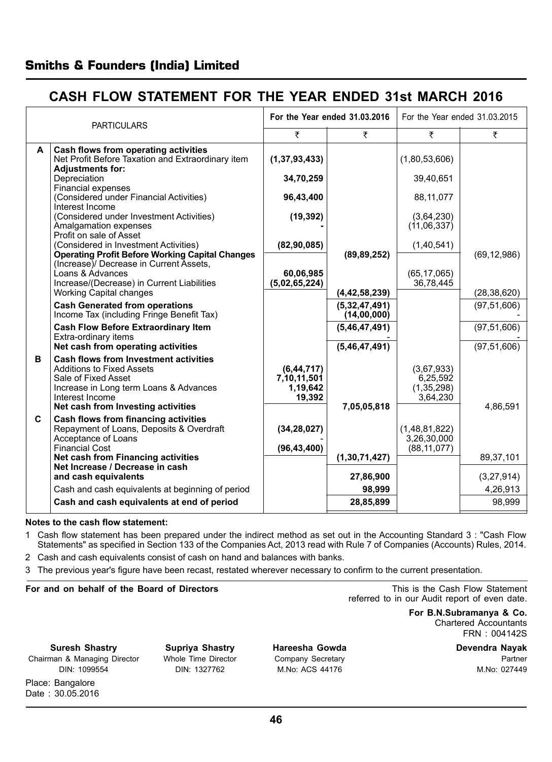## Smiths & Founders (India) Limited

# CASH FLOW STATEMENT FOR THE YEAR ENDED 31st MARCH 2016

| | PARTICULARS | For the Year ended 31.03.2016 | | For the Year ended 31.03.2015 | |
|---|---|---|---|---|---|
| | | ₹ | ₹ | ₹ | ₹ |
| **A** | **Cash flows from operating activities** | | | | |
| | Net Profit Before Taxation and Extraordinary item | **(1,37,93,433)** | | (1,80,53,606) | |
| | **Adjustments for:** | | | | |
| | Depreciation | **34,70,259** | | 39,40,651 | |
| | Financial expenses (Considered under Financial Activities) | **96,43,400** | | 88,11,077 | |
| | Interest Income (Considered under Investment Activities) | **(19,392)** | | (3,64,230) | |
| | Amalgamation expenses | **-** | | (11,06,337) | |
| | Profit on sale of Asset (Considered in Investment Activities) | **(82,90,085)** | | (1,40,541) | |
| | **Operating Profit Before Working Capital Changes** | | **(89,89,252)** | | (69,12,986) |
| | (Increase)/ Decrease in Current Assets, Loans & Advances | **60,06,985** | | (65,17,065) | |
| | Increase/(Decrease) in Current Liabilities | **(5,02,65,224)** | | 36,78,445 | |
| | Working Capital changes | | **(4,42,58,239)** | | (28,38,620) |
| | **Cash Generated from operations** | | **(5,32,47,491)** | | (97,51,606) |
| | Income Tax (including Fringe Benefit Tax) | | **(14,00,000)** | | - |
| | **Cash Flow Before Extraordinary Item** | | **(5,46,47,491)** | | (97,51,606) |
| | Extra-ordinary items | | **-** | | - |
| | **Net cash from operating activities** | | **(5,46,47,491)** | | (97,51,606) |
| **B** | **Cash flows from Investment activities** | | | | |
| | Additions to Fixed Assets | **(6,44,717)** | | (3,67,933) | |
| | Sale of Fixed Asset | **7,10,11,501** | | 6,25,592 | |
| | Increase in Long term Loans & Advances | **1,19,642** | | (1,35,298) | |
| | Interest Income | **19,392** | | 3,64,230 | |
| | **Net cash from Investing activities** | | **7,05,05,818** | | 4,86,591 |
| **C** | **Cash flows from financing activities** | | | | |
| | Repayment of Loans, Deposits & Overdraft | **(34,28,027)** | | (1,48,81,822) | |
| | Acceptance of Loans | **-** | | 3,26,30,000 | |
| | Financial Cost | **(96,43,400)** | | (88,11,077) | |
| | **Net cash from Financing activities** | | **(1,30,71,427)** | | 89,37,101 |
| | **Net Increase / Decrease in cash and cash equivalents** | | **27,86,900** | | (3,27,914) |
| | Cash and cash equivalents at beginning of period | | **98,999** | | 4,26,913 |
| | **Cash and cash equivalents at end of period** | | **28,85,899** | | 98,999 |

**Notes to the cash flow statement:**

1. Cash flow statement has been prepared under the indirect method as set out in the Accounting Standard 3 : "Cash Flow Statements" as specified in Section 133 of the Companies Act, 2013 read with Rule 7 of Companies (Accounts) Rules, 2014.
2. Cash and cash equivalents consist of cash on hand and balances with banks.
3. The previous year's figure have been recast, restated wherever necessary to confirm to the current presentation.

**For and on behalf of the Board of Directors**

This is the Cash Flow Statement referred to in our Audit report of even date.

**For B.N.Subramanya & Co.**
Chartered Accountants
FRN : 004142S

**Suresh Shastry**
Chairman & Managing Director
DIN: 1099554

**Supriya Shastry**
Whole Time Director
DIN: 1327762

**Hareesha Gowda**
Company Secretary
M.No: ACS 44176

**Devendra Nayak**
Partner
M.No: 027449

Place: Bangalore
Date : 30.05.2016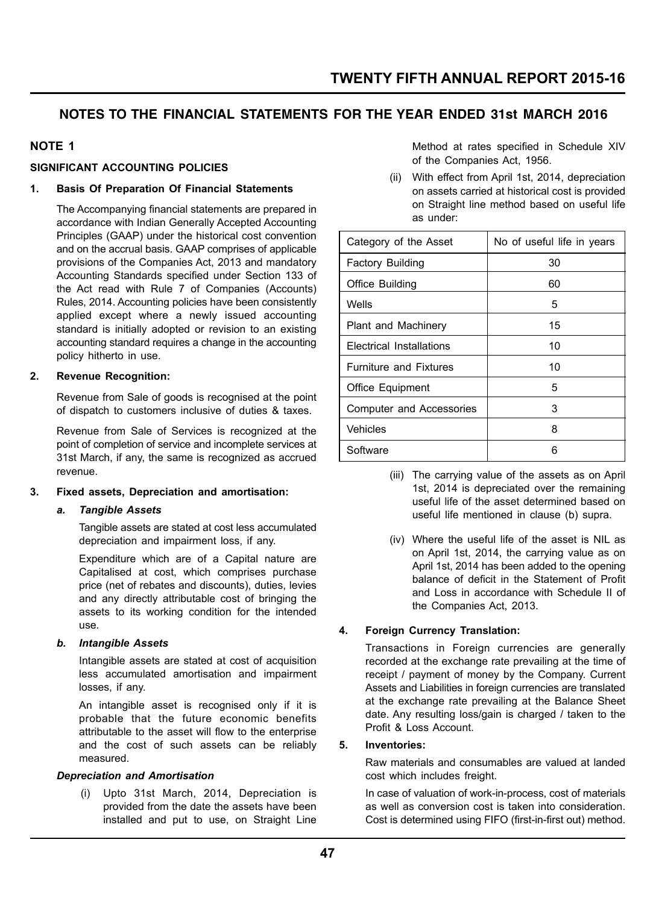## NOTES TO THE FINANCIAL STATEMENTS FOR THE YEAR ENDED 31st MARCH 2016

### NOTE 1

#### SIGNIFICANT ACCOUNTING POLICIES

**1. Basis Of Preparation Of Financial Statements**

The Accompanying financial statements are prepared in accordance with Indian Generally Accepted Accounting Principles (GAAP) under the historical cost convention and on the accrual basis. GAAP comprises of applicable provisions of the Companies Act, 2013 and mandatory Accounting Standards specified under Section 133 of the Act read with Rule 7 of Companies (Accounts) Rules, 2014. Accounting policies have been consistently applied except where a newly issued accounting standard is initially adopted or revision to an existing accounting standard requires a change in the accounting policy hitherto in use.

**2. Revenue Recognition:**

Revenue from Sale of goods is recognised at the point of dispatch to customers inclusive of duties & taxes.

Revenue from Sale of Services is recognized at the point of completion of service and incomplete services at 31st March, if any, the same is recognized as accrued revenue.

**3. Fixed assets, Depreciation and amortisation:**

***a. Tangible Assets***

Tangible assets are stated at cost less accumulated depreciation and impairment loss, if any.

Expenditure which are of a Capital nature are Capitalised at cost, which comprises purchase price (net of rebates and discounts), duties, levies and any directly attributable cost of bringing the assets to its working condition for the intended use.

***b. Intangible Assets***

Intangible assets are stated at cost of acquisition less accumulated amortisation and impairment losses, if any.

An intangible asset is recognised only if it is probable that the future economic benefits attributable to the asset will flow to the enterprise and the cost of such assets can be reliably measured.

***Depreciation and Amortisation***

(i) Upto 31st March, 2014, Depreciation is provided from the date the assets have been installed and put to use, on Straight Line Method at rates specified in Schedule XIV of the Companies Act, 1956.

(ii) With effect from April 1st, 2014, depreciation on assets carried at historical cost is provided on Straight line method based on useful life as under:

| Category of the Asset | No of useful life in years |
|---|---|
| Factory Building | 30 |
| Office Building | 60 |
| Wells | 5 |
| Plant and Machinery | 15 |
| Electrical Installations | 10 |
| Furniture and Fixtures | 10 |
| Office Equipment | 5 |
| Computer and Accessories | 3 |
| Vehicles | 8 |
| Software | 6 |

(iii) The carrying value of the assets as on April 1st, 2014 is depreciated over the remaining useful life of the asset determined based on useful life mentioned in clause (b) supra.

(iv) Where the useful life of the asset is NIL as on April 1st, 2014, the carrying value as on April 1st, 2014 has been added to the opening balance of deficit in the Statement of Profit and Loss in accordance with Schedule II of the Companies Act, 2013.

**4. Foreign Currency Translation:**

Transactions in Foreign currencies are generally recorded at the exchange rate prevailing at the time of receipt / payment of money by the Company. Current Assets and Liabilities in foreign currencies are translated at the exchange rate prevailing at the Balance Sheet date. Any resulting loss/gain is charged / taken to the Profit & Loss Account.

**5. Inventories:**

Raw materials and consumables are valued at landed cost which includes freight.

In case of valuation of work-in-process, cost of materials as well as conversion cost is taken into consideration. Cost is determined using FIFO (first-in-first out) method.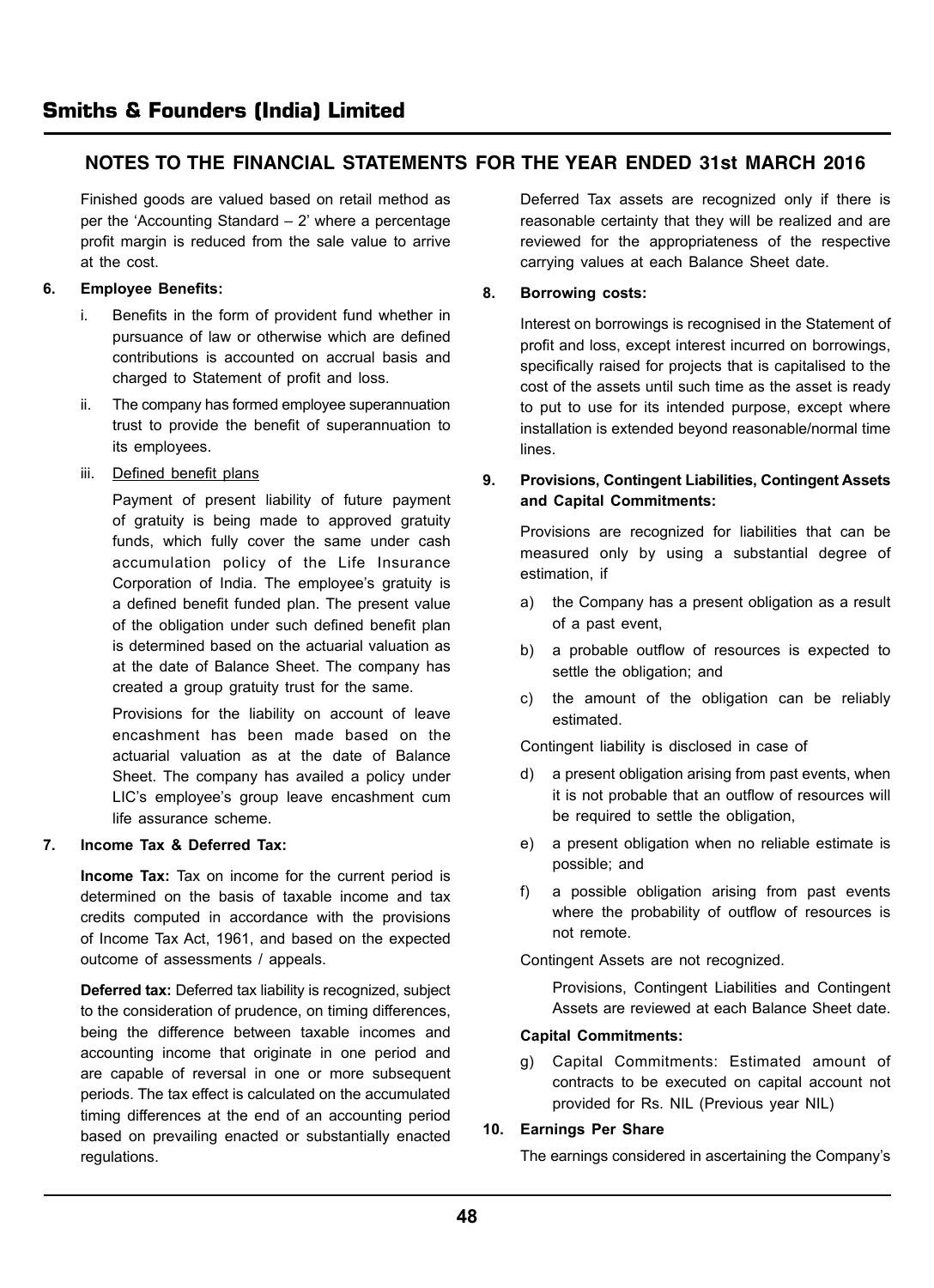## NOTES TO THE FINANCIAL STATEMENTS FOR THE YEAR ENDED 31st MARCH 2016

Finished goods are valued based on retail method as per the 'Accounting Standard – 2' where a percentage profit margin is reduced from the sale value to arrive at the cost.

**6. Employee Benefits:**

i. Benefits in the form of provident fund whether in pursuance of law or otherwise which are defined contributions is accounted on accrual basis and charged to Statement of profit and loss.

ii. The company has formed employee superannuation trust to provide the benefit of superannuation to its employees.

iii. Defined benefit plans

Payment of present liability of future payment of gratuity is being made to approved gratuity funds, which fully cover the same under cash accumulation policy of the Life Insurance Corporation of India. The employee's gratuity is a defined benefit funded plan. The present value of the obligation under such defined benefit plan is determined based on the actuarial valuation as at the date of Balance Sheet. The company has created a group gratuity trust for the same.

Provisions for the liability on account of leave encashment has been made based on the actuarial valuation as at the date of Balance Sheet. The company has availed a policy under LIC's employee's group leave encashment cum life assurance scheme.

**7. Income Tax & Deferred Tax:**

**Income Tax:** Tax on income for the current period is determined on the basis of taxable income and tax credits computed in accordance with the provisions of Income Tax Act, 1961, and based on the expected outcome of assessments / appeals.

**Deferred tax:** Deferred tax liability is recognized, subject to the consideration of prudence, on timing differences, being the difference between taxable incomes and accounting income that originate in one period and are capable of reversal in one or more subsequent periods. The tax effect is calculated on the accumulated timing differences at the end of an accounting period based on prevailing enacted or substantially enacted regulations.

Deferred Tax assets are recognized only if there is reasonable certainty that they will be realized and are reviewed for the appropriateness of the respective carrying values at each Balance Sheet date.

**8. Borrowing costs:**

Interest on borrowings is recognised in the Statement of profit and loss, except interest incurred on borrowings, specifically raised for projects that is capitalised to the cost of the assets until such time as the asset is ready to put to use for its intended purpose, except where installation is extended beyond reasonable/normal time lines.

**9. Provisions, Contingent Liabilities, Contingent Assets and Capital Commitments:**

Provisions are recognized for liabilities that can be measured only by using a substantial degree of estimation, if

a) the Company has a present obligation as a result of a past event,

b) a probable outflow of resources is expected to settle the obligation; and

c) the amount of the obligation can be reliably estimated.

Contingent liability is disclosed in case of

d) a present obligation arising from past events, when it is not probable that an outflow of resources will be required to settle the obligation,

e) a present obligation when no reliable estimate is possible; and

f) a possible obligation arising from past events where the probability of outflow of resources is not remote.

Contingent Assets are not recognized.

Provisions, Contingent Liabilities and Contingent Assets are reviewed at each Balance Sheet date.

**Capital Commitments:**

g) Capital Commitments: Estimated amount of contracts to be executed on capital account not provided for Rs. NIL (Previous year NIL)

**10. Earnings Per Share**

The earnings considered in ascertaining the Company's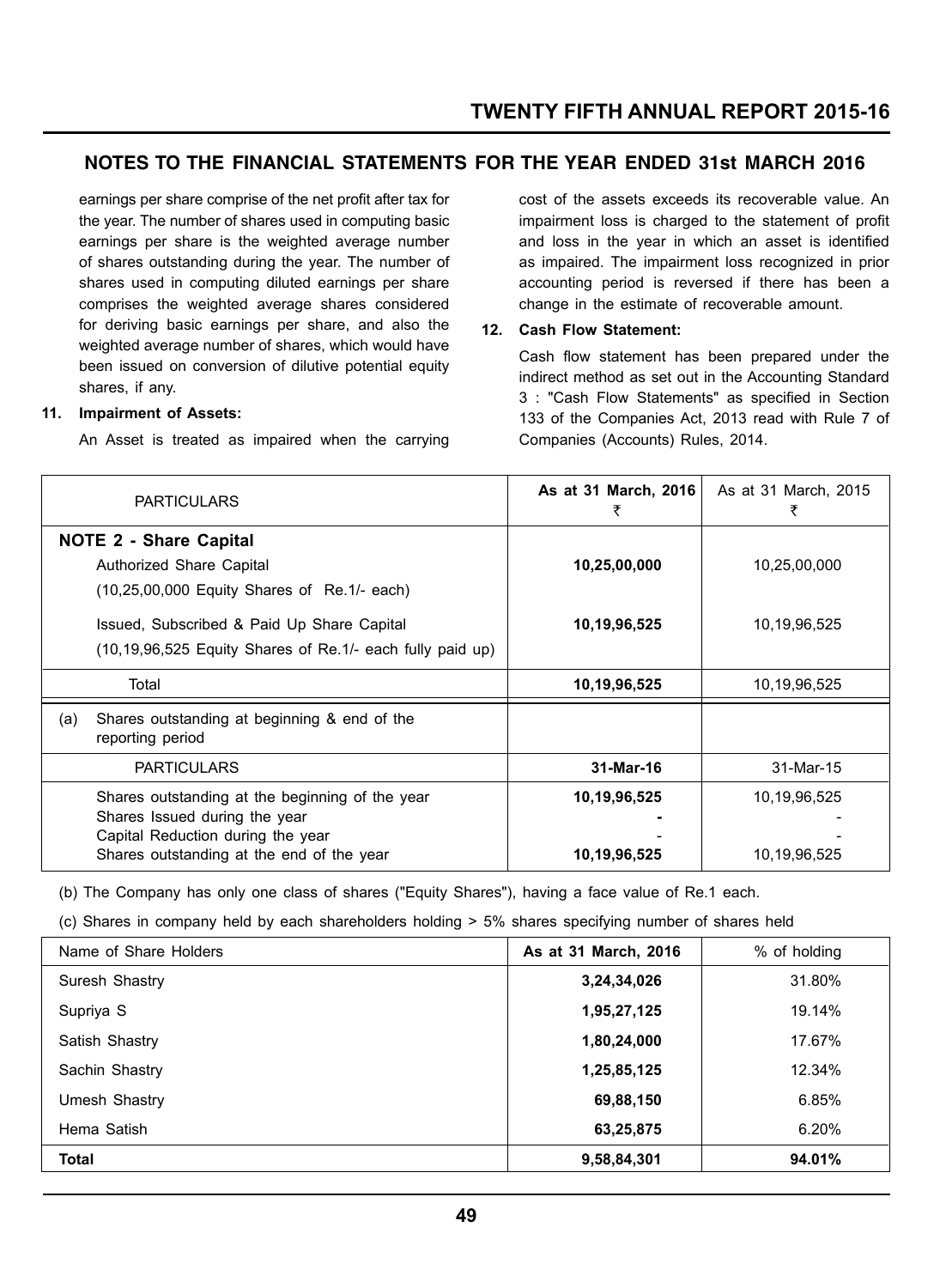## NOTES TO THE FINANCIAL STATEMENTS FOR THE YEAR ENDED 31st MARCH 2016

earnings per share comprise of the net profit after tax for the year. The number of shares used in computing basic earnings per share is the weighted average number of shares outstanding during the year. The number of shares used in computing diluted earnings per share comprises the weighted average shares considered for deriving basic earnings per share, and also the weighted average number of shares, which would have been issued on conversion of dilutive potential equity shares, if any.

**11. Impairment of Assets:**

An Asset is treated as impaired when the carrying cost of the assets exceeds its recoverable value. An impairment loss is charged to the statement of profit and loss in the year in which an asset is identified as impaired. The impairment loss recognized in prior accounting period is reversed if there has been a change in the estimate of recoverable amount.

**12. Cash Flow Statement:**

Cash flow statement has been prepared under the indirect method as set out in the Accounting Standard 3 : "Cash Flow Statements" as specified in Section 133 of the Companies Act, 2013 read with Rule 7 of Companies (Accounts) Rules, 2014.

| PARTICULARS | **As at 31 March, 2016** ₹ | As at 31 March, 2015 ₹ |
|---|---|---|
| **NOTE 2 - Share Capital** | | |
| Authorized Share Capital | **10,25,00,000** | 10,25,00,000 |
| (10,25,00,000 Equity Shares of Re.1/- each) | | |
| Issued, Subscribed & Paid Up Share Capital | **10,19,96,525** | 10,19,96,525 |
| (10,19,96,525 Equity Shares of Re.1/- each fully paid up) | | |
| Total | **10,19,96,525** | 10,19,96,525 |
| (a) Shares outstanding at beginning & end of the reporting period | | |
| PARTICULARS | **31-Mar-16** | 31-Mar-15 |
| Shares outstanding at the beginning of the year | **10,19,96,525** | 10,19,96,525 |
| Shares Issued during the year | **-** | - |
| Capital Reduction during the year | - | - |
| Shares outstanding at the end of the year | **10,19,96,525** | 10,19,96,525 |

(b) The Company has only one class of shares ("Equity Shares"), having a face value of Re.1 each.

(c) Shares in company held by each shareholders holding > 5% shares specifying number of shares held

| Name of Share Holders | **As at 31 March, 2016** | % of holding |
|---|---|---|
| Suresh Shastry | **3,24,34,026** | 31.80% |
| Supriya S | **1,95,27,125** | 19.14% |
| Satish Shastry | **1,80,24,000** | 17.67% |
| Sachin Shastry | **1,25,85,125** | 12.34% |
| Umesh Shastry | **69,88,150** | 6.85% |
| Hema Satish | **63,25,875** | 6.20% |
| **Total** | **9,58,84,301** | **94.01%** |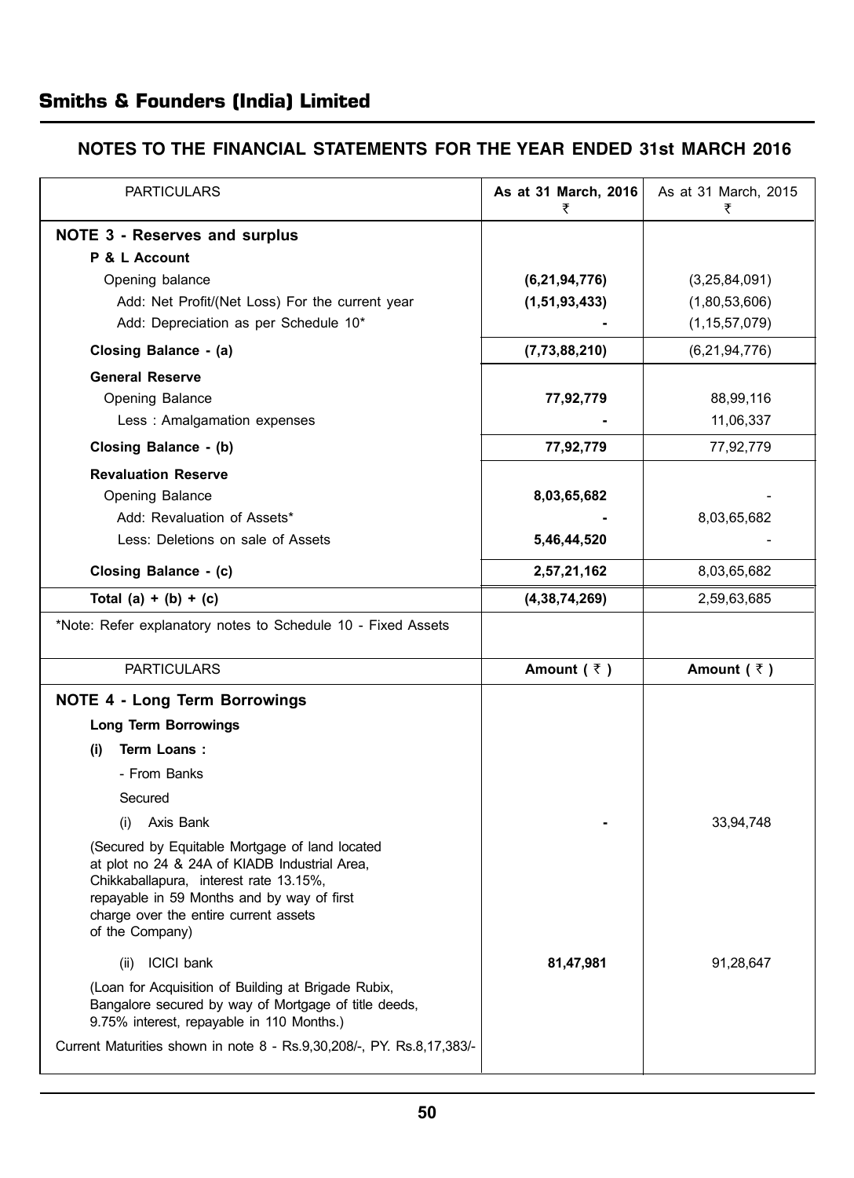## Smiths & Founders (India) Limited

### NOTES TO THE FINANCIAL STATEMENTS FOR THE YEAR ENDED 31st MARCH 2016

| PARTICULARS | As at 31 March, 2016 ₹ | As at 31 March, 2015 ₹ |
|---|---|---|
| **NOTE 3 - Reserves and surplus** | | |
| **P & L Account** | | |
| Opening balance | **(6,21,94,776)** | (3,25,84,091) |
| Add: Net Profit/(Net Loss) For the current year | **(1,51,93,433)** | (1,80,53,606) |
| Add: Depreciation as per Schedule 10* | **-** | (1,15,57,079) |
| **Closing Balance - (a)** | **(7,73,88,210)** | (6,21,94,776) |
| **General Reserve** | | |
| Opening Balance | **77,92,779** | 88,99,116 |
| Less : Amalgamation expenses | **-** | 11,06,337 |
| **Closing Balance - (b)** | **77,92,779** | 77,92,779 |
| **Revaluation Reserve** | | |
| Opening Balance | **8,03,65,682** | - |
| Add: Revaluation of Assets* | **-** | 8,03,65,682 |
| Less: Deletions on sale of Assets | **5,46,44,520** | - |
| **Closing Balance - (c)** | **2,57,21,162** | 8,03,65,682 |
| **Total (a) + (b) + (c)** | **(4,38,74,269)** | 2,59,63,685 |
| *Note: Refer explanatory notes to Schedule 10 - Fixed Assets | | |

| PARTICULARS | Amount ( ₹ ) | Amount ( ₹ ) |
|---|---|---|
| **NOTE 4 - Long Term Borrowings** | | |
| **Long Term Borrowings** | | |
| **(i) Term Loans :** | | |
| - From Banks | | |
| Secured | | |
| (i) Axis Bank | **-** | 33,94,748 |
| (Secured by Equitable Mortgage of land located at plot no 24 & 24A of KIADB Industrial Area, Chikkaballapura, interest rate 13.15%, repayable in 59 Months and by way of first charge over the entire current assets of the Company) | | |
| (ii) ICICI bank | **81,47,981** | 91,28,647 |
| (Loan for Acquisition of Building at Brigade Rubix, Bangalore secured by way of Mortgage of title deeds, 9.75% interest, repayable in 110 Months.) | | |
| Current Maturities shown in note 8 - Rs.9,30,208/-, PY. Rs.8,17,383/- | | |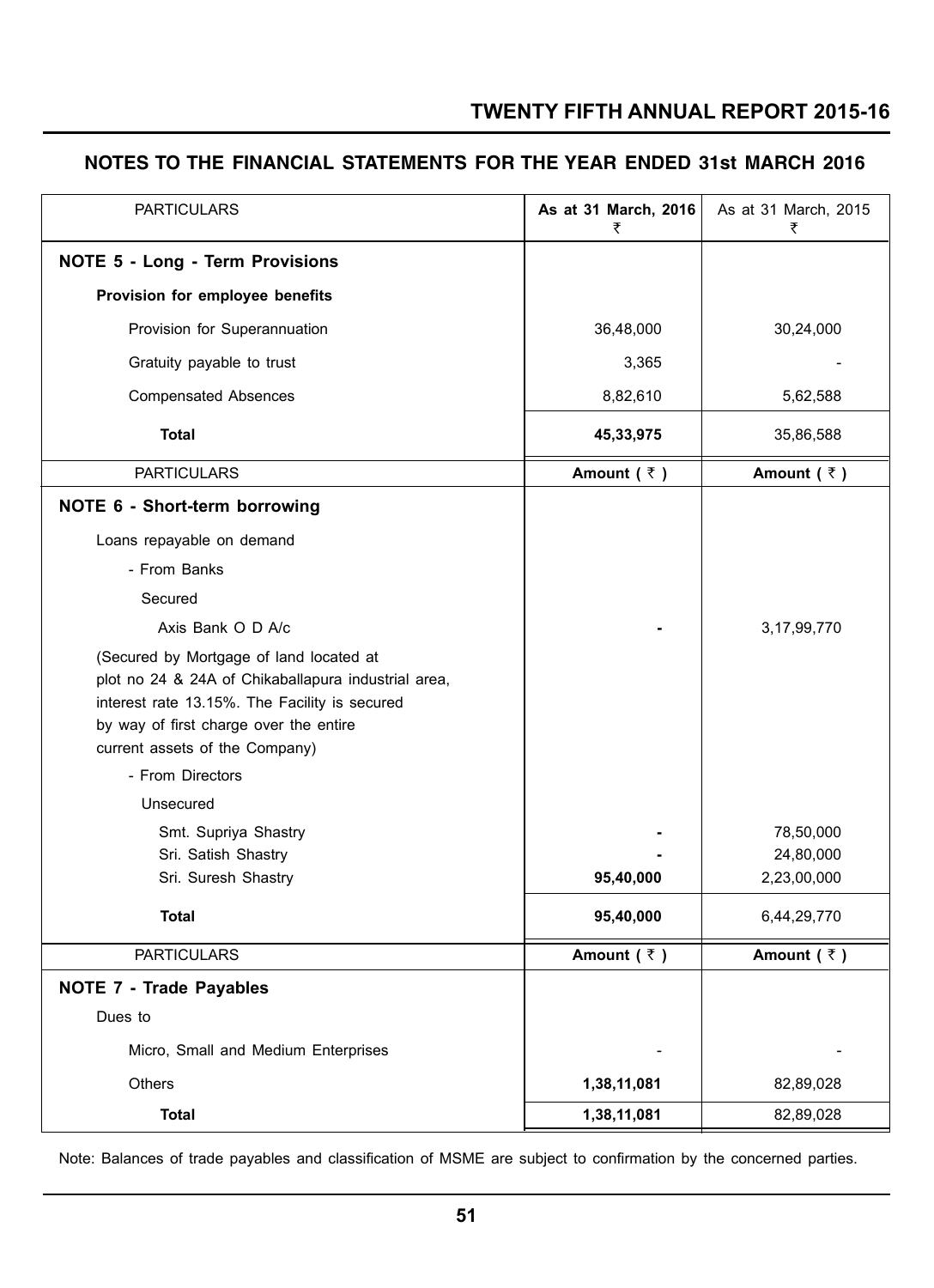## NOTES TO THE FINANCIAL STATEMENTS FOR THE YEAR ENDED 31st MARCH 2016

| PARTICULARS | As at 31 March, 2016 ₹ | As at 31 March, 2015 ₹ |
|---|---|---|
| **NOTE 5 - Long - Term Provisions** | | |
| **Provision for employee benefits** | | |
| Provision for Superannuation | 36,48,000 | 30,24,000 |
| Gratuity payable to trust | 3,365 | - |
| Compensated Absences | 8,82,610 | 5,62,588 |
| **Total** | **45,33,975** | 35,86,588 |

| PARTICULARS | Amount ( ₹ ) | Amount ( ₹ ) |
|---|---|---|
| **NOTE 6 - Short-term borrowing** | | |
| Loans repayable on demand | | |
| - From Banks | | |
| Secured | | |
| Axis Bank O D A/c | - | 3,17,99,770 |
| (Secured by Mortgage of land located at plot no 24 & 24A of Chikaballapura industrial area, interest rate 13.15%. The Facility is secured by way of first charge over the entire current assets of the Company) | | |
| - From Directors | | |
| Unsecured | | |
| Smt. Supriya Shastry | - | 78,50,000 |
| Sri. Satish Shastry | - | 24,80,000 |
| Sri. Suresh Shastry | **95,40,000** | 2,23,00,000 |
| **Total** | **95,40,000** | 6,44,29,770 |

| PARTICULARS | Amount ( ₹ ) | Amount ( ₹ ) |
|---|---|---|
| **NOTE 7 - Trade Payables** | | |
| Dues to | | |
| Micro, Small and Medium Enterprises | - | - |
| Others | **1,38,11,081** | 82,89,028 |
| **Total** | **1,38,11,081** | 82,89,028 |

Note: Balances of trade payables and classification of MSME are subject to confirmation by the concerned parties.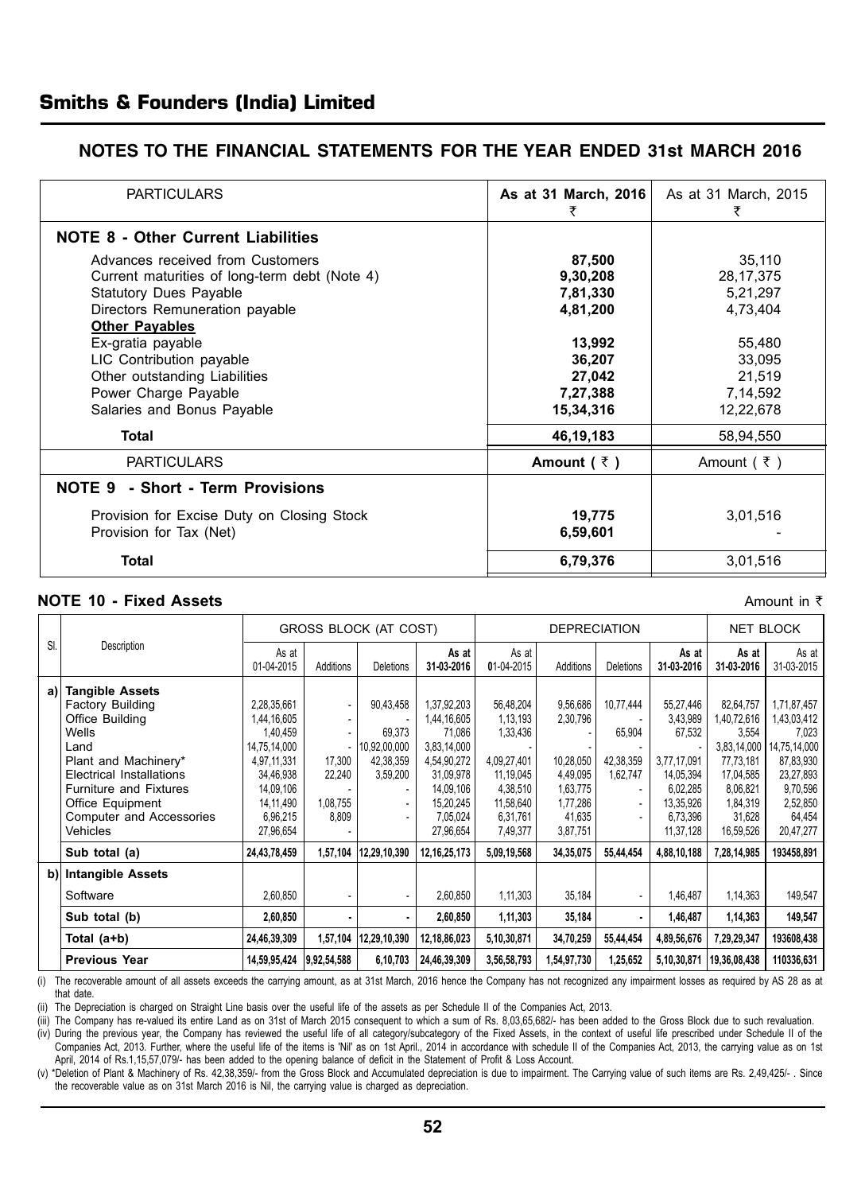## NOTES TO THE FINANCIAL STATEMENTS FOR THE YEAR ENDED 31st MARCH 2016

| PARTICULARS | As at 31 March, 2016 ₹ | As at 31 March, 2015 ₹ |
|---|---|---|
| **NOTE 8 - Other Current Liabilities** | | |
| Advances received from Customers | **87,500** | 35,110 |
| Current maturities of long-term debt (Note 4) | **9,30,208** | 28,17,375 |
| Statutory Dues Payable | **7,81,330** | 5,21,297 |
| Directors Remuneration payable | **4,81,200** | 4,73,404 |
| **Other Payables** | | |
| Ex-gratia payable | **13,992** | 55,480 |
| LIC Contribution payable | **36,207** | 33,095 |
| Other outstanding Liabilities | **27,042** | 21,519 |
| Power Charge Payable | **7,27,388** | 7,14,592 |
| Salaries and Bonus Payable | **15,34,316** | 12,22,678 |
| **Total** | **46,19,183** | 58,94,550 |

| PARTICULARS | Amount ( ₹ ) | Amount ( ₹ ) |
|---|---|---|
| **NOTE 9 - Short - Term Provisions** | | |
| Provision for Excise Duty on Closing Stock | **19,775** | 3,01,516 |
| Provision for Tax (Net) | **6,59,601** | - |
| **Total** | **6,79,376** | 3,01,516 |

### NOTE 10 - Fixed Assets

Amount in ₹

| Sl. | Description | GROSS BLOCK (AT COST) | | | | DEPRECIATION | | | | NET BLOCK | |
|---|---|---|---|---|---|---|---|---|---|---|---|
| | | As at 01-04-2015 | Additions | Deletions | As at 31-03-2016 | As at 01-04-2015 | Additions | Deletions | As at 31-03-2016 | As at 31-03-2016 | As at 31-03-2015 |
| a) | **Tangible Assets** | | | | | | | | | | |
| | Factory Building | 2,28,35,661 | - | 90,43,458 | 1,37,92,203 | 56,48,204 | 9,56,686 | 10,77,444 | 55,27,446 | 82,64,757 | 1,71,87,457 |
| | Office Building | 1,44,16,605 | - | - | 1,44,16,605 | 1,13,193 | 2,30,796 | - | 3,43,989 | 1,40,72,616 | 1,43,03,412 |
| | Wells | 1,40,459 | - | 69,373 | 71,086 | 1,33,436 | - | 65,904 | 67,532 | 3,554 | 7,023 |
| | Land | 14,75,14,000 | - | 10,92,00,000 | 3,83,14,000 | - | - | - | - | 3,83,14,000 | 14,75,14,000 |
| | Plant and Machinery* | 4,97,11,331 | 17,300 | 42,38,359 | 4,54,90,272 | 4,09,27,401 | 10,28,050 | 42,38,359 | 3,77,17,091 | 77,73,181 | 87,83,930 |
| | Electrical Installations | 34,46,938 | 22,240 | 3,59,200 | 31,09,978 | 11,19,045 | 4,49,095 | 1,62,747 | 14,05,394 | 17,04,585 | 23,27,893 |
| | Furniture and Fixtures | 14,09,106 | - | - | 14,09,106 | 4,38,510 | 1,63,775 | - | 6,02,285 | 8,06,821 | 9,70,596 |
| | Office Equipment | 14,11,490 | 1,08,755 | - | 15,20,245 | 11,58,640 | 1,77,286 | - | 13,35,926 | 1,84,319 | 2,52,850 |
| | Computer and Accessories | 6,96,215 | 8,809 | - | 7,05,024 | 6,31,761 | 41,635 | - | 6,73,396 | 31,628 | 64,454 |
| | Vehicles | 27,96,654 | - | - | 27,96,654 | 7,49,377 | 3,87,751 | - | 11,37,128 | 16,59,526 | 20,47,277 |
| | **Sub total (a)** | **24,43,78,459** | **1,57,104** | **12,29,10,390** | **12,16,25,173** | **5,09,19,568** | **34,35,075** | **55,44,454** | **4,88,10,188** | **7,28,14,985** | **193458,891** |
| b) | **Intangible Assets** | | | | | | | | | | |
| | Software | 2,60,850 | - | - | 2,60,850 | 1,11,303 | 35,184 | - | 1,46,487 | 1,14,363 | 149,547 |
| | **Sub total (b)** | **2,60,850** | **-** | **-** | **2,60,850** | **1,11,303** | **35,184** | **-** | **1,46,487** | **1,14,363** | **149,547** |
| | **Total (a+b)** | **24,46,39,309** | **1,57,104** | **12,29,10,390** | **12,18,86,023** | **5,10,30,871** | **34,70,259** | **55,44,454** | **4,89,56,676** | **7,29,29,347** | **193608,438** |
| | **Previous Year** | **14,59,95,424** | **9,92,54,588** | **6,10,703** | **24,46,39,309** | **3,56,58,793** | **1,54,97,730** | **1,25,652** | **5,10,30,871** | **19,36,08,438** | **110336,631** |

(i) The recoverable amount of all assets exceeds the carrying amount, as at 31st March, 2016 hence the Company has not recognized any impairment losses as required by AS 28 as at that date.

(ii) The Depreciation is charged on Straight Line basis over the useful life of the assets as per Schedule II of the Companies Act, 2013.

(iii) The Company has re-valued its entire Land as on 31st of March 2015 consequent to which a sum of Rs. 8,03,65,682/- has been added to the Gross Block due to such revaluation.

(iv) During the previous year, the Company has reviewed the useful life of all category/subcategory of the Fixed Assets, in the context of useful life prescribed under Schedule II of the Companies Act, 2013. Further, where the useful life of the items is 'Nil' as on 1st April., 2014 in accordance with schedule II of the Companies Act, 2013, the carrying value as on 1st April, 2014 of Rs.1,15,57,079/- has been added to the opening balance of deficit in the Statement of Profit & Loss Account.

(v) *Deletion of Plant & Machinery of Rs. 42,38,359/- from the Gross Block and Accumulated depreciation is due to impairment. The Carrying value of such items are Rs. 2,49,425/- . Since the recoverable value as on 31st March 2016 is Nil, the carrying value is charged as depreciation.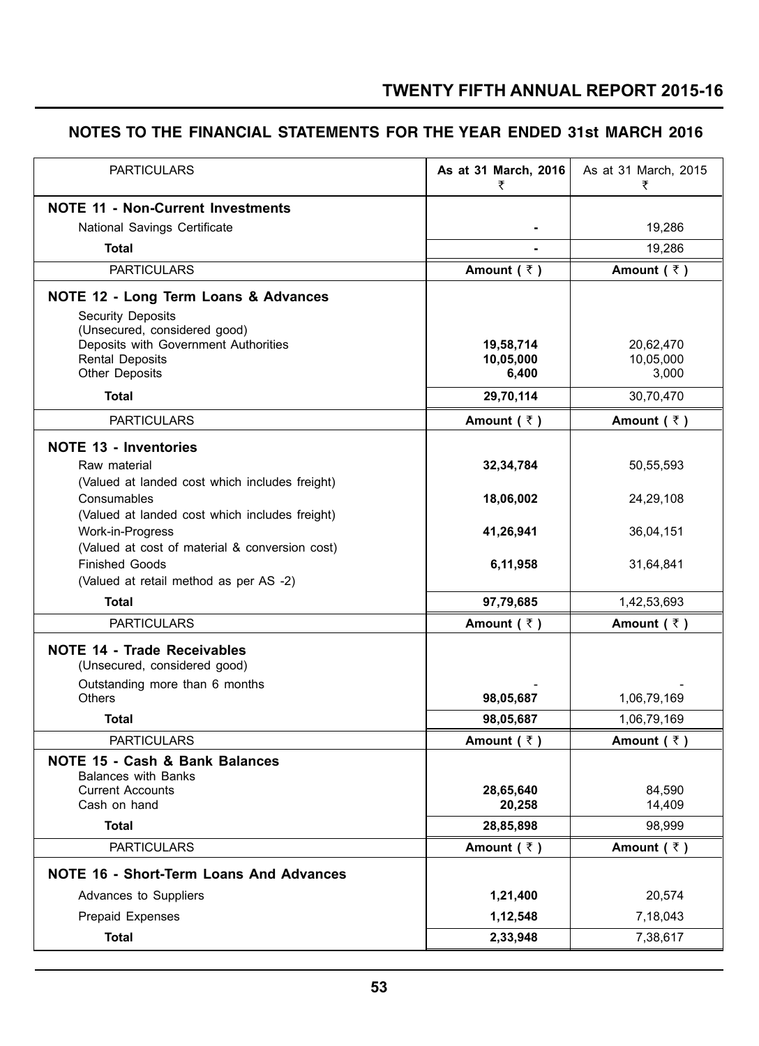## NOTES TO THE FINANCIAL STATEMENTS FOR THE YEAR ENDED 31st MARCH 2016

| PARTICULARS | As at 31 March, 2016 ₹ | As at 31 March, 2015 ₹ |
|---|---|---|
| **NOTE 11 - Non-Current Investments** | | |
| National Savings Certificate | - | 19,286 |
| **Total** | - | 19,286 |

| PARTICULARS | Amount ( ₹ ) | Amount ( ₹ ) |
|---|---|---|
| **NOTE 12 - Long Term Loans & Advances** | | |
| Security Deposits | | |
| (Unsecured, considered good) | | |
| Deposits with Government Authorities | **19,58,714** | 20,62,470 |
| Rental Deposits | **10,05,000** | 10,05,000 |
| Other Deposits | **6,400** | 3,000 |
| **Total** | **29,70,114** | 30,70,470 |

| PARTICULARS | Amount ( ₹ ) | Amount ( ₹ ) |
|---|---|---|
| **NOTE 13 - Inventories** | | |
| Raw material | **32,34,784** | 50,55,593 |
| (Valued at landed cost which includes freight) | | |
| Consumables | **18,06,002** | 24,29,108 |
| (Valued at landed cost which includes freight) | | |
| Work-in-Progress | **41,26,941** | 36,04,151 |
| (Valued at cost of material & conversion cost) | | |
| Finished Goods | **6,11,958** | 31,64,841 |
| (Valued at retail method as per AS -2) | | |
| **Total** | **97,79,685** | 1,42,53,693 |

| PARTICULARS | Amount ( ₹ ) | Amount ( ₹ ) |
|---|---|---|
| **NOTE 14 - Trade Receivables** | | |
| (Unsecured, considered good) | | |
| Outstanding more than 6 months | - | - |
| Others | **98,05,687** | 1,06,79,169 |
| **Total** | **98,05,687** | 1,06,79,169 |

| PARTICULARS | Amount ( ₹ ) | Amount ( ₹ ) |
|---|---|---|
| **NOTE 15 - Cash & Bank Balances** | | |
| Balances with Banks | | |
| Current Accounts | **28,65,640** | 84,590 |
| Cash on hand | **20,258** | 14,409 |
| **Total** | **28,85,898** | 98,999 |

| PARTICULARS | Amount ( ₹ ) | Amount ( ₹ ) |
|---|---|---|
| **NOTE 16 - Short-Term Loans And Advances** | | |
| Advances to Suppliers | **1,21,400** | 20,574 |
| Prepaid Expenses | **1,12,548** | 7,18,043 |
| **Total** | **2,33,948** | 7,38,617 |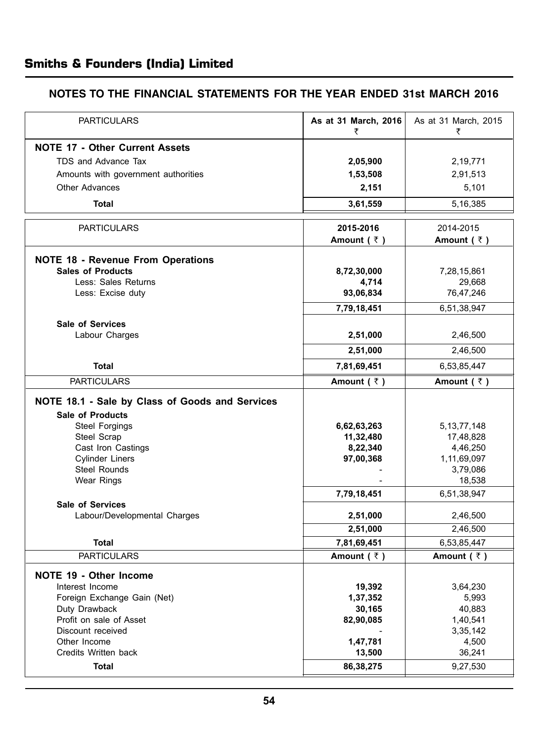## Smiths & Founders (India) Limited

### NOTES TO THE FINANCIAL STATEMENTS FOR THE YEAR ENDED 31st MARCH 2016

| PARTICULARS | As at 31 March, 2016 ₹ | As at 31 March, 2015 ₹ |
|---|---|---|
| **NOTE 17 - Other Current Assets** | | |
| TDS and Advance Tax | **2,05,900** | 2,19,771 |
| Amounts with government authorities | **1,53,508** | 2,91,513 |
| Other Advances | **2,151** | 5,101 |
| **Total** | **3,61,559** | 5,16,385 |

| PARTICULARS | 2015-2016 Amount ( ₹ ) | 2014-2015 Amount ( ₹ ) |
|---|---|---|
| **NOTE 18 - Revenue From Operations** | | |
| **Sales of Products** | **8,72,30,000** | 7,28,15,861 |
| Less: Sales Returns | **4,714** | 29,668 |
| Less: Excise duty | **93,06,834** | 76,47,246 |
| | **7,79,18,451** | 6,51,38,947 |
| **Sale of Services** | | |
| Labour Charges | **2,51,000** | 2,46,500 |
| | **2,51,000** | 2,46,500 |
| **Total** | **7,81,69,451** | 6,53,85,447 |

| PARTICULARS | Amount ( ₹ ) | Amount ( ₹ ) |
|---|---|---|
| **NOTE 18.1 - Sale by Class of Goods and Services** | | |
| **Sale of Products** | | |
| Steel Forgings | **6,62,63,263** | 5,13,77,148 |
| Steel Scrap | **11,32,480** | 17,48,828 |
| Cast Iron Castings | **8,22,340** | 4,46,250 |
| Cylinder Liners | **97,00,368** | 1,11,69,097 |
| Steel Rounds | - | 3,79,086 |
| Wear Rings | - | 18,538 |
| | **7,79,18,451** | 6,51,38,947 |
| **Sale of Services** | | |
| Labour/Developmental Charges | **2,51,000** | 2,46,500 |
| | **2,51,000** | 2,46,500 |
| **Total** | **7,81,69,451** | 6,53,85,447 |

| PARTICULARS | Amount ( ₹ ) | Amount ( ₹ ) |
|---|---|---|
| **NOTE 19 - Other Income** | | |
| Interest Income | **19,392** | 3,64,230 |
| Foreign Exchange Gain (Net) | **1,37,352** | 5,993 |
| Duty Drawback | **30,165** | 40,883 |
| Profit on sale of Asset | **82,90,085** | 1,40,541 |
| Discount received | - | 3,35,142 |
| Other Income | **1,47,781** | 4,500 |
| Credits Written back | **13,500** | 36,241 |
| **Total** | **86,38,275** | 9,27,530 |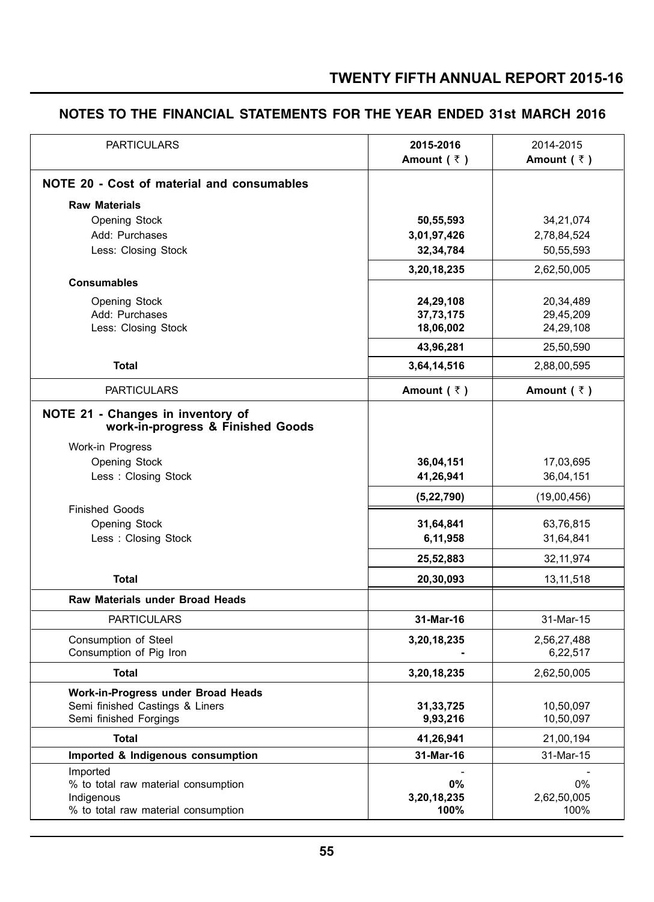## NOTES TO THE FINANCIAL STATEMENTS FOR THE YEAR ENDED 31st MARCH 2016

| PARTICULARS | 2015-2016 Amount ( ₹ ) | 2014-2015 Amount ( ₹ ) |
|---|---|---|
| **NOTE 20 - Cost of material and consumables** | | |
| **Raw Materials** | | |
| Opening Stock | **50,55,593** | 34,21,074 |
| Add: Purchases | **3,01,97,426** | 2,78,84,524 |
| Less: Closing Stock | **32,34,784** | 50,55,593 |
| | **3,20,18,235** | 2,62,50,005 |
| **Consumables** | | |
| Opening Stock | **24,29,108** | 20,34,489 |
| Add: Purchases | **37,73,175** | 29,45,209 |
| Less: Closing Stock | **18,06,002** | 24,29,108 |
| | **43,96,281** | 25,50,590 |
| **Total** | **3,64,14,516** | 2,88,00,595 |

| PARTICULARS | Amount ( ₹ ) | Amount ( ₹ ) |
|---|---|---|
| **NOTE 21 - Changes in inventory of work-in-progress & Finished Goods** | | |
| Work-in Progress | | |
| Opening Stock | **36,04,151** | 17,03,695 |
| Less : Closing Stock | **41,26,941** | 36,04,151 |
| | **(5,22,790)** | (19,00,456) |
| Finished Goods | | |
| Opening Stock | **31,64,841** | 63,76,815 |
| Less : Closing Stock | **6,11,958** | 31,64,841 |
| | **25,52,883** | 32,11,974 |
| **Total** | **20,30,093** | 13,11,518 |

**Raw Materials under Broad Heads**

| PARTICULARS | 31-Mar-16 | 31-Mar-15 |
|---|---|---|
| Consumption of Steel | **3,20,18,235** | 2,56,27,488 |
| Consumption of Pig Iron | **-** | 6,22,517 |
| **Total** | **3,20,18,235** | 2,62,50,005 |
| **Work-in-Progress under Broad Heads** | | |
| Semi finished Castings & Liners | **31,33,725** | 10,50,097 |
| Semi finished Forgings | **9,93,216** | 10,50,097 |
| **Total** | **41,26,941** | 21,00,194 |

| Imported & Indigenous consumption | 31-Mar-16 | 31-Mar-15 |
|---|---|---|
| Imported | - | - |
| % to total raw material consumption | **0%** | 0% |
| Indigenous | **3,20,18,235** | 2,62,50,005 |
| % to total raw material consumption | **100%** | 100% |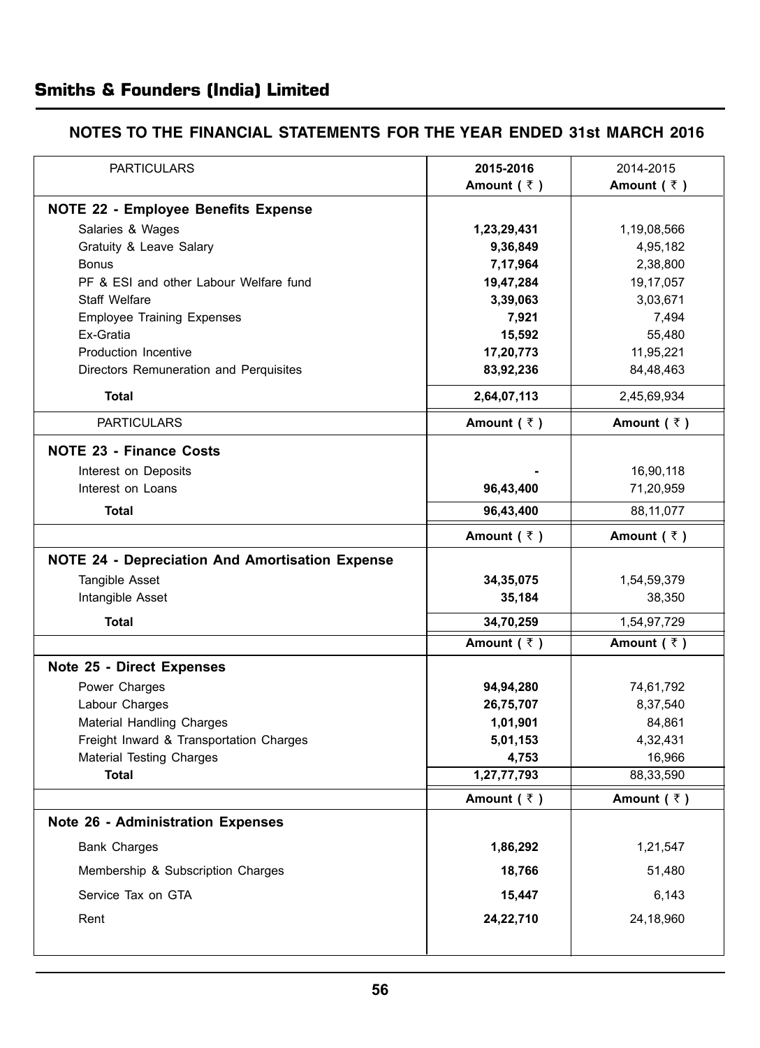## NOTES TO THE FINANCIAL STATEMENTS FOR THE YEAR ENDED 31st MARCH 2016

| PARTICULARS | 2015-2016 Amount ( ₹ ) | 2014-2015 Amount ( ₹ ) |
|---|---|---|
| **NOTE 22 - Employee Benefits Expense** | | |
| Salaries & Wages | **1,23,29,431** | 1,19,08,566 |
| Gratuity & Leave Salary | **9,36,849** | 4,95,182 |
| Bonus | **7,17,964** | 2,38,800 |
| PF & ESI and other Labour Welfare fund | **19,47,284** | 19,17,057 |
| Staff Welfare | **3,39,063** | 3,03,671 |
| Employee Training Expenses | **7,921** | 7,494 |
| Ex-Gratia | **15,592** | 55,480 |
| Production Incentive | **17,20,773** | 11,95,221 |
| Directors Remuneration and Perquisites | **83,92,236** | 84,48,463 |
| **Total** | **2,64,07,113** | 2,45,69,934 |

| PARTICULARS | Amount ( ₹ ) | Amount ( ₹ ) |
|---|---|---|
| **NOTE 23 - Finance Costs** | | |
| Interest on Deposits | **-** | 16,90,118 |
| Interest on Loans | **96,43,400** | 71,20,959 |
| **Total** | **96,43,400** | 88,11,077 |

| | Amount ( ₹ ) | Amount ( ₹ ) |
|---|---|---|
| **NOTE 24 - Depreciation And Amortisation Expense** | | |
| Tangible Asset | **34,35,075** | 1,54,59,379 |
| Intangible Asset | **35,184** | 38,350 |
| **Total** | **34,70,259** | 1,54,97,729 |

| | Amount ( ₹ ) | Amount ( ₹ ) |
|---|---|---|
| **Note 25 - Direct Expenses** | | |
| Power Charges | **94,94,280** | 74,61,792 |
| Labour Charges | **26,75,707** | 8,37,540 |
| Material Handling Charges | **1,01,901** | 84,861 |
| Freight Inward & Transportation Charges | **5,01,153** | 4,32,431 |
| Material Testing Charges | **4,753** | 16,966 |
| **Total** | **1,27,77,793** | 88,33,590 |

| | Amount ( ₹ ) | Amount ( ₹ ) |
|---|---|---|
| **Note 26 - Administration Expenses** | | |
| Bank Charges | **1,86,292** | 1,21,547 |
| Membership & Subscription Charges | **18,766** | 51,480 |
| Service Tax on GTA | **15,447** | 6,143 |
| Rent | **24,22,710** | 24,18,960 |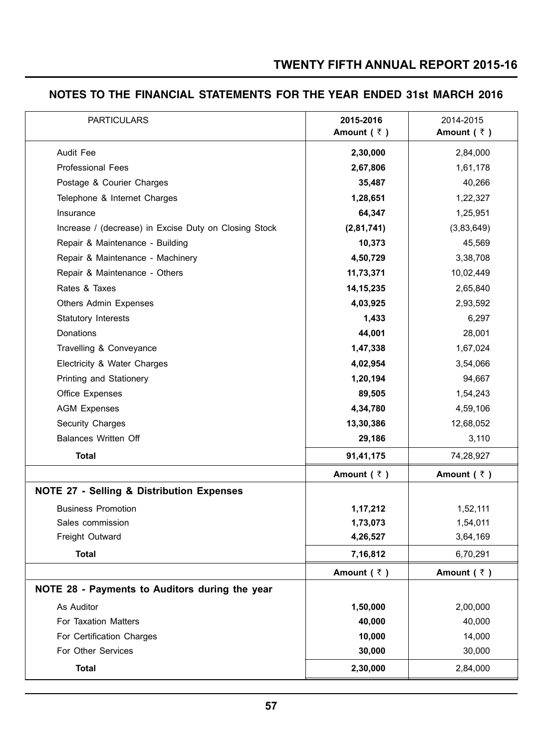## NOTES TO THE FINANCIAL STATEMENTS FOR THE YEAR ENDED 31st MARCH 2016

| PARTICULARS | 2015-2016 Amount ( ₹ ) | 2014-2015 Amount ( ₹ ) |
|---|---|---|
| Audit Fee | **2,30,000** | 2,84,000 |
| Professional Fees | **2,67,806** | 1,61,178 |
| Postage & Courier Charges | **35,487** | 40,266 |
| Telephone & Internet Charges | **1,28,651** | 1,22,327 |
| Insurance | **64,347** | 1,25,951 |
| Increase / (decrease) in Excise Duty on Closing Stock | **(2,81,741)** | (3,83,649) |
| Repair & Maintenance - Building | **10,373** | 45,569 |
| Repair & Maintenance - Machinery | **4,50,729** | 3,38,708 |
| Repair & Maintenance - Others | **11,73,371** | 10,02,449 |
| Rates & Taxes | **14,15,235** | 2,65,840 |
| Others Admin Expenses | **4,03,925** | 2,93,592 |
| Statutory Interests | **1,433** | 6,297 |
| Donations | **44,001** | 28,001 |
| Travelling & Conveyance | **1,47,338** | 1,67,024 |
| Electricity & Water Charges | **4,02,954** | 3,54,066 |
| Printing and Stationery | **1,20,194** | 94,667 |
| Office Expenses | **89,505** | 1,54,243 |
| AGM Expenses | **4,34,780** | 4,59,106 |
| Security Charges | **13,30,386** | 12,68,052 |
| Balances Written Off | **29,186** | 3,110 |
| **Total** | **91,41,175** | 74,28,927 |

| NOTE 27 - Selling & Distribution Expenses | Amount ( ₹ ) | Amount ( ₹ ) |
|---|---|---|
| Business Promotion | **1,17,212** | 1,52,111 |
| Sales commission | **1,73,073** | 1,54,011 |
| Freight Outward | **4,26,527** | 3,64,169 |
| **Total** | **7,16,812** | 6,70,291 |

| NOTE 28 - Payments to Auditors during the year | Amount ( ₹ ) | Amount ( ₹ ) |
|---|---|---|
| As Auditor | **1,50,000** | 2,00,000 |
| For Taxation Matters | **40,000** | 40,000 |
| For Certification Charges | **10,000** | 14,000 |
| For Other Services | **30,000** | 30,000 |
| **Total** | **2,30,000** | 2,84,000 |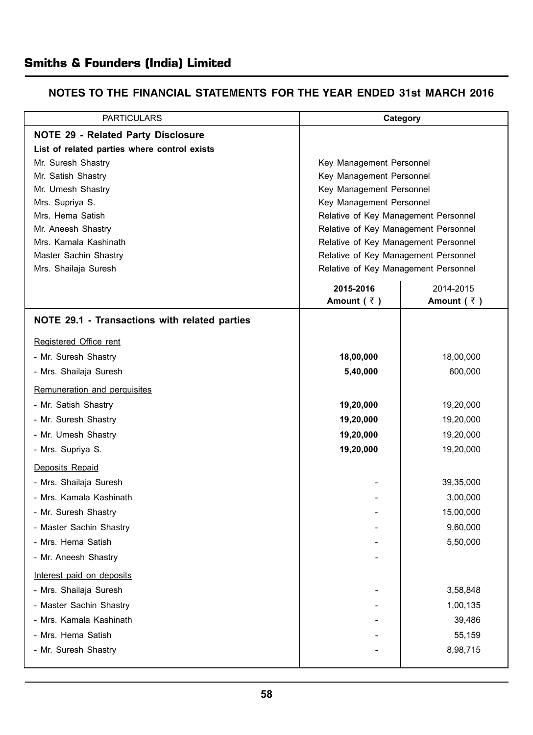## NOTES TO THE FINANCIAL STATEMENTS FOR THE YEAR ENDED 31st MARCH 2016

| PARTICULARS | Category | |
|---|---|---|
| **NOTE 29 - Related Party Disclosure** | | |
| **List of related parties where control exists** | | |
| Mr. Suresh Shastry | Key Management Personnel | |
| Mr. Satish Shastry | Key Management Personnel | |
| Mr. Umesh Shastry | Key Management Personnel | |
| Mrs. Supriya S. | Key Management Personnel | |
| Mrs. Hema Satish | Relative of Key Management Personnel | |
| Mr. Aneesh Shastry | Relative of Key Management Personnel | |
| Mrs. Kamala Kashinath | Relative of Key Management Personnel | |
| Master Sachin Shastry | Relative of Key Management Personnel | |
| Mrs. Shailaja Suresh | Relative of Key Management Personnel | |
| | **2015-2016 Amount ( ₹ )** | 2014-2015 **Amount ( ₹ )** |
| **NOTE 29.1 - Transactions with related parties** | | |
| Registered Office rent | | |
| - Mr. Suresh Shastry | **18,00,000** | 18,00,000 |
| - Mrs. Shailaja Suresh | **5,40,000** | 600,000 |
| Remuneration and perquisites | | |
| - Mr. Satish Shastry | **19,20,000** | 19,20,000 |
| - Mr. Suresh Shastry | **19,20,000** | 19,20,000 |
| - Mr. Umesh Shastry | **19,20,000** | 19,20,000 |
| - Mrs. Supriya S. | **19,20,000** | 19,20,000 |
| Deposits Repaid | | |
| - Mrs. Shailaja Suresh | - | 39,35,000 |
| - Mrs. Kamala Kashinath | - | 3,00,000 |
| - Mr. Suresh Shastry | - | 15,00,000 |
| - Master Sachin Shastry | - | 9,60,000 |
| - Mrs. Hema Satish | - | 5,50,000 |
| - Mr. Aneesh Shastry | - | |
| Interest paid on deposits | | |
| - Mrs. Shailaja Suresh | - | 3,58,848 |
| - Master Sachin Shastry | - | 1,00,135 |
| - Mrs. Kamala Kashinath | - | 39,486 |
| - Mrs. Hema Satish | - | 55,159 |
| - Mr. Suresh Shastry | - | 8,98,715 |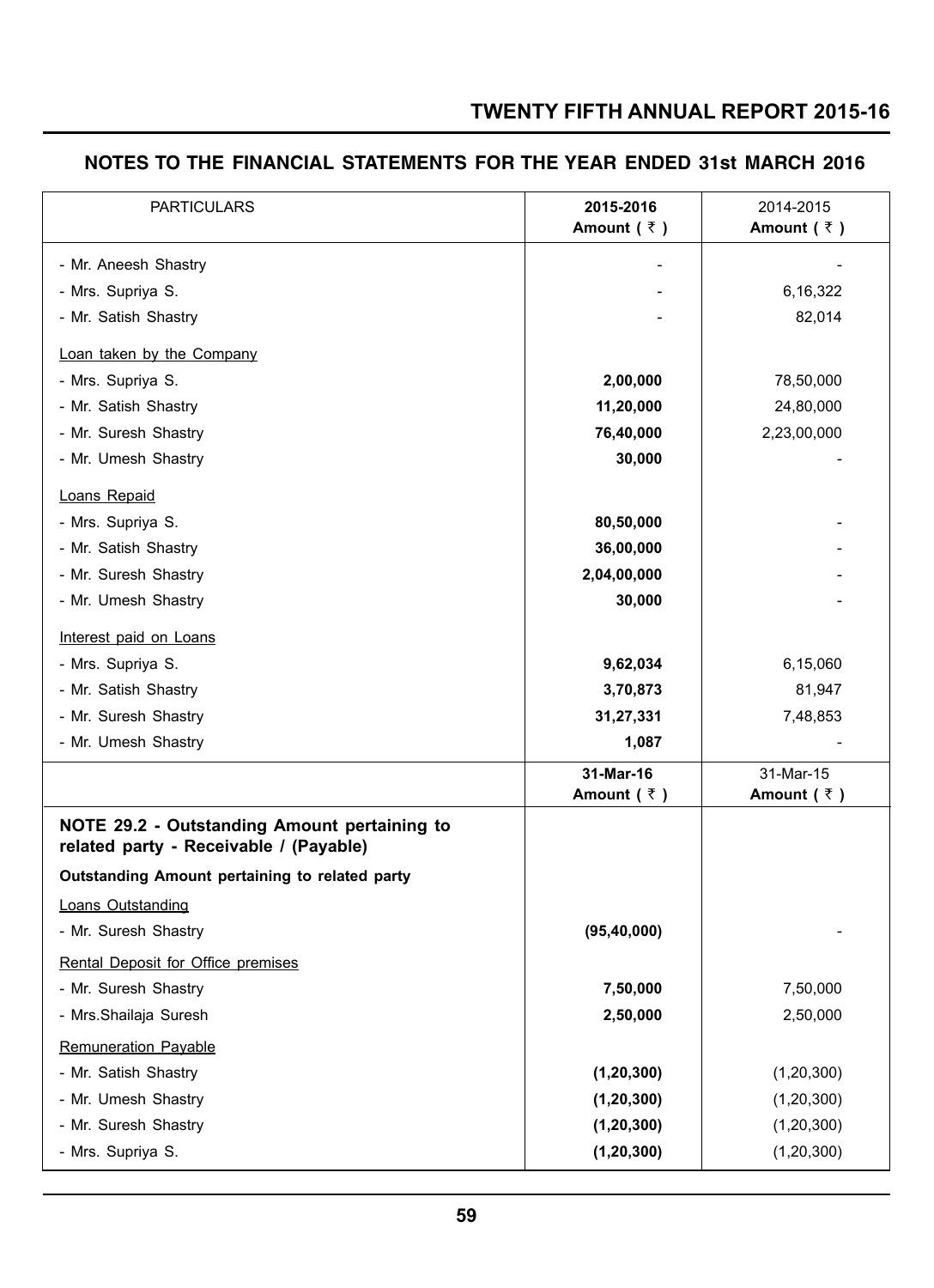## NOTES TO THE FINANCIAL STATEMENTS FOR THE YEAR ENDED 31st MARCH 2016

| PARTICULARS | 2015-2016 Amount ( ₹ ) | 2014-2015 Amount ( ₹ ) |
|---|---|---|
| - Mr. Aneesh Shastry | - | - |
| - Mrs. Supriya S. | - | 6,16,322 |
| - Mr. Satish Shastry | - | 82,014 |
| Loan taken by the Company | | |
| - Mrs. Supriya S. | **2,00,000** | 78,50,000 |
| - Mr. Satish Shastry | **11,20,000** | 24,80,000 |
| - Mr. Suresh Shastry | **76,40,000** | 2,23,00,000 |
| - Mr. Umesh Shastry | **30,000** | - |
| Loans Repaid | | |
| - Mrs. Supriya S. | **80,50,000** | - |
| - Mr. Satish Shastry | **36,00,000** | - |
| - Mr. Suresh Shastry | **2,04,00,000** | - |
| - Mr. Umesh Shastry | **30,000** | - |
| Interest paid on Loans | | |
| - Mrs. Supriya S. | **9,62,034** | 6,15,060 |
| - Mr. Satish Shastry | **3,70,873** | 81,947 |
| - Mr. Suresh Shastry | **31,27,331** | 7,48,853 |
| - Mr. Umesh Shastry | **1,087** | - |

| | 31-Mar-16 Amount ( ₹ ) | 31-Mar-15 Amount ( ₹ ) |
|---|---|---|
| **NOTE 29.2 - Outstanding Amount pertaining to related party - Receivable / (Payable)** | | |
| **Outstanding Amount pertaining to related party** | | |
| Loans Outstanding | | |
| - Mr. Suresh Shastry | **(95,40,000)** | - |
| Rental Deposit for Office premises | | |
| - Mr. Suresh Shastry | **7,50,000** | 7,50,000 |
| - Mrs.Shailaja Suresh | **2,50,000** | 2,50,000 |
| Remuneration Payable | | |
| - Mr. Satish Shastry | **(1,20,300)** | (1,20,300) |
| - Mr. Umesh Shastry | **(1,20,300)** | (1,20,300) |
| - Mr. Suresh Shastry | **(1,20,300)** | (1,20,300) |
| - Mrs. Supriya S. | **(1,20,300)** | (1,20,300) |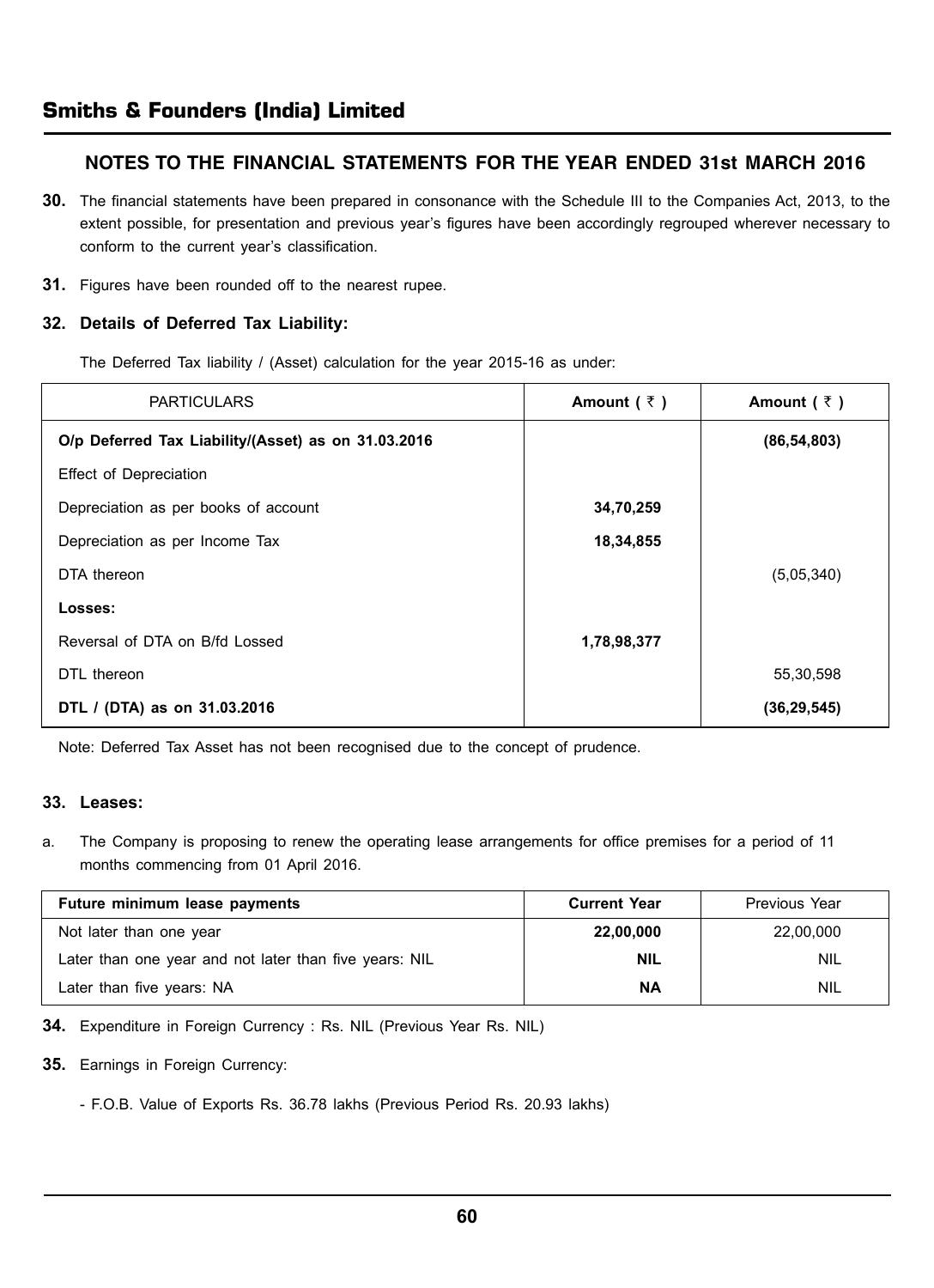## Smiths & Founders (India) Limited

### NOTES TO THE FINANCIAL STATEMENTS FOR THE YEAR ENDED 31st MARCH 2016

**30.** The financial statements have been prepared in consonance with the Schedule III to the Companies Act, 2013, to the extent possible, for presentation and previous year's figures have been accordingly regrouped wherever necessary to conform to the current year's classification.

**31.** Figures have been rounded off to the nearest rupee.

**32. Details of Deferred Tax Liability:**

The Deferred Tax liability / (Asset) calculation for the year 2015-16 as under:

| PARTICULARS | Amount ( ₹ ) | Amount ( ₹ ) |
|---|---|---|
| **O/p Deferred Tax Liability/(Asset) as on 31.03.2016** | | **(86,54,803)** |
| Effect of Depreciation | | |
| Depreciation as per books of account | **34,70,259** | |
| Depreciation as per Income Tax | **18,34,855** | |
| DTA thereon | | (5,05,340) |
| **Losses:** | | |
| Reversal of DTA on B/fd Lossed | **1,78,98,377** | |
| DTL thereon | | 55,30,598 |
| **DTL / (DTA) as on 31.03.2016** | | **(36,29,545)** |

Note: Deferred Tax Asset has not been recognised due to the concept of prudence.

**33. Leases:**

a. The Company is proposing to renew the operating lease arrangements for office premises for a period of 11 months commencing from 01 April 2016.

| Future minimum lease payments | Current Year | Previous Year |
|---|---|---|
| Not later than one year | **22,00,000** | 22,00,000 |
| Later than one year and not later than five years: NIL | **NIL** | NIL |
| Later than five years: NA | **NA** | NIL |

**34.** Expenditure in Foreign Currency : Rs. NIL (Previous Year Rs. NIL)

**35.** Earnings in Foreign Currency:

- F.O.B. Value of Exports Rs. 36.78 lakhs (Previous Period Rs. 20.93 lakhs)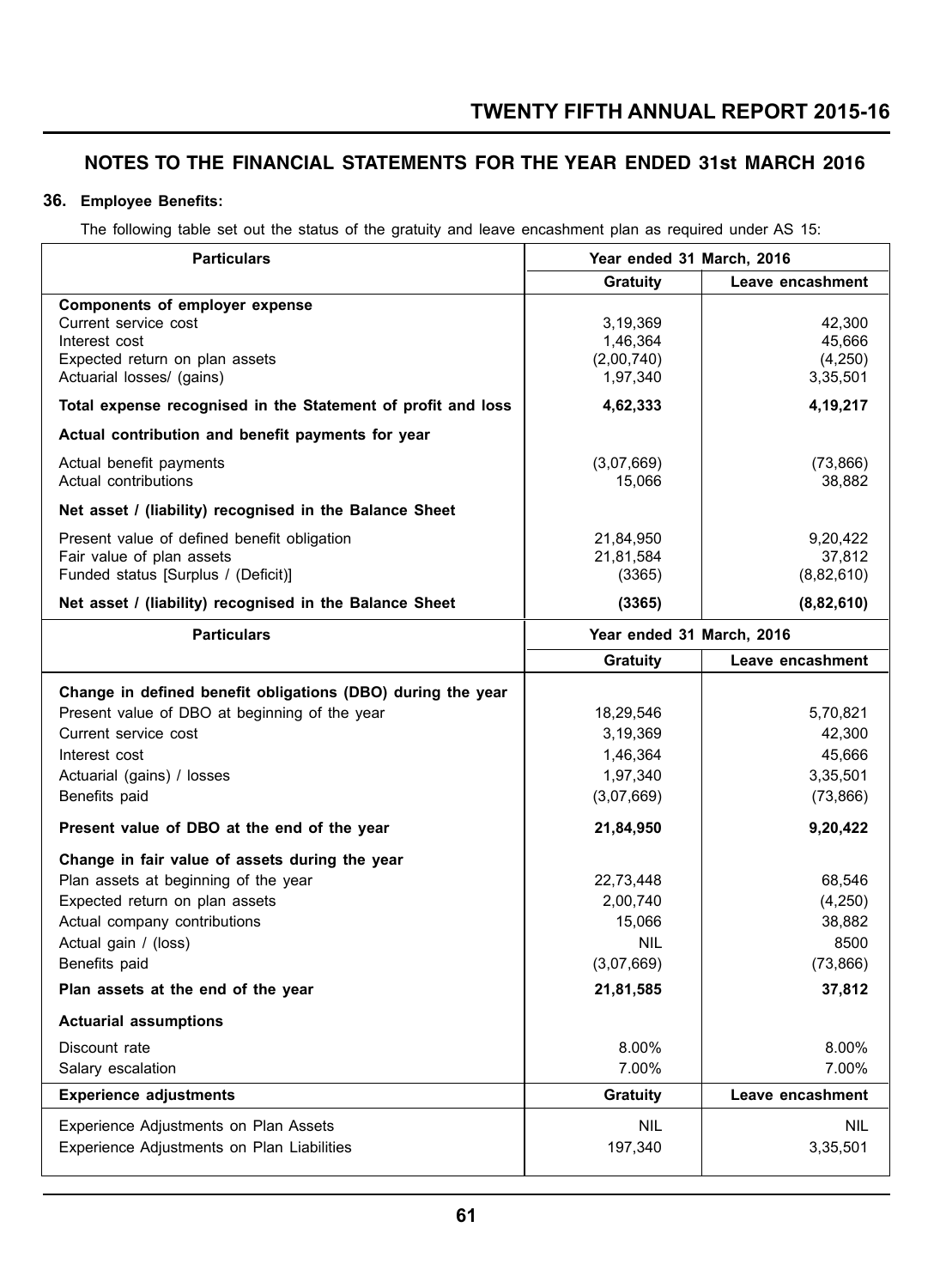# NOTES TO THE FINANCIAL STATEMENTS FOR THE YEAR ENDED 31st MARCH 2016

### 36. Employee Benefits:

The following table set out the status of the gratuity and leave encashment plan as required under AS 15:

| Particulars | Year ended 31 March, 2016 | |
|---|---|---|
| | **Gratuity** | **Leave encashment** |
| **Components of employer expense** | | |
| Current service cost | 3,19,369 | 42,300 |
| Interest cost | 1,46,364 | 45,666 |
| Expected return on plan assets | (2,00,740) | (4,250) |
| Actuarial losses/ (gains) | 1,97,340 | 3,35,501 |
| **Total expense recognised in the Statement of profit and loss** | **4,62,333** | **4,19,217** |
| **Actual contribution and benefit payments for year** | | |
| Actual benefit payments | (3,07,669) | (73,866) |
| Actual contributions | 15,066 | 38,882 |
| **Net asset / (liability) recognised in the Balance Sheet** | | |
| Present value of defined benefit obligation | 21,84,950 | 9,20,422 |
| Fair value of plan assets | 21,81,584 | 37,812 |
| Funded status [Surplus / (Deficit)] | (3365) | (8,82,610) |
| **Net asset / (liability) recognised in the Balance Sheet** | **(3365)** | **(8,82,610)** |

| Particulars | Year ended 31 March, 2016 | |
|---|---|---|
| | **Gratuity** | **Leave encashment** |
| **Change in defined benefit obligations (DBO) during the year** | | |
| Present value of DBO at beginning of the year | 18,29,546 | 5,70,821 |
| Current service cost | 3,19,369 | 42,300 |
| Interest cost | 1,46,364 | 45,666 |
| Actuarial (gains) / losses | 1,97,340 | 3,35,501 |
| Benefits paid | (3,07,669) | (73,866) |
| **Present value of DBO at the end of the year** | **21,84,950** | **9,20,422** |
| **Change in fair value of assets during the year** | | |
| Plan assets at beginning of the year | 22,73,448 | 68,546 |
| Expected return on plan assets | 2,00,740 | (4,250) |
| Actual company contributions | 15,066 | 38,882 |
| Actual gain / (loss) | NIL | 8500 |
| Benefits paid | (3,07,669) | (73,866) |
| **Plan assets at the end of the year** | **21,81,585** | **37,812** |
| **Actuarial assumptions** | | |
| Discount rate | 8.00% | 8.00% |
| Salary escalation | 7.00% | 7.00% |
| **Experience adjustments** | **Gratuity** | **Leave encashment** |
| Experience Adjustments on Plan Assets | NIL | NIL |
| Experience Adjustments on Plan Liabilities | 197,340 | 3,35,501 |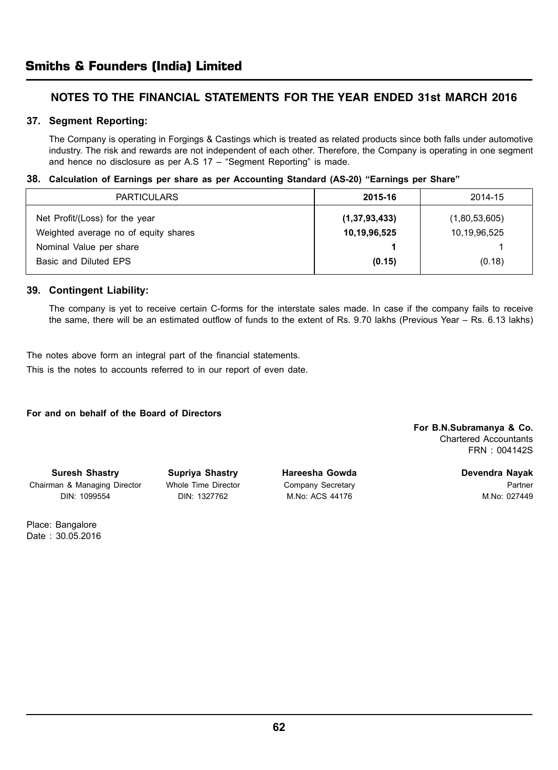# Smiths & Founders (India) Limited

## NOTES TO THE FINANCIAL STATEMENTS FOR THE YEAR ENDED 31st MARCH 2016

### 37. Segment Reporting:

The Company is operating in Forgings & Castings which is treated as related products since both falls under automotive industry. The risk and rewards are not independent of each other. Therefore, the Company is operating in one segment and hence no disclosure as per A.S 17 – "Segment Reporting" is made.

### 38. Calculation of Earnings per share as per Accounting Standard (AS-20) "Earnings per Share"

| PARTICULARS | 2015-16 | 2014-15 |
|---|---|---|
| Net Profit/(Loss) for the year | **(1,37,93,433)** | (1,80,53,605) |
| Weighted average no of equity shares | **10,19,96,525** | 10,19,96,525 |
| Nominal Value per share | **1** | 1 |
| Basic and Diluted EPS | **(0.15)** | (0.18) |

### 39. Contingent Liability:

The company is yet to receive certain C-forms for the interstate sales made. In case if the company fails to receive the same, there will be an estimated outflow of funds to the extent of Rs. 9.70 lakhs (Previous Year – Rs. 6.13 lakhs)

The notes above form an integral part of the financial statements.

This is the notes to accounts referred to in our report of even date.

**For and on behalf of the Board of Directors**

**For B.N.Subramanya & Co.**
Chartered Accountants
FRN : 004142S

**Suresh Shastry**
Chairman & Managing Director
DIN: 1099554

**Supriya Shastry**
Whole Time Director
DIN: 1327762

**Hareesha Gowda**
Company Secretary
M.No: ACS 44176

**Devendra Nayak**
Partner
M.No: 027449

Place: Bangalore
Date : 30.05.2016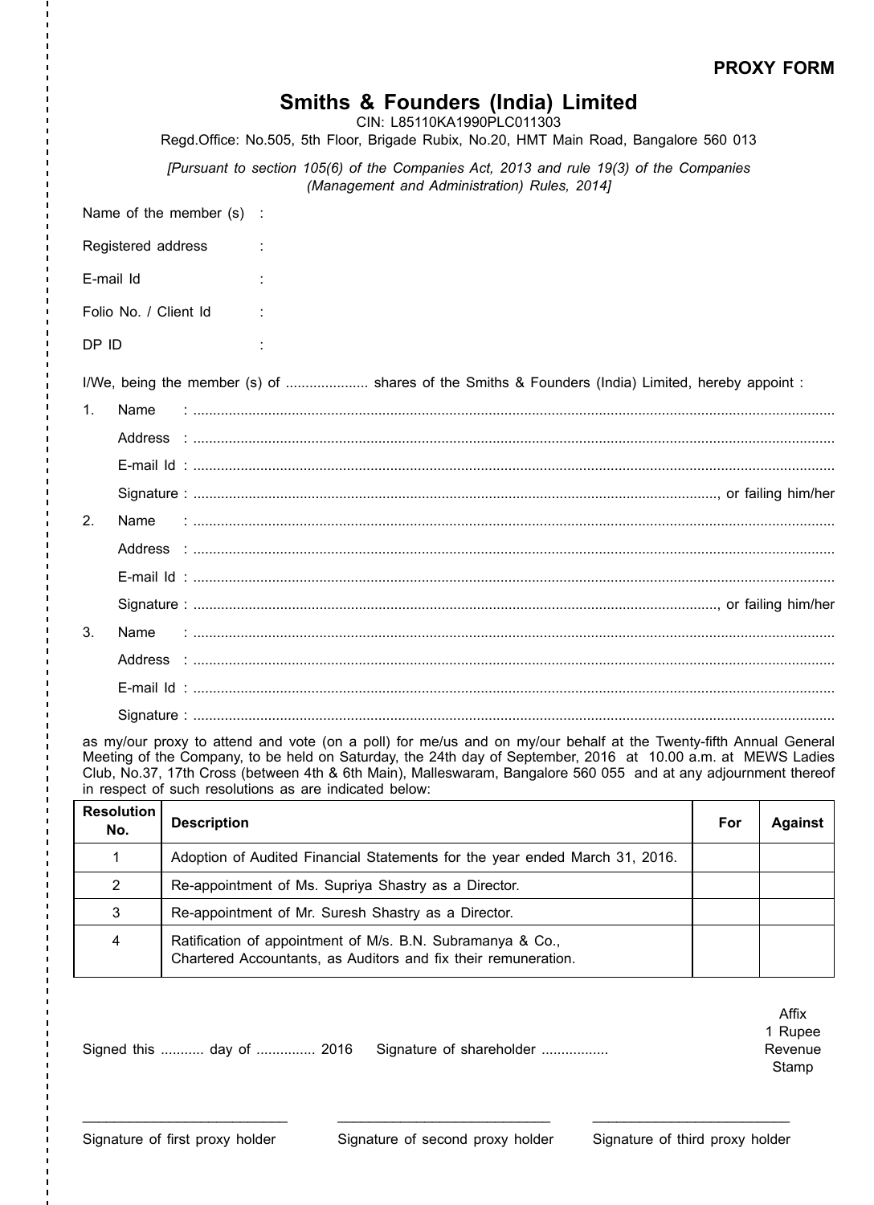**PROXY FORM**

# Smiths & Founders (India) Limited

CIN: L85110KA1990PLC011303

Regd.Office: No.505, 5th Floor, Brigade Rubix, No.20, HMT Main Road, Bangalore 560 013

*[Pursuant to section 105(6) of the Companies Act, 2013 and rule 19(3) of the Companies (Management and Administration) Rules, 2014]*

Name of the member (s) :

Registered address :

E-mail Id :

Folio No. / Client Id :

DP ID :

I/We, being the member (s) of .................... shares of the Smiths & Founders (India) Limited, hereby appoint :

1. Name : ..................................................................................................................................................

   Address : ..................................................................................................................................................

   E-mail Id : ..................................................................................................................................................

   Signature : .................................................................................................................., or failing him/her

2. Name : ..................................................................................................................................................

   Address : ..................................................................................................................................................

   E-mail Id : ..................................................................................................................................................

   Signature : .................................................................................................................., or failing him/her

3. Name : ..................................................................................................................................................

   Address : ..................................................................................................................................................

   E-mail Id : ..................................................................................................................................................

   Signature : ..................................................................................................................................................

as my/our proxy to attend and vote (on a poll) for me/us and on my/our behalf at the Twenty-fifth Annual General Meeting of the Company, to be held on Saturday, the 24th day of September, 2016 at 10.00 a.m. at MEWS Ladies Club, No.37, 17th Cross (between 4th & 6th Main), Malleswaram, Bangalore 560 055 and at any adjournment thereof in respect of such resolutions as are indicated below:

| Resolution No. | Description | For | Against |
|---|---|---|---|
| 1 | Adoption of Audited Financial Statements for the year ended March 31, 2016. | | |
| 2 | Re-appointment of Ms. Supriya Shastry as a Director. | | |
| 3 | Re-appointment of Mr. Suresh Shastry as a Director. | | |
| 4 | Ratification of appointment of M/s. B.N. Subramanya & Co., Chartered Accountants, as Auditors and fix their remuneration. | | |

Signed this ........... day of ............... 2016 Signature of shareholder .................

Affix 1 Rupee Revenue Stamp

\_\_\_\_\_\_\_\_\_\_\_\_\_\_\_\_\_\_\_\_\_\_\_\_\_\_ Signature of first proxy holder

\_\_\_\_\_\_\_\_\_\_\_\_\_\_\_\_\_\_\_\_\_\_\_\_\_\_ Signature of second proxy holder

\_\_\_\_\_\_\_\_\_\_\_\_\_\_\_\_\_\_\_\_\_\_\_\_\_\_ Signature of third proxy holder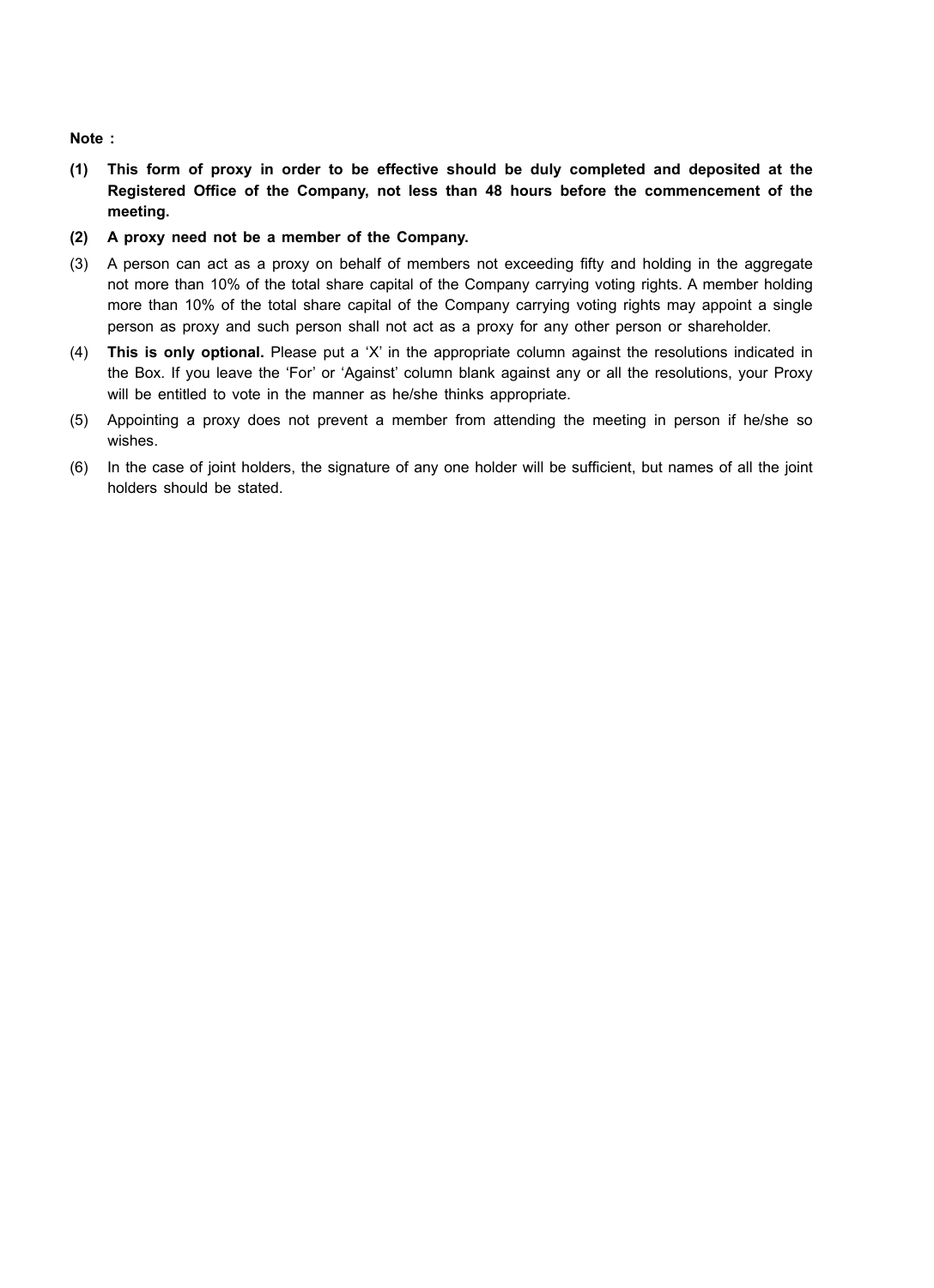**Note :**

**(1) This form of proxy in order to be effective should be duly completed and deposited at the Registered Office of the Company, not less than 48 hours before the commencement of the meeting.**

**(2) A proxy need not be a member of the Company.**

(3) A person can act as a proxy on behalf of members not exceeding fifty and holding in the aggregate not more than 10% of the total share capital of the Company carrying voting rights. A member holding more than 10% of the total share capital of the Company carrying voting rights may appoint a single person as proxy and such person shall not act as a proxy for any other person or shareholder.

(4) **This is only optional.** Please put a 'X' in the appropriate column against the resolutions indicated in the Box. If you leave the 'For' or 'Against' column blank against any or all the resolutions, your Proxy will be entitled to vote in the manner as he/she thinks appropriate.

(5) Appointing a proxy does not prevent a member from attending the meeting in person if he/she so wishes.

(6) In the case of joint holders, the signature of any one holder will be sufficient, but names of all the joint holders should be stated.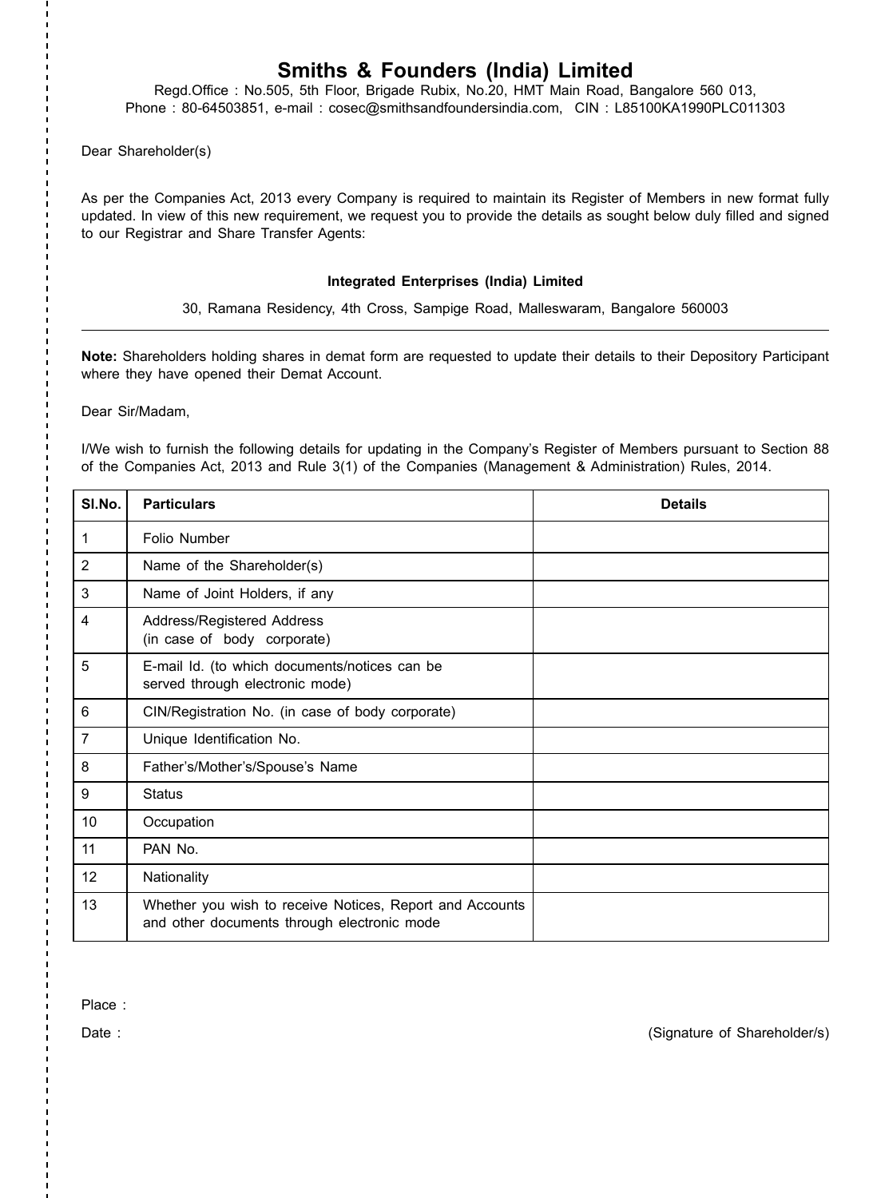# Smiths & Founders (India) Limited

Regd.Office : No.505, 5th Floor, Brigade Rubix, No.20, HMT Main Road, Bangalore 560 013,
Phone : 80-64503851, e-mail : cosec@smithsandfoundersindia.com, CIN : L85100KA1990PLC011303

Dear Shareholder(s)

As per the Companies Act, 2013 every Company is required to maintain its Register of Members in new format fully updated. In view of this new requirement, we request you to provide the details as sought below duly filled and signed to our Registrar and Share Transfer Agents:

**Integrated Enterprises (India) Limited**

30, Ramana Residency, 4th Cross, Sampige Road, Malleswaram, Bangalore 560003

---

**Note:** Shareholders holding shares in demat form are requested to update their details to their Depository Participant where they have opened their Demat Account.

Dear Sir/Madam,

I/We wish to furnish the following details for updating in the Company's Register of Members pursuant to Section 88 of the Companies Act, 2013 and Rule 3(1) of the Companies (Management & Administration) Rules, 2014.

| Sl.No. | Particulars | Details |
|---|---|---|
| 1 | Folio Number | |
| 2 | Name of the Shareholder(s) | |
| 3 | Name of Joint Holders, if any | |
| 4 | Address/Registered Address (in case of body corporate) | |
| 5 | E-mail Id. (to which documents/notices can be served through electronic mode) | |
| 6 | CIN/Registration No. (in case of body corporate) | |
| 7 | Unique Identification No. | |
| 8 | Father's/Mother's/Spouse's Name | |
| 9 | Status | |
| 10 | Occupation | |
| 11 | PAN No. | |
| 12 | Nationality | |
| 13 | Whether you wish to receive Notices, Report and Accounts and other documents through electronic mode | |

Place :

Date : (Signature of Shareholder/s)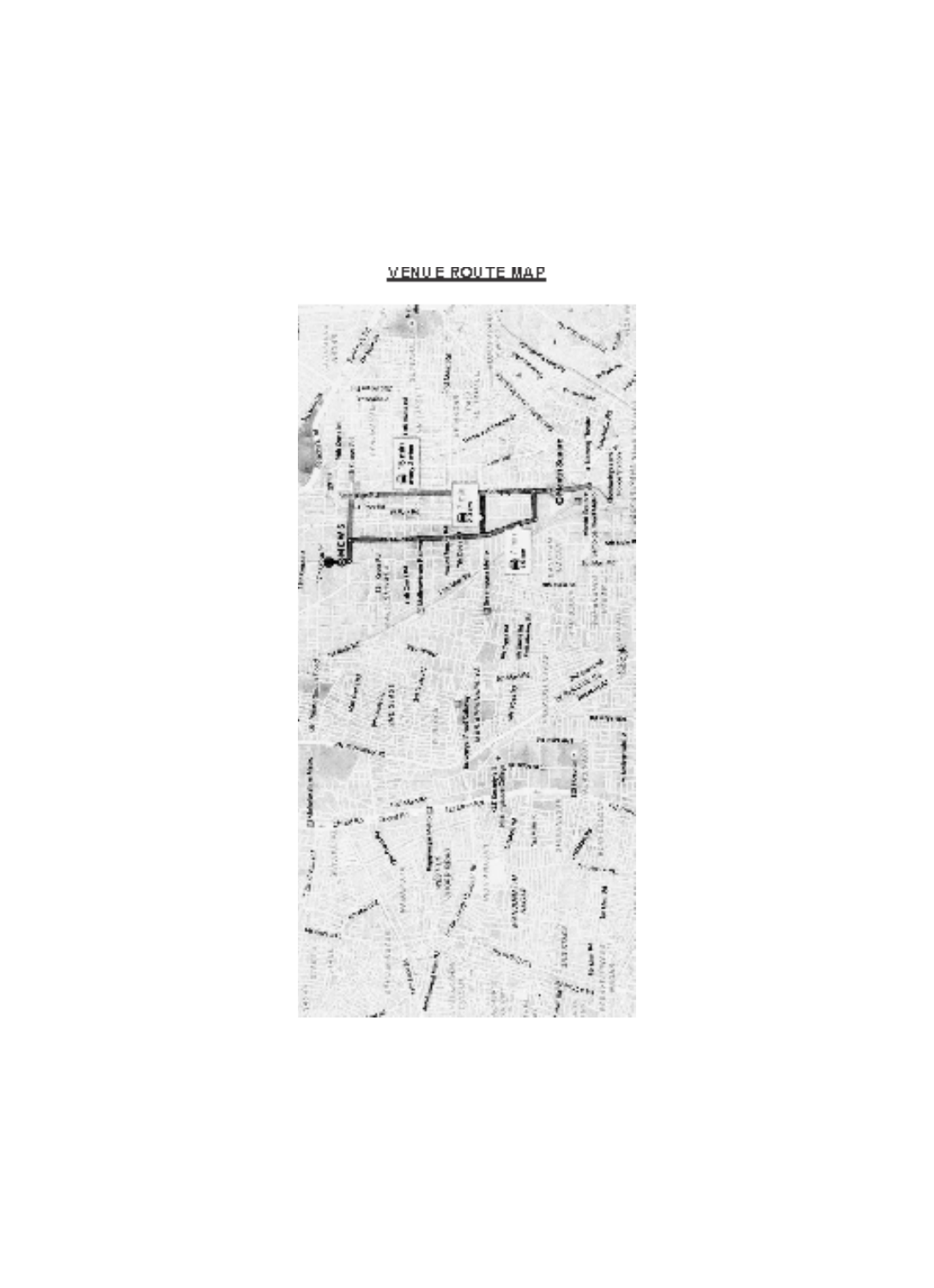# VENUE ROUTE MAP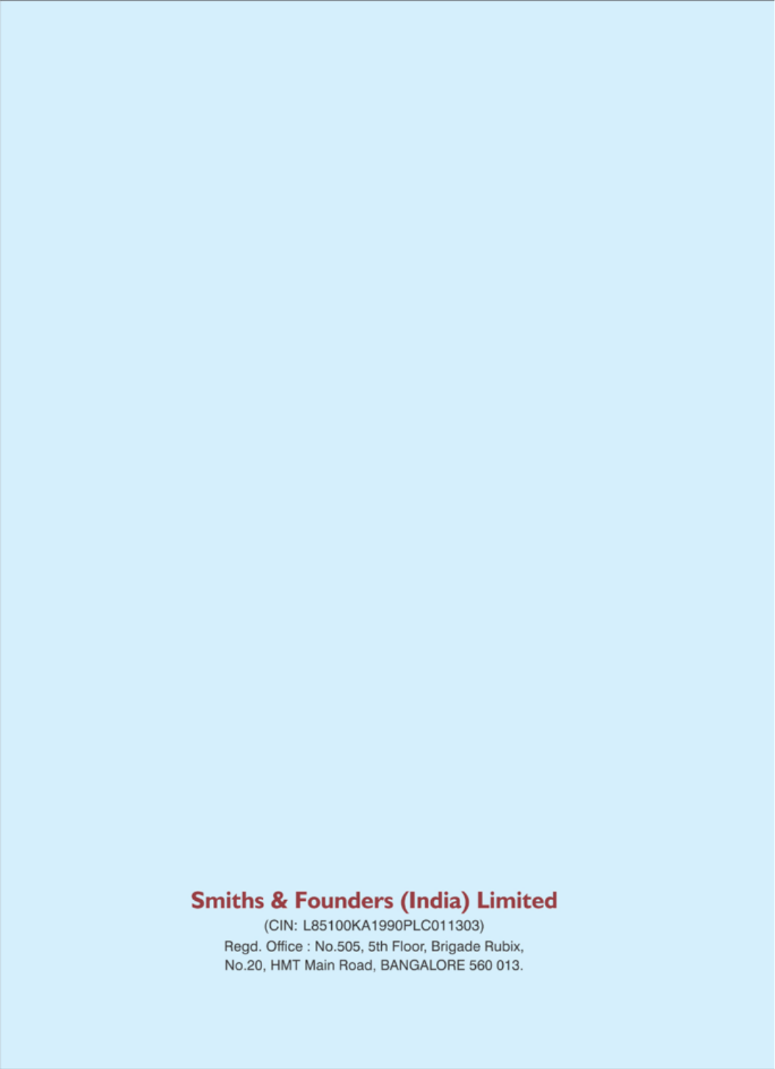**Smiths & Founders (India) Limited**

(CIN: L85100KA1990PLC011303)

Regd. Office : No.505, 5th Floor, Brigade Rubix,
No.20, HMT Main Road, BANGALORE 560 013.